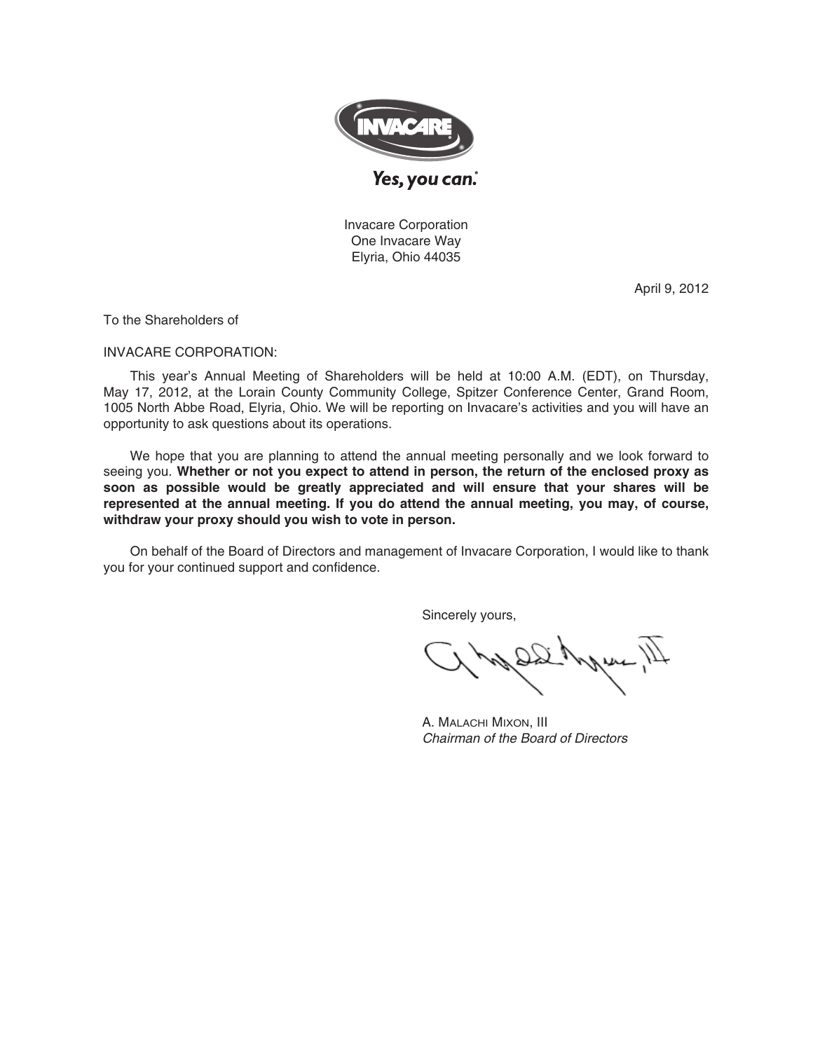Yes, you can.®

Invacare Corporation
One Invacare Way
Elyria, Ohio 44035

April 9, 2012

To the Shareholders of

INVACARE CORPORATION:

This year's Annual Meeting of Shareholders will be held at 10:00 A.M. (EDT), on Thursday, May 17, 2012, at the Lorain County Community College, Spitzer Conference Center, Grand Room, 1005 North Abbe Road, Elyria, Ohio. We will be reporting on Invacare's activities and you will have an opportunity to ask questions about its operations.

We hope that you are planning to attend the annual meeting personally and we look forward to seeing you. **Whether or not you expect to attend in person, the return of the enclosed proxy as soon as possible would be greatly appreciated and will ensure that your shares will be represented at the annual meeting. If you do attend the annual meeting, you may, of course, withdraw your proxy should you wish to vote in person.**

On behalf of the Board of Directors and management of Invacare Corporation, I would like to thank you for your continued support and confidence.

Sincerely yours,

A. MALACHI MIXON, III
*Chairman of the Board of Directors*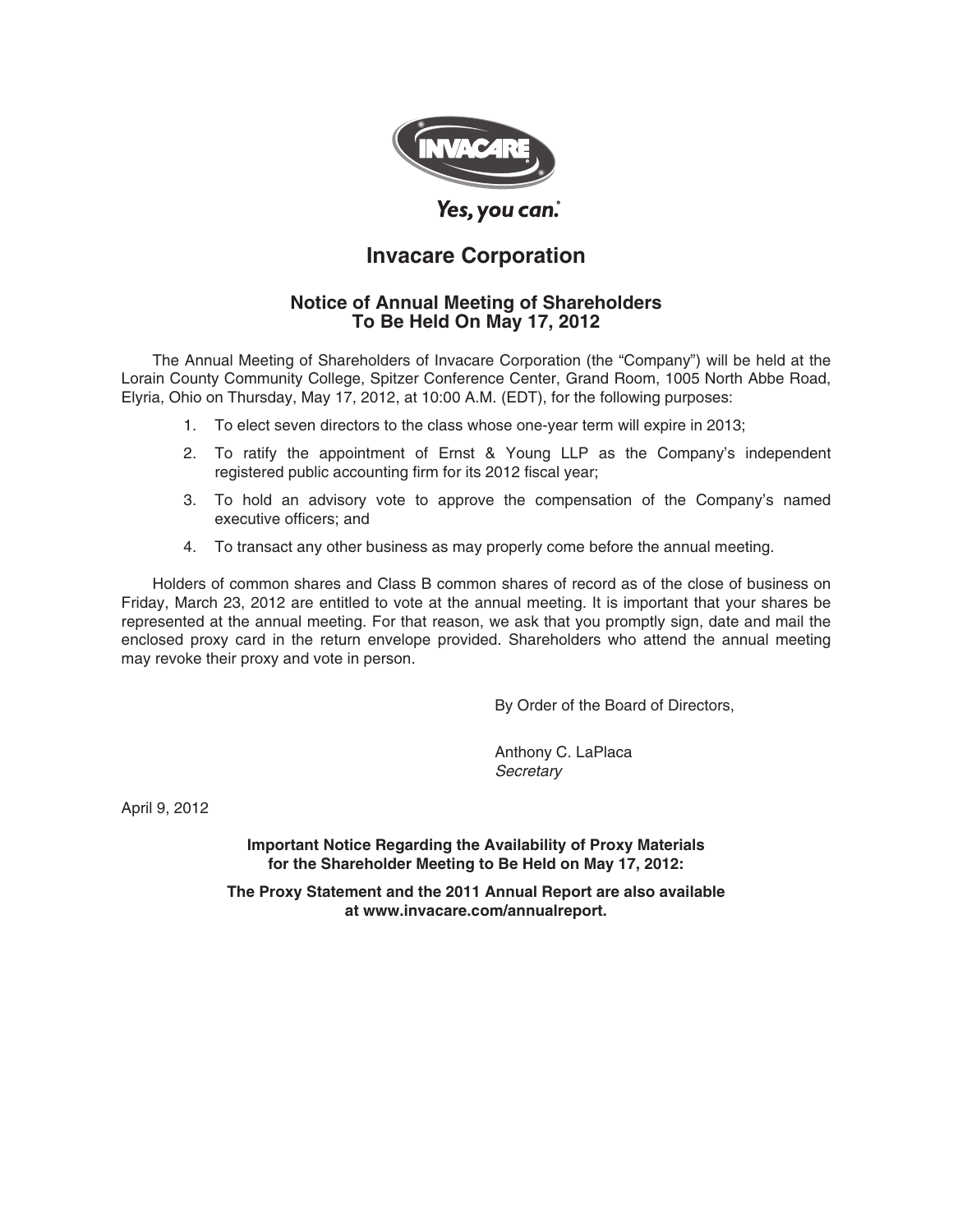Yes, you can.®

# Invacare Corporation

## Notice of Annual Meeting of Shareholders To Be Held On May 17, 2012

The Annual Meeting of Shareholders of Invacare Corporation (the "Company") will be held at the Lorain County Community College, Spitzer Conference Center, Grand Room, 1005 North Abbe Road, Elyria, Ohio on Thursday, May 17, 2012, at 10:00 A.M. (EDT), for the following purposes:

1. To elect seven directors to the class whose one-year term will expire in 2013;
2. To ratify the appointment of Ernst & Young LLP as the Company's independent registered public accounting firm for its 2012 fiscal year;
3. To hold an advisory vote to approve the compensation of the Company's named executive officers; and
4. To transact any other business as may properly come before the annual meeting.

Holders of common shares and Class B common shares of record as of the close of business on Friday, March 23, 2012 are entitled to vote at the annual meeting. It is important that your shares be represented at the annual meeting. For that reason, we ask that you promptly sign, date and mail the enclosed proxy card in the return envelope provided. Shareholders who attend the annual meeting may revoke their proxy and vote in person.

By Order of the Board of Directors,

Anthony C. LaPlaca
*Secretary*

April 9, 2012

**Important Notice Regarding the Availability of Proxy Materials for the Shareholder Meeting to Be Held on May 17, 2012:**

**The Proxy Statement and the 2011 Annual Report are also available at www.invacare.com/annualreport.**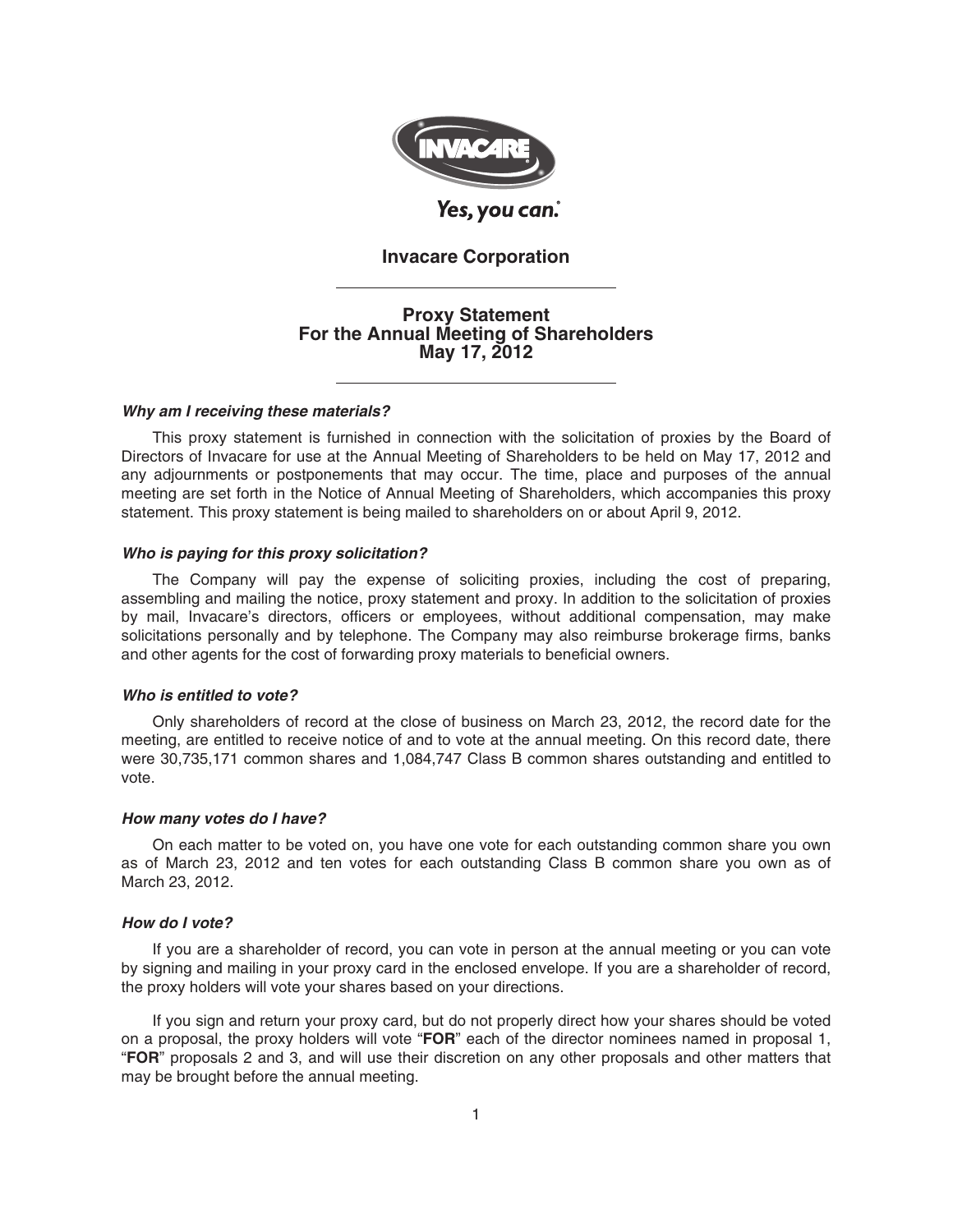Yes, you can.®

# Invacare Corporation

---

## Proxy Statement
## For the Annual Meeting of Shareholders
## May 17, 2012

---

***Why am I receiving these materials?***

This proxy statement is furnished in connection with the solicitation of proxies by the Board of Directors of Invacare for use at the Annual Meeting of Shareholders to be held on May 17, 2012 and any adjournments or postponements that may occur. The time, place and purposes of the annual meeting are set forth in the Notice of Annual Meeting of Shareholders, which accompanies this proxy statement. This proxy statement is being mailed to shareholders on or about April 9, 2012.

***Who is paying for this proxy solicitation?***

The Company will pay the expense of soliciting proxies, including the cost of preparing, assembling and mailing the notice, proxy statement and proxy. In addition to the solicitation of proxies by mail, Invacare's directors, officers or employees, without additional compensation, may make solicitations personally and by telephone. The Company may also reimburse brokerage firms, banks and other agents for the cost of forwarding proxy materials to beneficial owners.

***Who is entitled to vote?***

Only shareholders of record at the close of business on March 23, 2012, the record date for the meeting, are entitled to receive notice of and to vote at the annual meeting. On this record date, there were 30,735,171 common shares and 1,084,747 Class B common shares outstanding and entitled to vote.

***How many votes do I have?***

On each matter to be voted on, you have one vote for each outstanding common share you own as of March 23, 2012 and ten votes for each outstanding Class B common share you own as of March 23, 2012.

***How do I vote?***

If you are a shareholder of record, you can vote in person at the annual meeting or you can vote by signing and mailing in your proxy card in the enclosed envelope. If you are a shareholder of record, the proxy holders will vote your shares based on your directions.

If you sign and return your proxy card, but do not properly direct how your shares should be voted on a proposal, the proxy holders will vote "**FOR**" each of the director nominees named in proposal 1, "**FOR**" proposals 2 and 3, and will use their discretion on any other proposals and other matters that may be brought before the annual meeting.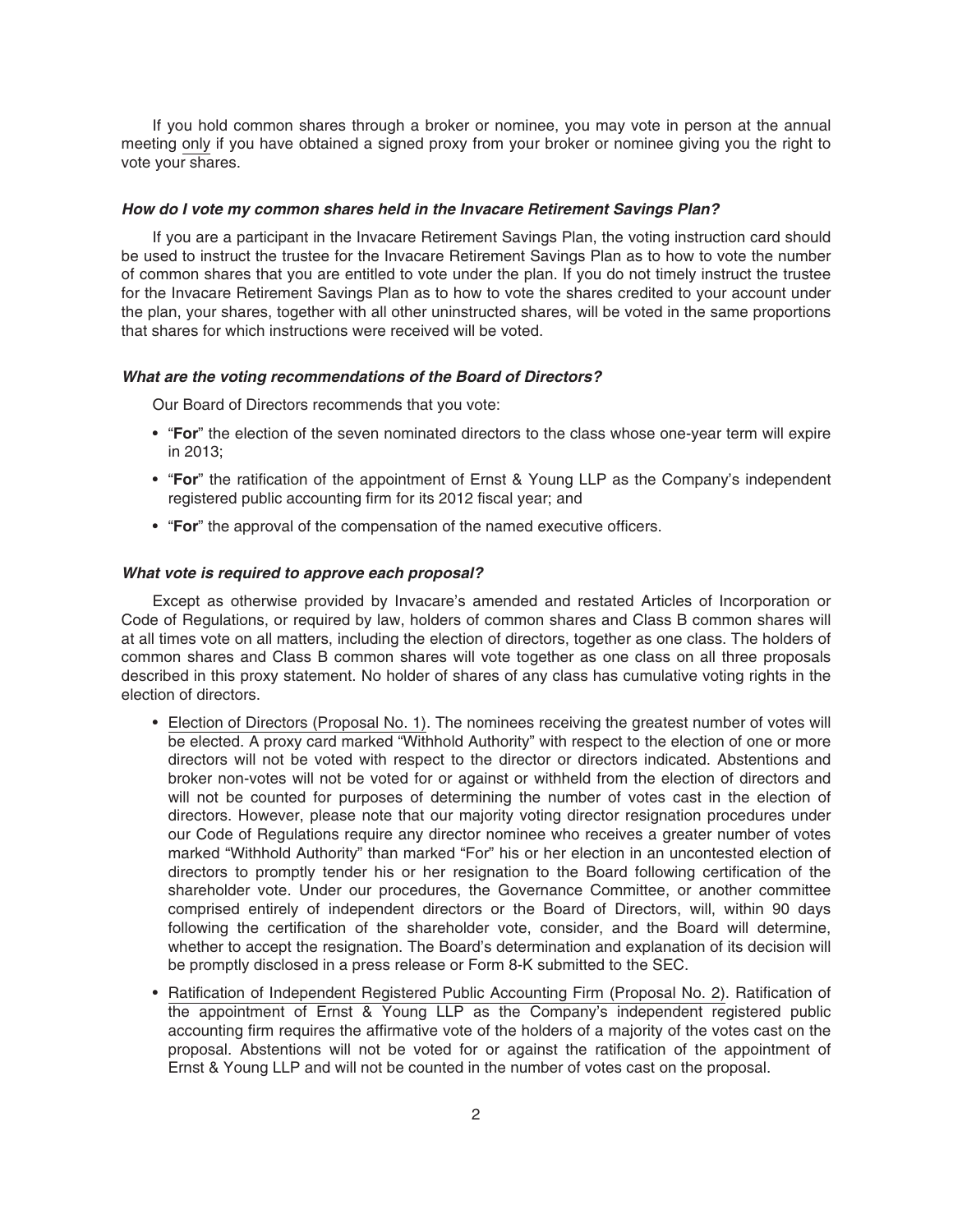If you hold common shares through a broker or nominee, you may vote in person at the annual meeting only if you have obtained a signed proxy from your broker or nominee giving you the right to vote your shares.

***How do I vote my common shares held in the Invacare Retirement Savings Plan?***

If you are a participant in the Invacare Retirement Savings Plan, the voting instruction card should be used to instruct the trustee for the Invacare Retirement Savings Plan as to how to vote the number of common shares that you are entitled to vote under the plan. If you do not timely instruct the trustee for the Invacare Retirement Savings Plan as to how to vote the shares credited to your account under the plan, your shares, together with all other uninstructed shares, will be voted in the same proportions that shares for which instructions were received will be voted.

***What are the voting recommendations of the Board of Directors?***

Our Board of Directors recommends that you vote:

- "**For**" the election of the seven nominated directors to the class whose one-year term will expire in 2013;
- "**For**" the ratification of the appointment of Ernst & Young LLP as the Company's independent registered public accounting firm for its 2012 fiscal year; and
- "**For**" the approval of the compensation of the named executive officers.

***What vote is required to approve each proposal?***

Except as otherwise provided by Invacare's amended and restated Articles of Incorporation or Code of Regulations, or required by law, holders of common shares and Class B common shares will at all times vote on all matters, including the election of directors, together as one class. The holders of common shares and Class B common shares will vote together as one class on all three proposals described in this proxy statement. No holder of shares of any class has cumulative voting rights in the election of directors.

- Election of Directors (Proposal No. 1). The nominees receiving the greatest number of votes will be elected. A proxy card marked "Withhold Authority" with respect to the election of one or more directors will not be voted with respect to the director or directors indicated. Abstentions and broker non-votes will not be voted for or against or withheld from the election of directors and will not be counted for purposes of determining the number of votes cast in the election of directors. However, please note that our majority voting director resignation procedures under our Code of Regulations require any director nominee who receives a greater number of votes marked "Withhold Authority" than marked "For" his or her election in an uncontested election of directors to promptly tender his or her resignation to the Board following certification of the shareholder vote. Under our procedures, the Governance Committee, or another committee comprised entirely of independent directors or the Board of Directors, will, within 90 days following the certification of the shareholder vote, consider, and the Board will determine, whether to accept the resignation. The Board's determination and explanation of its decision will be promptly disclosed in a press release or Form 8-K submitted to the SEC.
- Ratification of Independent Registered Public Accounting Firm (Proposal No. 2). Ratification of the appointment of Ernst & Young LLP as the Company's independent registered public accounting firm requires the affirmative vote of the holders of a majority of the votes cast on the proposal. Abstentions will not be voted for or against the ratification of the appointment of Ernst & Young LLP and will not be counted in the number of votes cast on the proposal.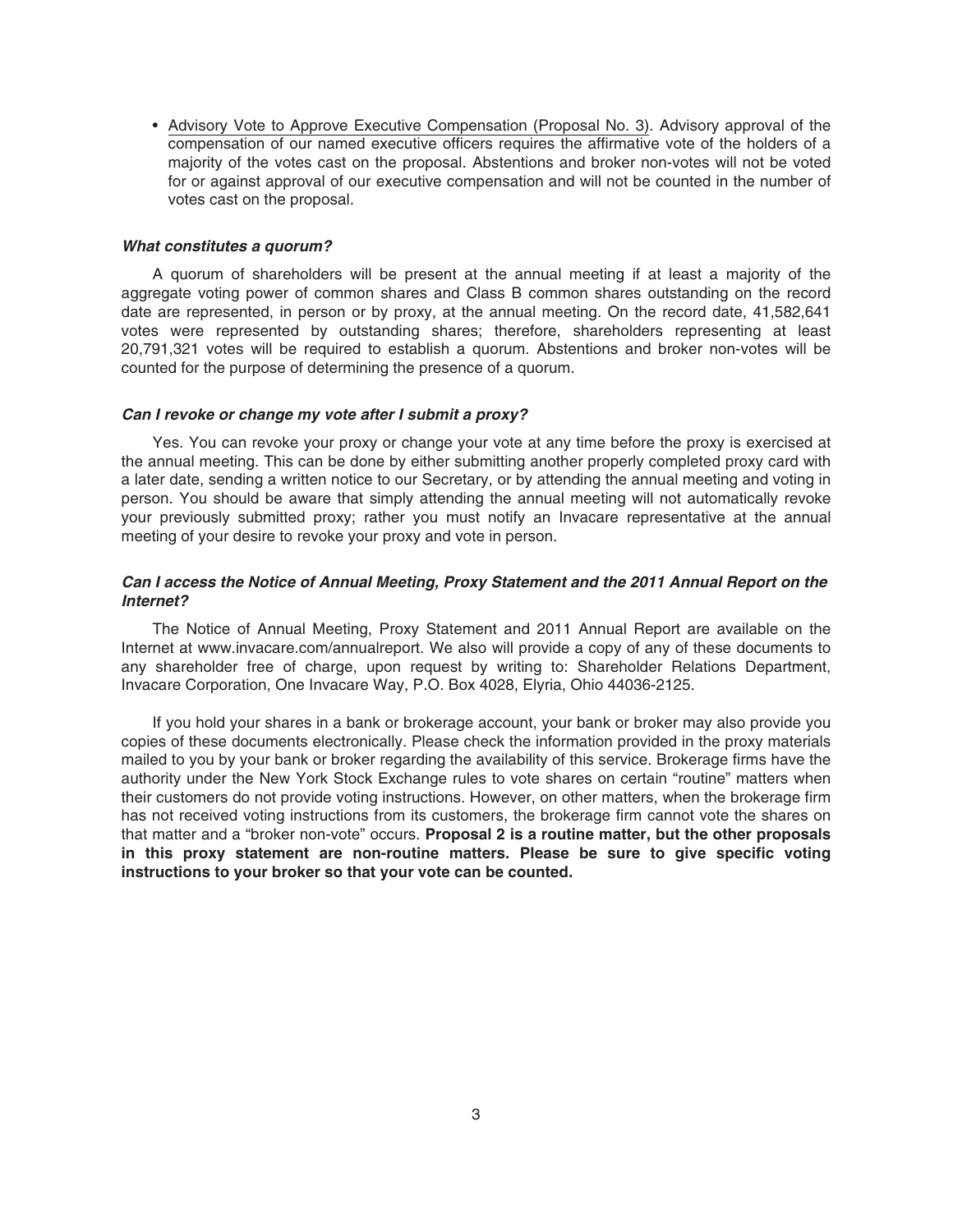- Advisory Vote to Approve Executive Compensation (Proposal No. 3). Advisory approval of the compensation of our named executive officers requires the affirmative vote of the holders of a majority of the votes cast on the proposal. Abstentions and broker non-votes will not be voted for or against approval of our executive compensation and will not be counted in the number of votes cast on the proposal.

***What constitutes a quorum?***

A quorum of shareholders will be present at the annual meeting if at least a majority of the aggregate voting power of common shares and Class B common shares outstanding on the record date are represented, in person or by proxy, at the annual meeting. On the record date, 41,582,641 votes were represented by outstanding shares; therefore, shareholders representing at least 20,791,321 votes will be required to establish a quorum. Abstentions and broker non-votes will be counted for the purpose of determining the presence of a quorum.

***Can I revoke or change my vote after I submit a proxy?***

Yes. You can revoke your proxy or change your vote at any time before the proxy is exercised at the annual meeting. This can be done by either submitting another properly completed proxy card with a later date, sending a written notice to our Secretary, or by attending the annual meeting and voting in person. You should be aware that simply attending the annual meeting will not automatically revoke your previously submitted proxy; rather you must notify an Invacare representative at the annual meeting of your desire to revoke your proxy and vote in person.

***Can I access the Notice of Annual Meeting, Proxy Statement and the 2011 Annual Report on the Internet?***

The Notice of Annual Meeting, Proxy Statement and 2011 Annual Report are available on the Internet at www.invacare.com/annualreport. We also will provide a copy of any of these documents to any shareholder free of charge, upon request by writing to: Shareholder Relations Department, Invacare Corporation, One Invacare Way, P.O. Box 4028, Elyria, Ohio 44036-2125.

If you hold your shares in a bank or brokerage account, your bank or broker may also provide you copies of these documents electronically. Please check the information provided in the proxy materials mailed to you by your bank or broker regarding the availability of this service. Brokerage firms have the authority under the New York Stock Exchange rules to vote shares on certain "routine" matters when their customers do not provide voting instructions. However, on other matters, when the brokerage firm has not received voting instructions from its customers, the brokerage firm cannot vote the shares on that matter and a "broker non-vote" occurs. **Proposal 2 is a routine matter, but the other proposals in this proxy statement are non-routine matters. Please be sure to give specific voting instructions to your broker so that your vote can be counted.**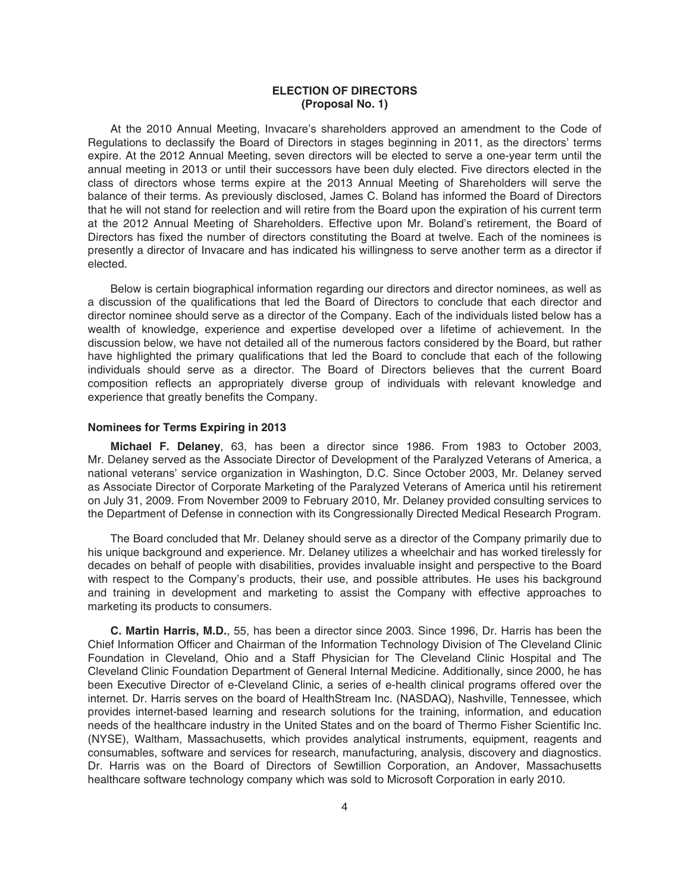## ELECTION OF DIRECTORS
## (Proposal No. 1)

At the 2010 Annual Meeting, Invacare's shareholders approved an amendment to the Code of Regulations to declassify the Board of Directors in stages beginning in 2011, as the directors' terms expire. At the 2012 Annual Meeting, seven directors will be elected to serve a one-year term until the annual meeting in 2013 or until their successors have been duly elected. Five directors elected in the class of directors whose terms expire at the 2013 Annual Meeting of Shareholders will serve the balance of their terms. As previously disclosed, James C. Boland has informed the Board of Directors that he will not stand for reelection and will retire from the Board upon the expiration of his current term at the 2012 Annual Meeting of Shareholders. Effective upon Mr. Boland's retirement, the Board of Directors has fixed the number of directors constituting the Board at twelve. Each of the nominees is presently a director of Invacare and has indicated his willingness to serve another term as a director if elected.

Below is certain biographical information regarding our directors and director nominees, as well as a discussion of the qualifications that led the Board of Directors to conclude that each director and director nominee should serve as a director of the Company. Each of the individuals listed below has a wealth of knowledge, experience and expertise developed over a lifetime of achievement. In the discussion below, we have not detailed all of the numerous factors considered by the Board, but rather have highlighted the primary qualifications that led the Board to conclude that each of the following individuals should serve as a director. The Board of Directors believes that the current Board composition reflects an appropriately diverse group of individuals with relevant knowledge and experience that greatly benefits the Company.

### Nominees for Terms Expiring in 2013

**Michael F. Delaney**, 63, has been a director since 1986. From 1983 to October 2003, Mr. Delaney served as the Associate Director of Development of the Paralyzed Veterans of America, a national veterans' service organization in Washington, D.C. Since October 2003, Mr. Delaney served as Associate Director of Corporate Marketing of the Paralyzed Veterans of America until his retirement on July 31, 2009. From November 2009 to February 2010, Mr. Delaney provided consulting services to the Department of Defense in connection with its Congressionally Directed Medical Research Program.

The Board concluded that Mr. Delaney should serve as a director of the Company primarily due to his unique background and experience. Mr. Delaney utilizes a wheelchair and has worked tirelessly for decades on behalf of people with disabilities, provides invaluable insight and perspective to the Board with respect to the Company's products, their use, and possible attributes. He uses his background and training in development and marketing to assist the Company with effective approaches to marketing its products to consumers.

**C. Martin Harris, M.D.**, 55, has been a director since 2003. Since 1996, Dr. Harris has been the Chief Information Officer and Chairman of the Information Technology Division of The Cleveland Clinic Foundation in Cleveland, Ohio and a Staff Physician for The Cleveland Clinic Hospital and The Cleveland Clinic Foundation Department of General Internal Medicine. Additionally, since 2000, he has been Executive Director of e-Cleveland Clinic, a series of e-health clinical programs offered over the internet. Dr. Harris serves on the board of HealthStream Inc. (NASDAQ), Nashville, Tennessee, which provides internet-based learning and research solutions for the training, information, and education needs of the healthcare industry in the United States and on the board of Thermo Fisher Scientific Inc. (NYSE), Waltham, Massachusetts, which provides analytical instruments, equipment, reagents and consumables, software and services for research, manufacturing, analysis, discovery and diagnostics. Dr. Harris was on the Board of Directors of Sewtillion Corporation, an Andover, Massachusetts healthcare software technology company which was sold to Microsoft Corporation in early 2010.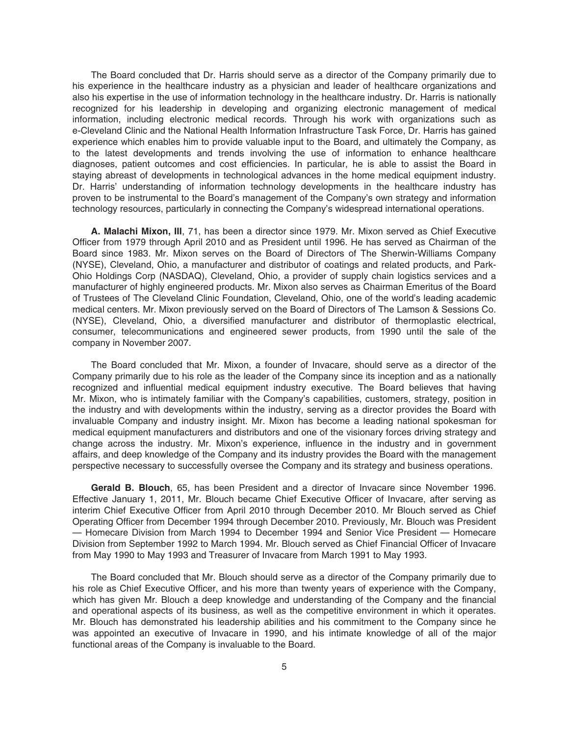The Board concluded that Dr. Harris should serve as a director of the Company primarily due to his experience in the healthcare industry as a physician and leader of healthcare organizations and also his expertise in the use of information technology in the healthcare industry. Dr. Harris is nationally recognized for his leadership in developing and organizing electronic management of medical information, including electronic medical records. Through his work with organizations such as e-Cleveland Clinic and the National Health Information Infrastructure Task Force, Dr. Harris has gained experience which enables him to provide valuable input to the Board, and ultimately the Company, as to the latest developments and trends involving the use of information to enhance healthcare diagnoses, patient outcomes and cost efficiencies. In particular, he is able to assist the Board in staying abreast of developments in technological advances in the home medical equipment industry. Dr. Harris' understanding of information technology developments in the healthcare industry has proven to be instrumental to the Board's management of the Company's own strategy and information technology resources, particularly in connecting the Company's widespread international operations.

**A. Malachi Mixon, III**, 71, has been a director since 1979. Mr. Mixon served as Chief Executive Officer from 1979 through April 2010 and as President until 1996. He has served as Chairman of the Board since 1983. Mr. Mixon serves on the Board of Directors of The Sherwin-Williams Company (NYSE), Cleveland, Ohio, a manufacturer and distributor of coatings and related products, and Park-Ohio Holdings Corp (NASDAQ), Cleveland, Ohio, a provider of supply chain logistics services and a manufacturer of highly engineered products. Mr. Mixon also serves as Chairman Emeritus of the Board of Trustees of The Cleveland Clinic Foundation, Cleveland, Ohio, one of the world's leading academic medical centers. Mr. Mixon previously served on the Board of Directors of The Lamson & Sessions Co. (NYSE), Cleveland, Ohio, a diversified manufacturer and distributor of thermoplastic electrical, consumer, telecommunications and engineered sewer products, from 1990 until the sale of the company in November 2007.

The Board concluded that Mr. Mixon, a founder of Invacare, should serve as a director of the Company primarily due to his role as the leader of the Company since its inception and as a nationally recognized and influential medical equipment industry executive. The Board believes that having Mr. Mixon, who is intimately familiar with the Company's capabilities, customers, strategy, position in the industry and with developments within the industry, serving as a director provides the Board with invaluable Company and industry insight. Mr. Mixon has become a leading national spokesman for medical equipment manufacturers and distributors and one of the visionary forces driving strategy and change across the industry. Mr. Mixon's experience, influence in the industry and in government affairs, and deep knowledge of the Company and its industry provides the Board with the management perspective necessary to successfully oversee the Company and its strategy and business operations.

**Gerald B. Blouch**, 65, has been President and a director of Invacare since November 1996. Effective January 1, 2011, Mr. Blouch became Chief Executive Officer of Invacare, after serving as interim Chief Executive Officer from April 2010 through December 2010. Mr Blouch served as Chief Operating Officer from December 1994 through December 2010. Previously, Mr. Blouch was President — Homecare Division from March 1994 to December 1994 and Senior Vice President — Homecare Division from September 1992 to March 1994. Mr. Blouch served as Chief Financial Officer of Invacare from May 1990 to May 1993 and Treasurer of Invacare from March 1991 to May 1993.

The Board concluded that Mr. Blouch should serve as a director of the Company primarily due to his role as Chief Executive Officer, and his more than twenty years of experience with the Company, which has given Mr. Blouch a deep knowledge and understanding of the Company and the financial and operational aspects of its business, as well as the competitive environment in which it operates. Mr. Blouch has demonstrated his leadership abilities and his commitment to the Company since he was appointed an executive of Invacare in 1990, and his intimate knowledge of all of the major functional areas of the Company is invaluable to the Board.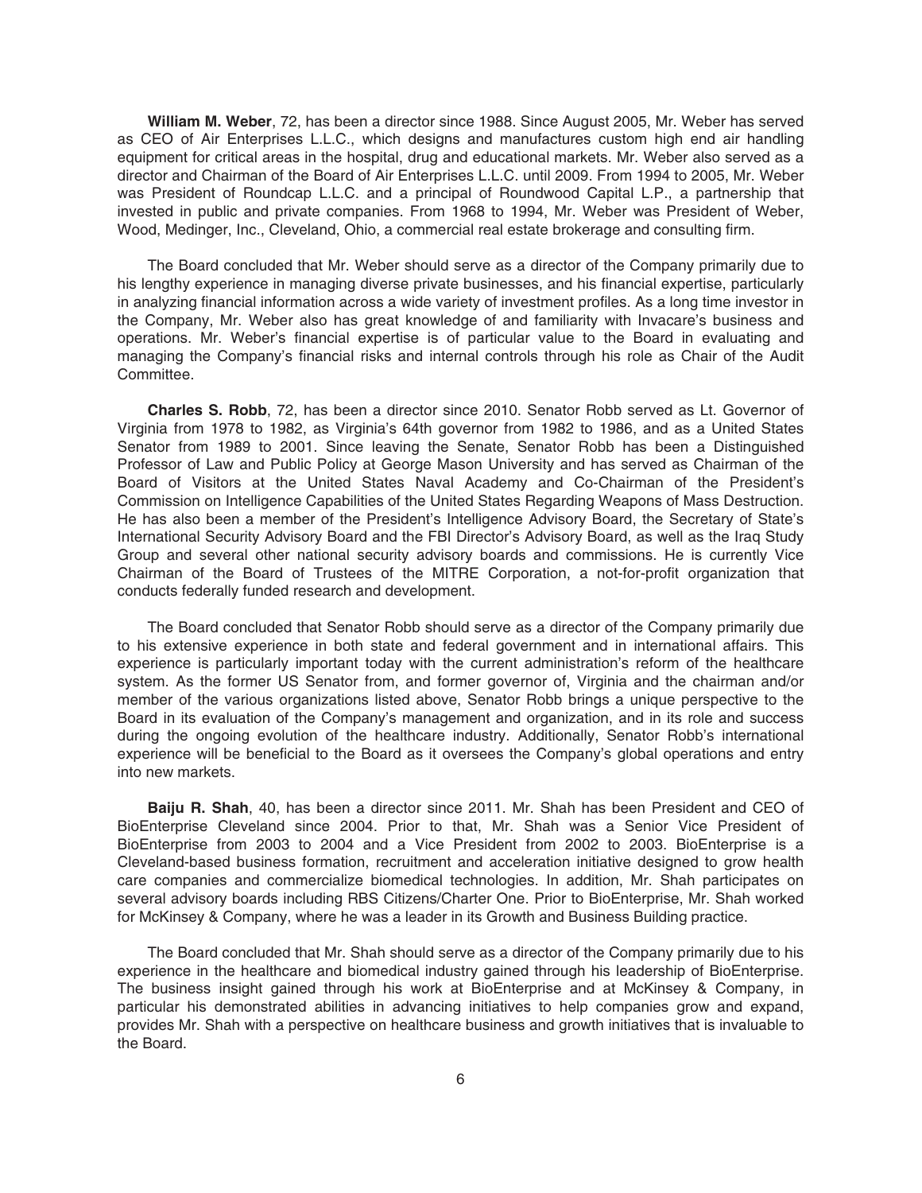**William M. Weber**, 72, has been a director since 1988. Since August 2005, Mr. Weber has served as CEO of Air Enterprises L.L.C., which designs and manufactures custom high end air handling equipment for critical areas in the hospital, drug and educational markets. Mr. Weber also served as a director and Chairman of the Board of Air Enterprises L.L.C. until 2009. From 1994 to 2005, Mr. Weber was President of Roundcap L.L.C. and a principal of Roundwood Capital L.P., a partnership that invested in public and private companies. From 1968 to 1994, Mr. Weber was President of Weber, Wood, Medinger, Inc., Cleveland, Ohio, a commercial real estate brokerage and consulting firm.

The Board concluded that Mr. Weber should serve as a director of the Company primarily due to his lengthy experience in managing diverse private businesses, and his financial expertise, particularly in analyzing financial information across a wide variety of investment profiles. As a long time investor in the Company, Mr. Weber also has great knowledge of and familiarity with Invacare's business and operations. Mr. Weber's financial expertise is of particular value to the Board in evaluating and managing the Company's financial risks and internal controls through his role as Chair of the Audit Committee.

**Charles S. Robb**, 72, has been a director since 2010. Senator Robb served as Lt. Governor of Virginia from 1978 to 1982, as Virginia's 64th governor from 1982 to 1986, and as a United States Senator from 1989 to 2001. Since leaving the Senate, Senator Robb has been a Distinguished Professor of Law and Public Policy at George Mason University and has served as Chairman of the Board of Visitors at the United States Naval Academy and Co-Chairman of the President's Commission on Intelligence Capabilities of the United States Regarding Weapons of Mass Destruction. He has also been a member of the President's Intelligence Advisory Board, the Secretary of State's International Security Advisory Board and the FBI Director's Advisory Board, as well as the Iraq Study Group and several other national security advisory boards and commissions. He is currently Vice Chairman of the Board of Trustees of the MITRE Corporation, a not-for-profit organization that conducts federally funded research and development.

The Board concluded that Senator Robb should serve as a director of the Company primarily due to his extensive experience in both state and federal government and in international affairs. This experience is particularly important today with the current administration's reform of the healthcare system. As the former US Senator from, and former governor of, Virginia and the chairman and/or member of the various organizations listed above, Senator Robb brings a unique perspective to the Board in its evaluation of the Company's management and organization, and in its role and success during the ongoing evolution of the healthcare industry. Additionally, Senator Robb's international experience will be beneficial to the Board as it oversees the Company's global operations and entry into new markets.

**Baiju R. Shah**, 40, has been a director since 2011. Mr. Shah has been President and CEO of BioEnterprise Cleveland since 2004. Prior to that, Mr. Shah was a Senior Vice President of BioEnterprise from 2003 to 2004 and a Vice President from 2002 to 2003. BioEnterprise is a Cleveland-based business formation, recruitment and acceleration initiative designed to grow health care companies and commercialize biomedical technologies. In addition, Mr. Shah participates on several advisory boards including RBS Citizens/Charter One. Prior to BioEnterprise, Mr. Shah worked for McKinsey & Company, where he was a leader in its Growth and Business Building practice.

The Board concluded that Mr. Shah should serve as a director of the Company primarily due to his experience in the healthcare and biomedical industry gained through his leadership of BioEnterprise. The business insight gained through his work at BioEnterprise and at McKinsey & Company, in particular his demonstrated abilities in advancing initiatives to help companies grow and expand, provides Mr. Shah with a perspective on healthcare business and growth initiatives that is invaluable to the Board.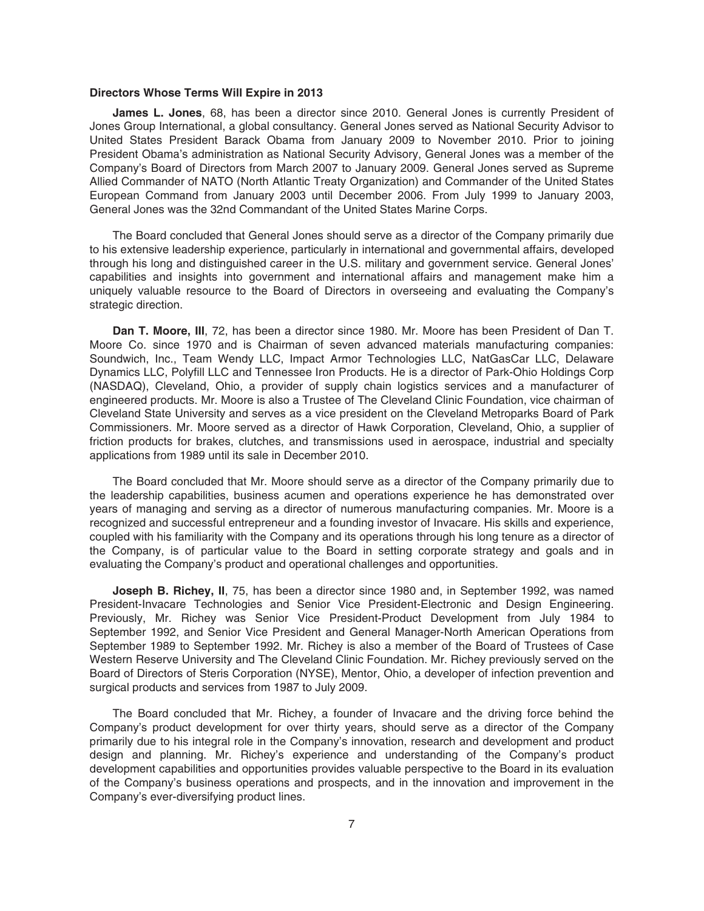### Directors Whose Terms Will Expire in 2013

**James L. Jones**, 68, has been a director since 2010. General Jones is currently President of Jones Group International, a global consultancy. General Jones served as National Security Advisor to United States President Barack Obama from January 2009 to November 2010. Prior to joining President Obama's administration as National Security Advisory, General Jones was a member of the Company's Board of Directors from March 2007 to January 2009. General Jones served as Supreme Allied Commander of NATO (North Atlantic Treaty Organization) and Commander of the United States European Command from January 2003 until December 2006. From July 1999 to January 2003, General Jones was the 32nd Commandant of the United States Marine Corps.

The Board concluded that General Jones should serve as a director of the Company primarily due to his extensive leadership experience, particularly in international and governmental affairs, developed through his long and distinguished career in the U.S. military and government service. General Jones' capabilities and insights into government and international affairs and management make him a uniquely valuable resource to the Board of Directors in overseeing and evaluating the Company's strategic direction.

**Dan T. Moore, III**, 72, has been a director since 1980. Mr. Moore has been President of Dan T. Moore Co. since 1970 and is Chairman of seven advanced materials manufacturing companies: Soundwich, Inc., Team Wendy LLC, Impact Armor Technologies LLC, NatGasCar LLC, Delaware Dynamics LLC, Polyfill LLC and Tennessee Iron Products. He is a director of Park-Ohio Holdings Corp (NASDAQ), Cleveland, Ohio, a provider of supply chain logistics services and a manufacturer of engineered products. Mr. Moore is also a Trustee of The Cleveland Clinic Foundation, vice chairman of Cleveland State University and serves as a vice president on the Cleveland Metroparks Board of Park Commissioners. Mr. Moore served as a director of Hawk Corporation, Cleveland, Ohio, a supplier of friction products for brakes, clutches, and transmissions used in aerospace, industrial and specialty applications from 1989 until its sale in December 2010.

The Board concluded that Mr. Moore should serve as a director of the Company primarily due to the leadership capabilities, business acumen and operations experience he has demonstrated over years of managing and serving as a director of numerous manufacturing companies. Mr. Moore is a recognized and successful entrepreneur and a founding investor of Invacare. His skills and experience, coupled with his familiarity with the Company and its operations through his long tenure as a director of the Company, is of particular value to the Board in setting corporate strategy and goals and in evaluating the Company's product and operational challenges and opportunities.

**Joseph B. Richey, II**, 75, has been a director since 1980 and, in September 1992, was named President-Invacare Technologies and Senior Vice President-Electronic and Design Engineering. Previously, Mr. Richey was Senior Vice President-Product Development from July 1984 to September 1992, and Senior Vice President and General Manager-North American Operations from September 1989 to September 1992. Mr. Richey is also a member of the Board of Trustees of Case Western Reserve University and The Cleveland Clinic Foundation. Mr. Richey previously served on the Board of Directors of Steris Corporation (NYSE), Mentor, Ohio, a developer of infection prevention and surgical products and services from 1987 to July 2009.

The Board concluded that Mr. Richey, a founder of Invacare and the driving force behind the Company's product development for over thirty years, should serve as a director of the Company primarily due to his integral role in the Company's innovation, research and development and product design and planning. Mr. Richey's experience and understanding of the Company's product development capabilities and opportunities provides valuable perspective to the Board in its evaluation of the Company's business operations and prospects, and in the innovation and improvement in the Company's ever-diversifying product lines.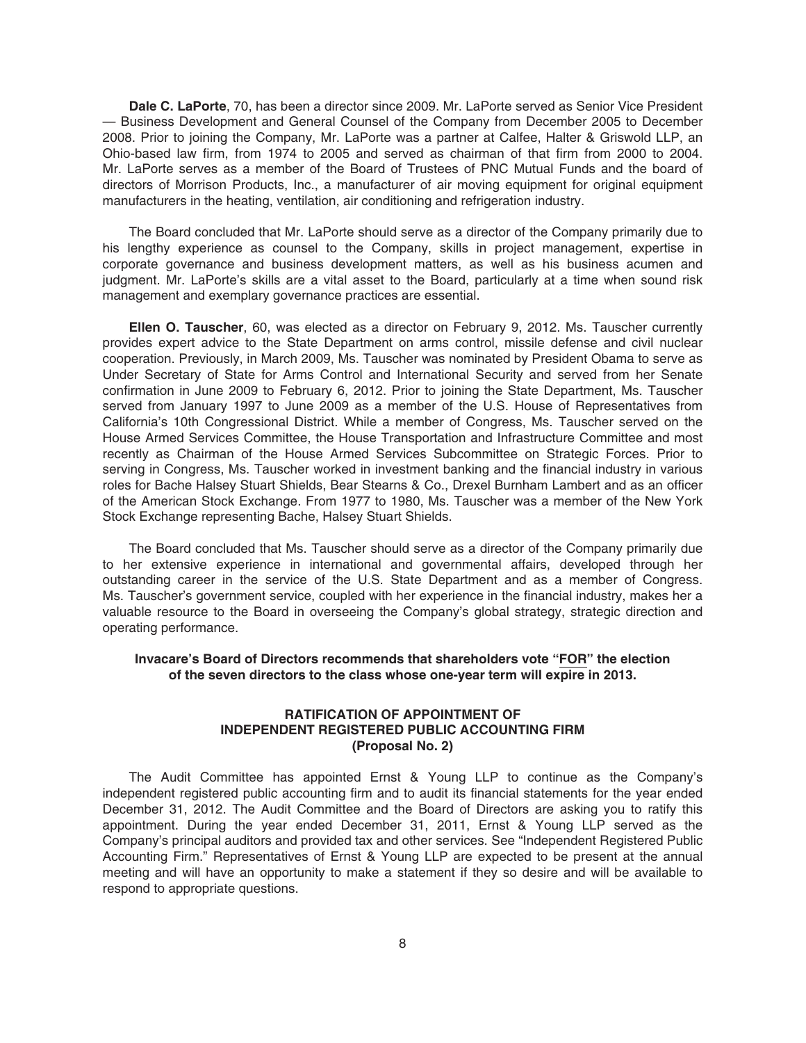**Dale C. LaPorte**, 70, has been a director since 2009. Mr. LaPorte served as Senior Vice President — Business Development and General Counsel of the Company from December 2005 to December 2008. Prior to joining the Company, Mr. LaPorte was a partner at Calfee, Halter & Griswold LLP, an Ohio-based law firm, from 1974 to 2005 and served as chairman of that firm from 2000 to 2004. Mr. LaPorte serves as a member of the Board of Trustees of PNC Mutual Funds and the board of directors of Morrison Products, Inc., a manufacturer of air moving equipment for original equipment manufacturers in the heating, ventilation, air conditioning and refrigeration industry.

The Board concluded that Mr. LaPorte should serve as a director of the Company primarily due to his lengthy experience as counsel to the Company, skills in project management, expertise in corporate governance and business development matters, as well as his business acumen and judgment. Mr. LaPorte's skills are a vital asset to the Board, particularly at a time when sound risk management and exemplary governance practices are essential.

**Ellen O. Tauscher**, 60, was elected as a director on February 9, 2012. Ms. Tauscher currently provides expert advice to the State Department on arms control, missile defense and civil nuclear cooperation. Previously, in March 2009, Ms. Tauscher was nominated by President Obama to serve as Under Secretary of State for Arms Control and International Security and served from her Senate confirmation in June 2009 to February 6, 2012. Prior to joining the State Department, Ms. Tauscher served from January 1997 to June 2009 as a member of the U.S. House of Representatives from California's 10th Congressional District. While a member of Congress, Ms. Tauscher served on the House Armed Services Committee, the House Transportation and Infrastructure Committee and most recently as Chairman of the House Armed Services Subcommittee on Strategic Forces. Prior to serving in Congress, Ms. Tauscher worked in investment banking and the financial industry in various roles for Bache Halsey Stuart Shields, Bear Stearns & Co., Drexel Burnham Lambert and as an officer of the American Stock Exchange. From 1977 to 1980, Ms. Tauscher was a member of the New York Stock Exchange representing Bache, Halsey Stuart Shields.

The Board concluded that Ms. Tauscher should serve as a director of the Company primarily due to her extensive experience in international and governmental affairs, developed through her outstanding career in the service of the U.S. State Department and as a member of Congress. Ms. Tauscher's government service, coupled with her experience in the financial industry, makes her a valuable resource to the Board in overseeing the Company's global strategy, strategic direction and operating performance.

**Invacare's Board of Directors recommends that shareholders vote "FOR" the election of the seven directors to the class whose one-year term will expire in 2013.**

## RATIFICATION OF APPOINTMENT OF INDEPENDENT REGISTERED PUBLIC ACCOUNTING FIRM (Proposal No. 2)

The Audit Committee has appointed Ernst & Young LLP to continue as the Company's independent registered public accounting firm and to audit its financial statements for the year ended December 31, 2012. The Audit Committee and the Board of Directors are asking you to ratify this appointment. During the year ended December 31, 2011, Ernst & Young LLP served as the Company's principal auditors and provided tax and other services. See "Independent Registered Public Accounting Firm." Representatives of Ernst & Young LLP are expected to be present at the annual meeting and will have an opportunity to make a statement if they so desire and will be available to respond to appropriate questions.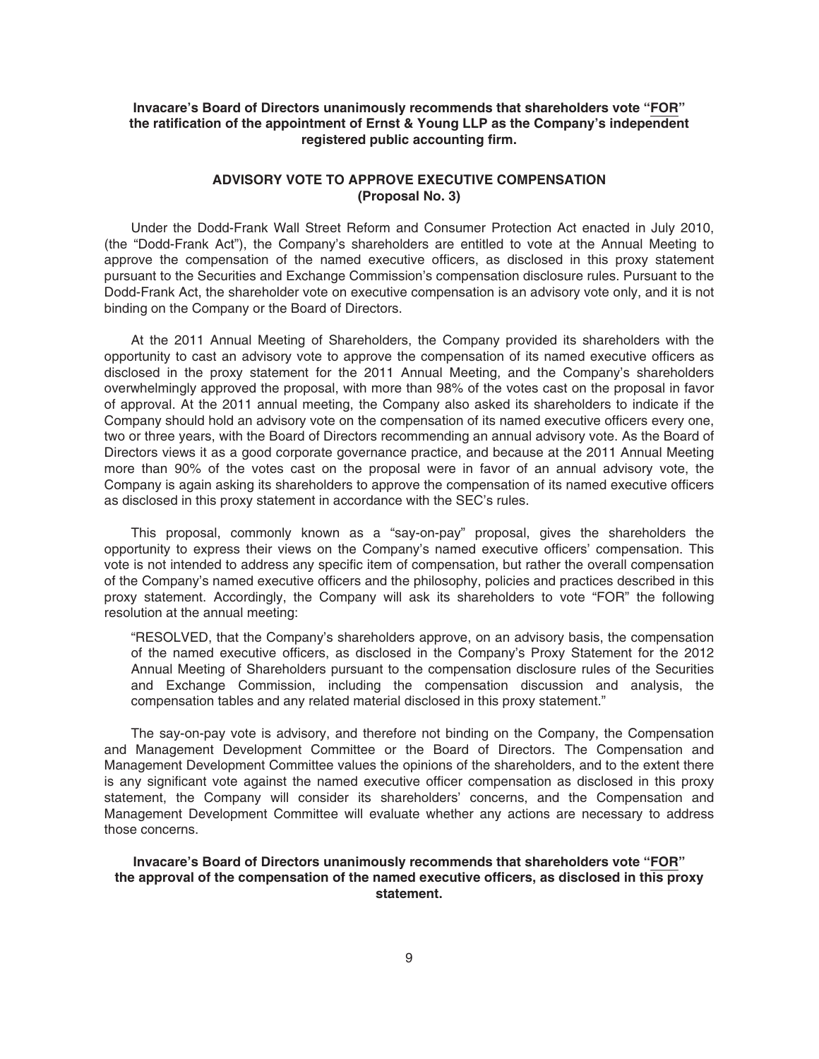**Invacare's Board of Directors unanimously recommends that shareholders vote "FOR" the ratification of the appointment of Ernst & Young LLP as the Company's independent registered public accounting firm.**

## ADVISORY VOTE TO APPROVE EXECUTIVE COMPENSATION (Proposal No. 3)

Under the Dodd-Frank Wall Street Reform and Consumer Protection Act enacted in July 2010, (the "Dodd-Frank Act"), the Company's shareholders are entitled to vote at the Annual Meeting to approve the compensation of the named executive officers, as disclosed in this proxy statement pursuant to the Securities and Exchange Commission's compensation disclosure rules. Pursuant to the Dodd-Frank Act, the shareholder vote on executive compensation is an advisory vote only, and it is not binding on the Company or the Board of Directors.

At the 2011 Annual Meeting of Shareholders, the Company provided its shareholders with the opportunity to cast an advisory vote to approve the compensation of its named executive officers as disclosed in the proxy statement for the 2011 Annual Meeting, and the Company's shareholders overwhelmingly approved the proposal, with more than 98% of the votes cast on the proposal in favor of approval. At the 2011 annual meeting, the Company also asked its shareholders to indicate if the Company should hold an advisory vote on the compensation of its named executive officers every one, two or three years, with the Board of Directors recommending an annual advisory vote. As the Board of Directors views it as a good corporate governance practice, and because at the 2011 Annual Meeting more than 90% of the votes cast on the proposal were in favor of an annual advisory vote, the Company is again asking its shareholders to approve the compensation of its named executive officers as disclosed in this proxy statement in accordance with the SEC's rules.

This proposal, commonly known as a "say-on-pay" proposal, gives the shareholders the opportunity to express their views on the Company's named executive officers' compensation. This vote is not intended to address any specific item of compensation, but rather the overall compensation of the Company's named executive officers and the philosophy, policies and practices described in this proxy statement. Accordingly, the Company will ask its shareholders to vote "FOR" the following resolution at the annual meeting:

> "RESOLVED, that the Company's shareholders approve, on an advisory basis, the compensation of the named executive officers, as disclosed in the Company's Proxy Statement for the 2012 Annual Meeting of Shareholders pursuant to the compensation disclosure rules of the Securities and Exchange Commission, including the compensation discussion and analysis, the compensation tables and any related material disclosed in this proxy statement."

The say-on-pay vote is advisory, and therefore not binding on the Company, the Compensation and Management Development Committee or the Board of Directors. The Compensation and Management Development Committee values the opinions of the shareholders, and to the extent there is any significant vote against the named executive officer compensation as disclosed in this proxy statement, the Company will consider its shareholders' concerns, and the Compensation and Management Development Committee will evaluate whether any actions are necessary to address those concerns.

**Invacare's Board of Directors unanimously recommends that shareholders vote "FOR" the approval of the compensation of the named executive officers, as disclosed in this proxy statement.**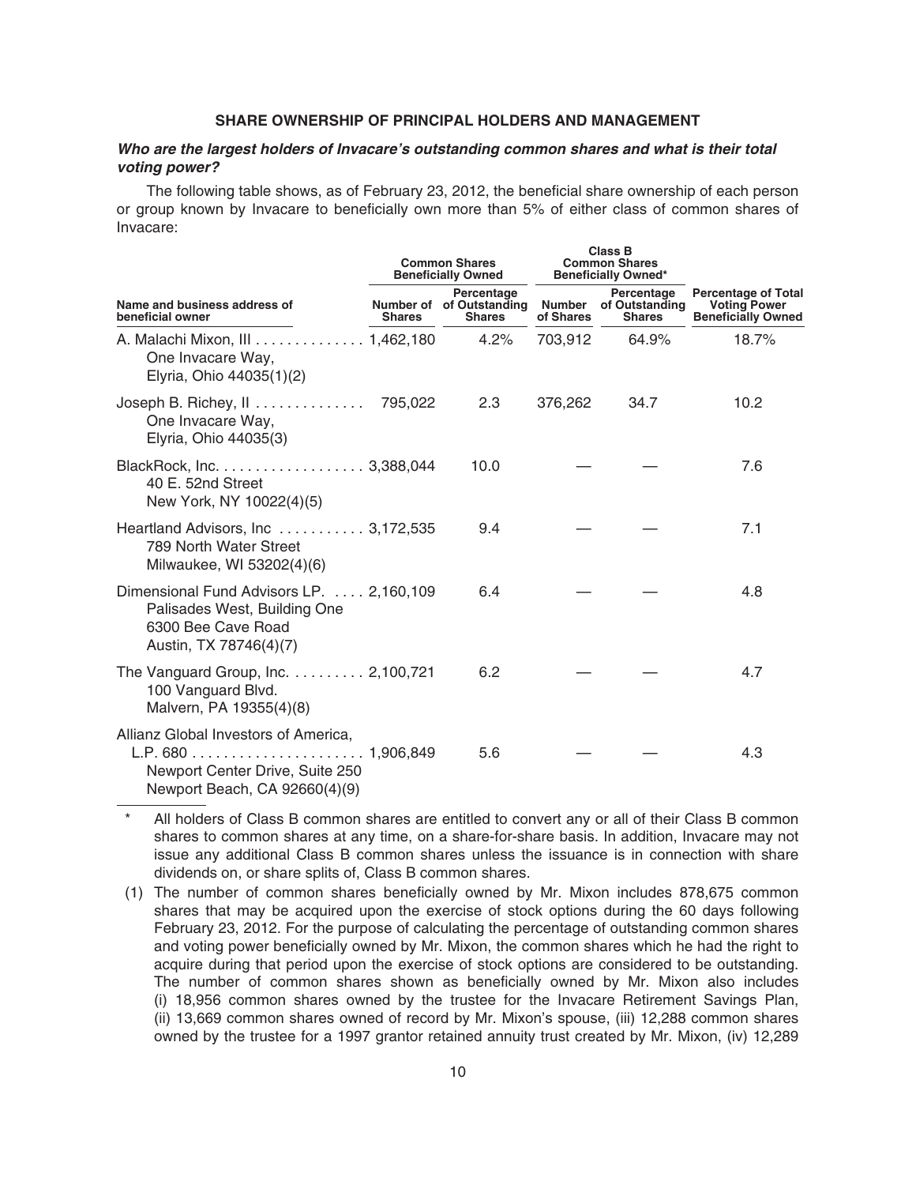## SHARE OWNERSHIP OF PRINCIPAL HOLDERS AND MANAGEMENT

***Who are the largest holders of Invacare's outstanding common shares and what is their total voting power?***

The following table shows, as of February 23, 2012, the beneficial share ownership of each person or group known by Invacare to beneficially own more than 5% of either class of common shares of Invacare:

| | Common Shares Beneficially Owned | | Class B Common Shares Beneficially Owned* | | |
|---|---|---|---|---|---|
| **Name and business address of beneficial owner** | **Number of Shares** | **Percentage of Outstanding Shares** | **Number of Shares** | **Percentage of Outstanding Shares** | **Percentage of Total Voting Power Beneficially Owned** |
| A. Malachi Mixon, III<br>One Invacare Way,<br>Elyria, Ohio 44035(1)(2) | 1,462,180 | 4.2% | 703,912 | 64.9% | 18.7% |
| Joseph B. Richey, II<br>One Invacare Way,<br>Elyria, Ohio 44035(3) | 795,022 | 2.3 | 376,262 | 34.7 | 10.2 |
| BlackRock, Inc.<br>40 E. 52nd Street<br>New York, NY 10022(4)(5) | 3,388,044 | 10.0 | — | — | 7.6 |
| Heartland Advisors, Inc<br>789 North Water Street<br>Milwaukee, WI 53202(4)(6) | 3,172,535 | 9.4 | — | — | 7.1 |
| Dimensional Fund Advisors LP.<br>Palisades West, Building One<br>6300 Bee Cave Road<br>Austin, TX 78746(4)(7) | 2,160,109 | 6.4 | — | — | 4.8 |
| The Vanguard Group, Inc.<br>100 Vanguard Blvd.<br>Malvern, PA 19355(4)(8) | 2,100,721 | 6.2 | — | — | 4.7 |
| Allianz Global Investors of America, L.P. 680<br>Newport Center Drive, Suite 250<br>Newport Beach, CA 92660(4)(9) | 1,906,849 | 5.6 | — | — | 4.3 |

\* All holders of Class B common shares are entitled to convert any or all of their Class B common shares to common shares at any time, on a share-for-share basis. In addition, Invacare may not issue any additional Class B common shares unless the issuance is in connection with share dividends on, or share splits of, Class B common shares.

(1) The number of common shares beneficially owned by Mr. Mixon includes 878,675 common shares that may be acquired upon the exercise of stock options during the 60 days following February 23, 2012. For the purpose of calculating the percentage of outstanding common shares and voting power beneficially owned by Mr. Mixon, the common shares which he had the right to acquire during that period upon the exercise of stock options are considered to be outstanding. The number of common shares shown as beneficially owned by Mr. Mixon also includes (i) 18,956 common shares owned by the trustee for the Invacare Retirement Savings Plan, (ii) 13,669 common shares owned of record by Mr. Mixon's spouse, (iii) 12,288 common shares owned by the trustee for a 1997 grantor retained annuity trust created by Mr. Mixon, (iv) 12,289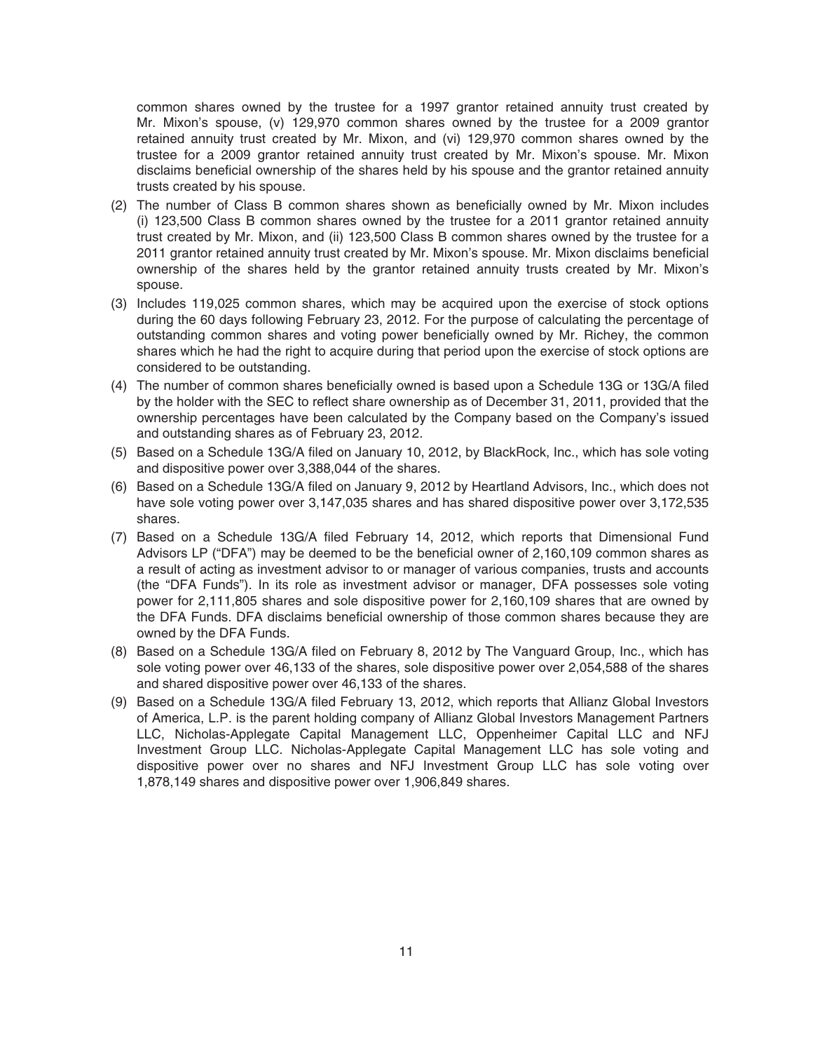common shares owned by the trustee for a 1997 grantor retained annuity trust created by Mr. Mixon's spouse, (v) 129,970 common shares owned by the trustee for a 2009 grantor retained annuity trust created by Mr. Mixon, and (vi) 129,970 common shares owned by the trustee for a 2009 grantor retained annuity trust created by Mr. Mixon's spouse. Mr. Mixon disclaims beneficial ownership of the shares held by his spouse and the grantor retained annuity trusts created by his spouse.

(2) The number of Class B common shares shown as beneficially owned by Mr. Mixon includes (i) 123,500 Class B common shares owned by the trustee for a 2011 grantor retained annuity trust created by Mr. Mixon, and (ii) 123,500 Class B common shares owned by the trustee for a 2011 grantor retained annuity trust created by Mr. Mixon's spouse. Mr. Mixon disclaims beneficial ownership of the shares held by the grantor retained annuity trusts created by Mr. Mixon's spouse.

(3) Includes 119,025 common shares, which may be acquired upon the exercise of stock options during the 60 days following February 23, 2012. For the purpose of calculating the percentage of outstanding common shares and voting power beneficially owned by Mr. Richey, the common shares which he had the right to acquire during that period upon the exercise of stock options are considered to be outstanding.

(4) The number of common shares beneficially owned is based upon a Schedule 13G or 13G/A filed by the holder with the SEC to reflect share ownership as of December 31, 2011, provided that the ownership percentages have been calculated by the Company based on the Company's issued and outstanding shares as of February 23, 2012.

(5) Based on a Schedule 13G/A filed on January 10, 2012, by BlackRock, Inc., which has sole voting and dispositive power over 3,388,044 of the shares.

(6) Based on a Schedule 13G/A filed on January 9, 2012 by Heartland Advisors, Inc., which does not have sole voting power over 3,147,035 shares and has shared dispositive power over 3,172,535 shares.

(7) Based on a Schedule 13G/A filed February 14, 2012, which reports that Dimensional Fund Advisors LP ("DFA") may be deemed to be the beneficial owner of 2,160,109 common shares as a result of acting as investment advisor to or manager of various companies, trusts and accounts (the "DFA Funds"). In its role as investment advisor or manager, DFA possesses sole voting power for 2,111,805 shares and sole dispositive power for 2,160,109 shares that are owned by the DFA Funds. DFA disclaims beneficial ownership of those common shares because they are owned by the DFA Funds.

(8) Based on a Schedule 13G/A filed on February 8, 2012 by The Vanguard Group, Inc., which has sole voting power over 46,133 of the shares, sole dispositive power over 2,054,588 of the shares and shared dispositive power over 46,133 of the shares.

(9) Based on a Schedule 13G/A filed February 13, 2012, which reports that Allianz Global Investors of America, L.P. is the parent holding company of Allianz Global Investors Management Partners LLC, Nicholas-Applegate Capital Management LLC, Oppenheimer Capital LLC and NFJ Investment Group LLC. Nicholas-Applegate Capital Management LLC has sole voting and dispositive power over no shares and NFJ Investment Group LLC has sole voting over 1,878,149 shares and dispositive power over 1,906,849 shares.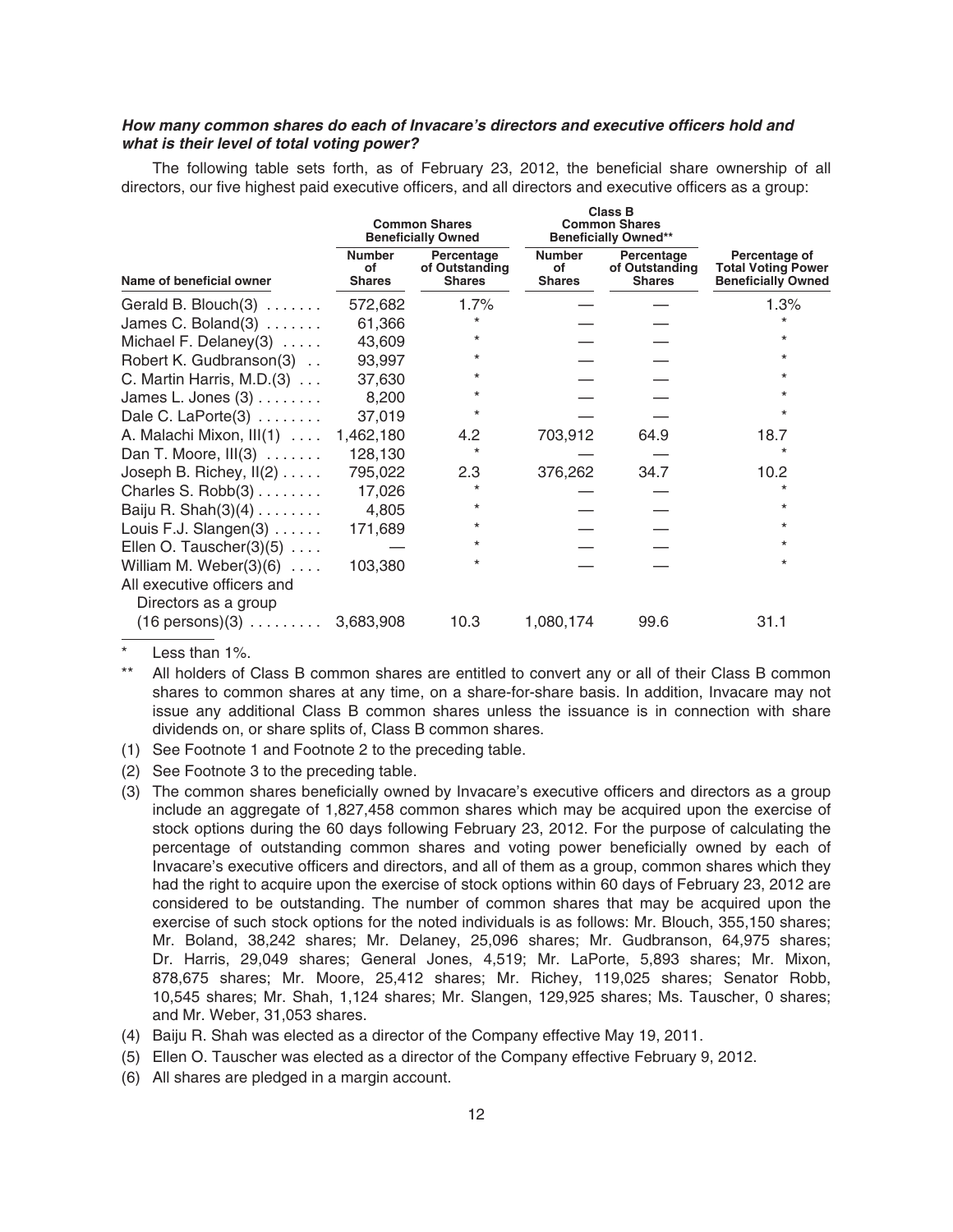***How many common shares do each of Invacare's directors and executive officers hold and what is their level of total voting power?***

The following table sets forth, as of February 23, 2012, the beneficial share ownership of all directors, our five highest paid executive officers, and all directors and executive officers as a group:

| | Common Shares Beneficially Owned | | Class B Common Shares Beneficially Owned** | | |
|---|---|---|---|---|---|
| Name of beneficial owner | Number of Shares | Percentage of Outstanding Shares | Number of Shares | Percentage of Outstanding Shares | Percentage of Total Voting Power Beneficially Owned |
| Gerald B. Blouch(3) | 572,682 | 1.7% | — | — | 1.3% |
| James C. Boland(3) | 61,366 | * | — | — | * |
| Michael F. Delaney(3) | 43,609 | * | — | — | * |
| Robert K. Gudbranson(3) | 93,997 | * | — | — | * |
| C. Martin Harris, M.D.(3) | 37,630 | * | — | — | * |
| James L. Jones (3) | 8,200 | * | — | — | * |
| Dale C. LaPorte(3) | 37,019 | * | — | — | * |
| A. Malachi Mixon, III(1) | 1,462,180 | 4.2 | 703,912 | 64.9 | 18.7 |
| Dan T. Moore, III(3) | 128,130 | * | — | — | * |
| Joseph B. Richey, II(2) | 795,022 | 2.3 | 376,262 | 34.7 | 10.2 |
| Charles S. Robb(3) | 17,026 | * | — | — | * |
| Baiju R. Shah(3)(4) | 4,805 | * | — | — | * |
| Louis F.J. Slangen(3) | 171,689 | * | — | — | * |
| Ellen O. Tauscher(3)(5) | — | * | — | — | * |
| William M. Weber(3)(6) | 103,380 | * | — | — | * |
| All executive officers and Directors as a group (16 persons)(3) | 3,683,908 | 10.3 | 1,080,174 | 99.6 | 31.1 |

\* Less than 1%.

** All holders of Class B common shares are entitled to convert any or all of their Class B common shares to common shares at any time, on a share-for-share basis. In addition, Invacare may not issue any additional Class B common shares unless the issuance is in connection with share dividends on, or share splits of, Class B common shares.

(1) See Footnote 1 and Footnote 2 to the preceding table.

(2) See Footnote 3 to the preceding table.

(3) The common shares beneficially owned by Invacare's executive officers and directors as a group include an aggregate of 1,827,458 common shares which may be acquired upon the exercise of stock options during the 60 days following February 23, 2012. For the purpose of calculating the percentage of outstanding common shares and voting power beneficially owned by each of Invacare's executive officers and directors, and all of them as a group, common shares which they had the right to acquire upon the exercise of stock options within 60 days of February 23, 2012 are considered to be outstanding. The number of common shares that may be acquired upon the exercise of such stock options for the noted individuals is as follows: Mr. Blouch, 355,150 shares; Mr. Boland, 38,242 shares; Mr. Delaney, 25,096 shares; Mr. Gudbranson, 64,975 shares; Dr. Harris, 29,049 shares; General Jones, 4,519; Mr. LaPorte, 5,893 shares; Mr. Mixon, 878,675 shares; Mr. Moore, 25,412 shares; Mr. Richey, 119,025 shares; Senator Robb, 10,545 shares; Mr. Shah, 1,124 shares; Mr. Slangen, 129,925 shares; Ms. Tauscher, 0 shares; and Mr. Weber, 31,053 shares.

(4) Baiju R. Shah was elected as a director of the Company effective May 19, 2011.

(5) Ellen O. Tauscher was elected as a director of the Company effective February 9, 2012.

(6) All shares are pledged in a margin account.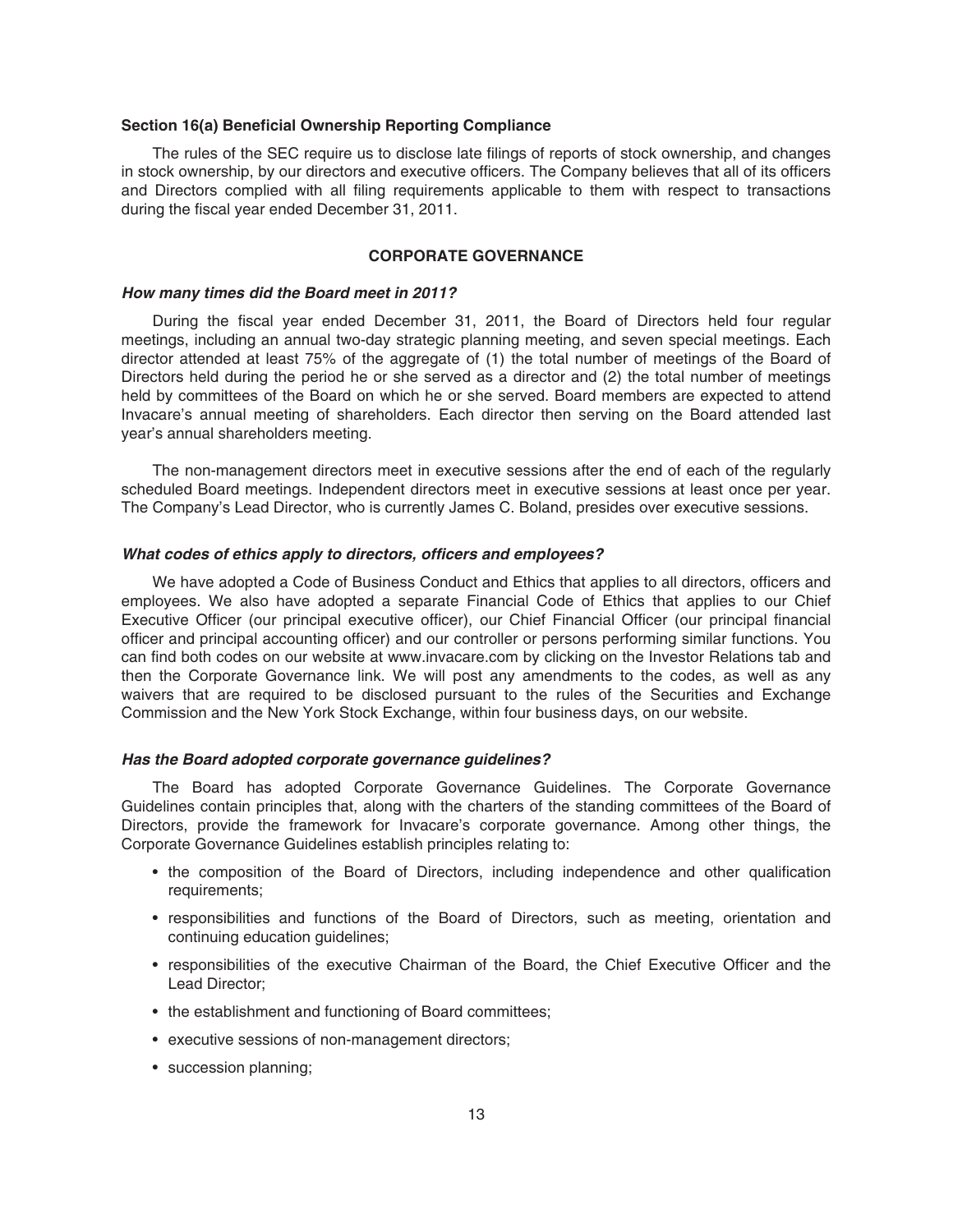**Section 16(a) Beneficial Ownership Reporting Compliance**

The rules of the SEC require us to disclose late filings of reports of stock ownership, and changes in stock ownership, by our directors and executive officers. The Company believes that all of its officers and Directors complied with all filing requirements applicable to them with respect to transactions during the fiscal year ended December 31, 2011.

## CORPORATE GOVERNANCE

***How many times did the Board meet in 2011?***

During the fiscal year ended December 31, 2011, the Board of Directors held four regular meetings, including an annual two-day strategic planning meeting, and seven special meetings. Each director attended at least 75% of the aggregate of (1) the total number of meetings of the Board of Directors held during the period he or she served as a director and (2) the total number of meetings held by committees of the Board on which he or she served. Board members are expected to attend Invacare's annual meeting of shareholders. Each director then serving on the Board attended last year's annual shareholders meeting.

The non-management directors meet in executive sessions after the end of each of the regularly scheduled Board meetings. Independent directors meet in executive sessions at least once per year. The Company's Lead Director, who is currently James C. Boland, presides over executive sessions.

***What codes of ethics apply to directors, officers and employees?***

We have adopted a Code of Business Conduct and Ethics that applies to all directors, officers and employees. We also have adopted a separate Financial Code of Ethics that applies to our Chief Executive Officer (our principal executive officer), our Chief Financial Officer (our principal financial officer and principal accounting officer) and our controller or persons performing similar functions. You can find both codes on our website at www.invacare.com by clicking on the Investor Relations tab and then the Corporate Governance link. We will post any amendments to the codes, as well as any waivers that are required to be disclosed pursuant to the rules of the Securities and Exchange Commission and the New York Stock Exchange, within four business days, on our website.

***Has the Board adopted corporate governance guidelines?***

The Board has adopted Corporate Governance Guidelines. The Corporate Governance Guidelines contain principles that, along with the charters of the standing committees of the Board of Directors, provide the framework for Invacare's corporate governance. Among other things, the Corporate Governance Guidelines establish principles relating to:

- the composition of the Board of Directors, including independence and other qualification requirements;
- responsibilities and functions of the Board of Directors, such as meeting, orientation and continuing education guidelines;
- responsibilities of the executive Chairman of the Board, the Chief Executive Officer and the Lead Director;
- the establishment and functioning of Board committees;
- executive sessions of non-management directors;
- succession planning;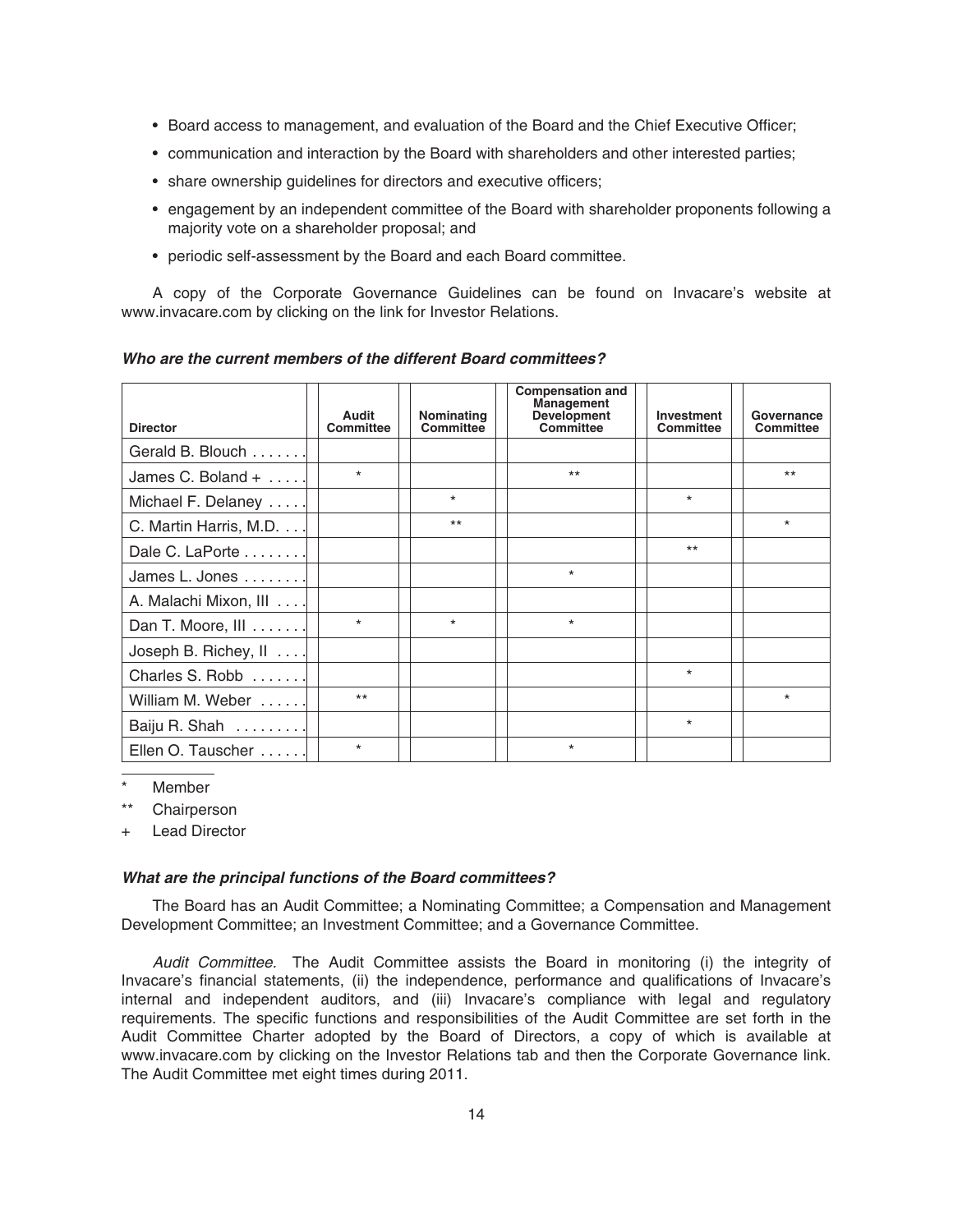- Board access to management, and evaluation of the Board and the Chief Executive Officer;
- communication and interaction by the Board with shareholders and other interested parties;
- share ownership guidelines for directors and executive officers;
- engagement by an independent committee of the Board with shareholder proponents following a majority vote on a shareholder proposal; and
- periodic self-assessment by the Board and each Board committee.

A copy of the Corporate Governance Guidelines can be found on Invacare's website at www.invacare.com by clicking on the link for Investor Relations.

***Who are the current members of the different Board committees?***

| Director | Audit Committee | Nominating Committee | Compensation and Management Development Committee | Investment Committee | Governance Committee |
|---|---|---|---|---|---|
| Gerald B. Blouch | | | | | |
| James C. Boland + | * | | ** | | ** |
| Michael F. Delaney | | * | | * | |
| C. Martin Harris, M.D. | | ** | | | * |
| Dale C. LaPorte | | | | ** | |
| James L. Jones | | | * | | |
| A. Malachi Mixon, III | | | | | |
| Dan T. Moore, III | * | * | * | | |
| Joseph B. Richey, II | | | | | |
| Charles S. Robb | | | | * | |
| William M. Weber | ** | | | | * |
| Baiju R. Shah | | | | * | |
| Ellen O. Tauscher | * | | * | | |

\* Member

** Chairperson

\+ Lead Director

***What are the principal functions of the Board committees?***

The Board has an Audit Committee; a Nominating Committee; a Compensation and Management Development Committee; an Investment Committee; and a Governance Committee.

*Audit Committee.* The Audit Committee assists the Board in monitoring (i) the integrity of Invacare's financial statements, (ii) the independence, performance and qualifications of Invacare's internal and independent auditors, and (iii) Invacare's compliance with legal and regulatory requirements. The specific functions and responsibilities of the Audit Committee are set forth in the Audit Committee Charter adopted by the Board of Directors, a copy of which is available at www.invacare.com by clicking on the Investor Relations tab and then the Corporate Governance link. The Audit Committee met eight times during 2011.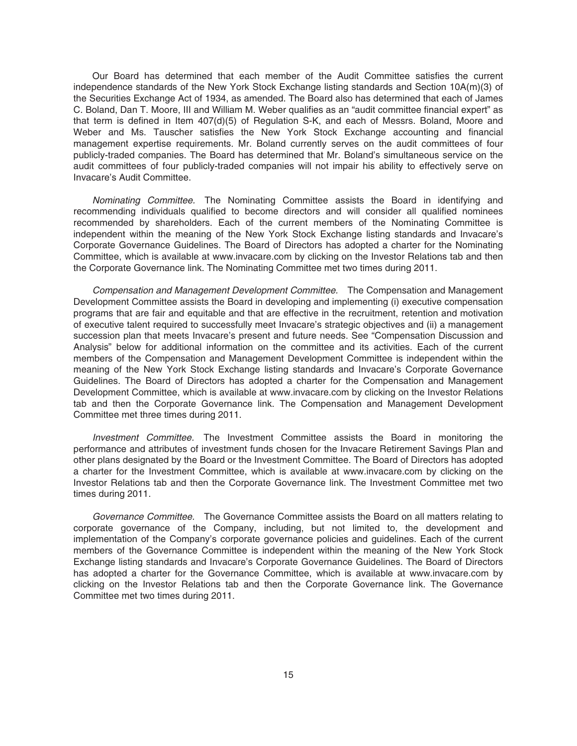Our Board has determined that each member of the Audit Committee satisfies the current independence standards of the New York Stock Exchange listing standards and Section 10A(m)(3) of the Securities Exchange Act of 1934, as amended. The Board also has determined that each of James C. Boland, Dan T. Moore, III and William M. Weber qualifies as an "audit committee financial expert" as that term is defined in Item 407(d)(5) of Regulation S-K, and each of Messrs. Boland, Moore and Weber and Ms. Tauscher satisfies the New York Stock Exchange accounting and financial management expertise requirements. Mr. Boland currently serves on the audit committees of four publicly-traded companies. The Board has determined that Mr. Boland's simultaneous service on the audit committees of four publicly-traded companies will not impair his ability to effectively serve on Invacare's Audit Committee.

*Nominating Committee.* The Nominating Committee assists the Board in identifying and recommending individuals qualified to become directors and will consider all qualified nominees recommended by shareholders. Each of the current members of the Nominating Committee is independent within the meaning of the New York Stock Exchange listing standards and Invacare's Corporate Governance Guidelines. The Board of Directors has adopted a charter for the Nominating Committee, which is available at www.invacare.com by clicking on the Investor Relations tab and then the Corporate Governance link. The Nominating Committee met two times during 2011.

*Compensation and Management Development Committee.* The Compensation and Management Development Committee assists the Board in developing and implementing (i) executive compensation programs that are fair and equitable and that are effective in the recruitment, retention and motivation of executive talent required to successfully meet Invacare's strategic objectives and (ii) a management succession plan that meets Invacare's present and future needs. See "Compensation Discussion and Analysis" below for additional information on the committee and its activities. Each of the current members of the Compensation and Management Development Committee is independent within the meaning of the New York Stock Exchange listing standards and Invacare's Corporate Governance Guidelines. The Board of Directors has adopted a charter for the Compensation and Management Development Committee, which is available at www.invacare.com by clicking on the Investor Relations tab and then the Corporate Governance link. The Compensation and Management Development Committee met three times during 2011.

*Investment Committee.* The Investment Committee assists the Board in monitoring the performance and attributes of investment funds chosen for the Invacare Retirement Savings Plan and other plans designated by the Board or the Investment Committee. The Board of Directors has adopted a charter for the Investment Committee, which is available at www.invacare.com by clicking on the Investor Relations tab and then the Corporate Governance link. The Investment Committee met two times during 2011.

*Governance Committee.* The Governance Committee assists the Board on all matters relating to corporate governance of the Company, including, but not limited to, the development and implementation of the Company's corporate governance policies and guidelines. Each of the current members of the Governance Committee is independent within the meaning of the New York Stock Exchange listing standards and Invacare's Corporate Governance Guidelines. The Board of Directors has adopted a charter for the Governance Committee, which is available at www.invacare.com by clicking on the Investor Relations tab and then the Corporate Governance link. The Governance Committee met two times during 2011.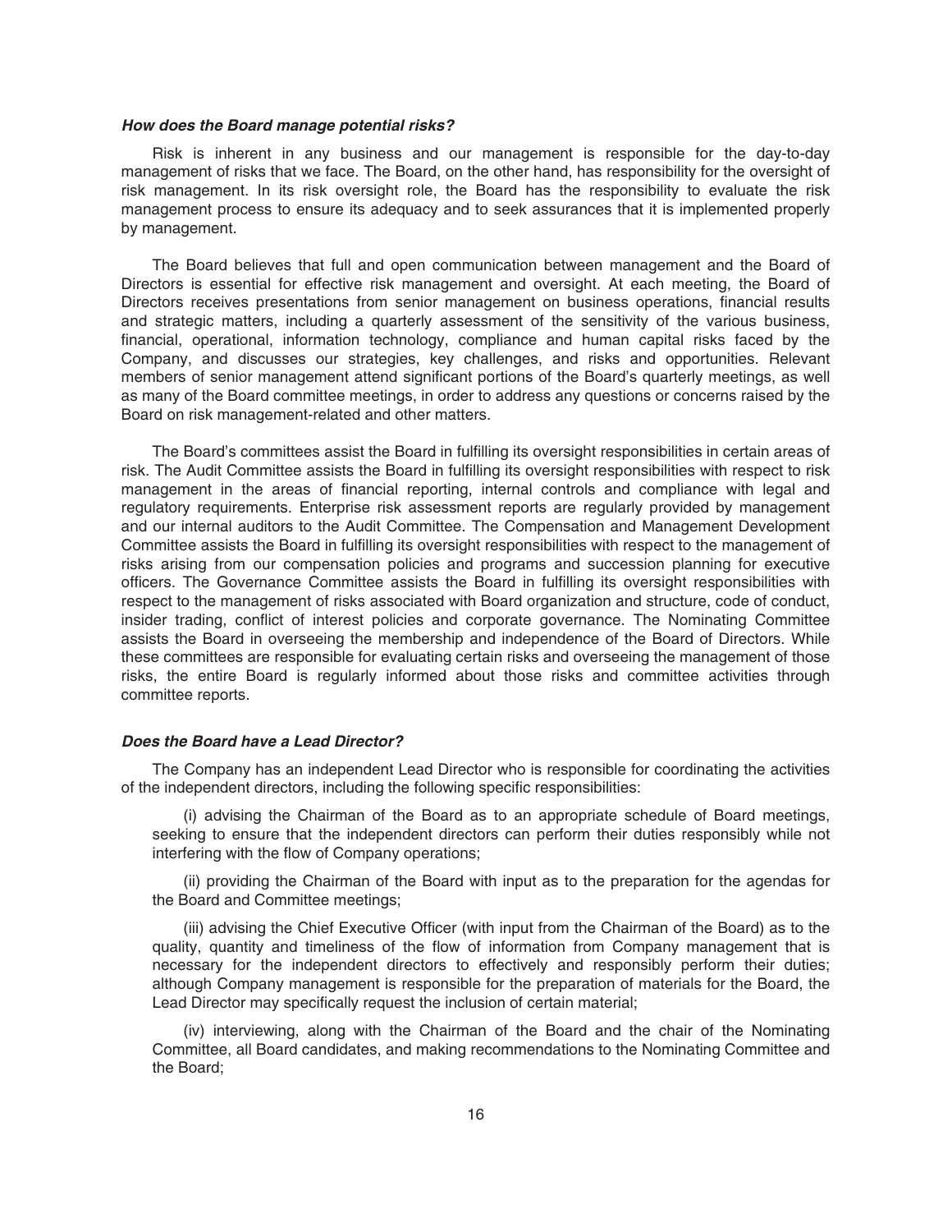***How does the Board manage potential risks?***

Risk is inherent in any business and our management is responsible for the day-to-day management of risks that we face. The Board, on the other hand, has responsibility for the oversight of risk management. In its risk oversight role, the Board has the responsibility to evaluate the risk management process to ensure its adequacy and to seek assurances that it is implemented properly by management.

The Board believes that full and open communication between management and the Board of Directors is essential for effective risk management and oversight. At each meeting, the Board of Directors receives presentations from senior management on business operations, financial results and strategic matters, including a quarterly assessment of the sensitivity of the various business, financial, operational, information technology, compliance and human capital risks faced by the Company, and discusses our strategies, key challenges, and risks and opportunities. Relevant members of senior management attend significant portions of the Board's quarterly meetings, as well as many of the Board committee meetings, in order to address any questions or concerns raised by the Board on risk management-related and other matters.

The Board's committees assist the Board in fulfilling its oversight responsibilities in certain areas of risk. The Audit Committee assists the Board in fulfilling its oversight responsibilities with respect to risk management in the areas of financial reporting, internal controls and compliance with legal and regulatory requirements. Enterprise risk assessment reports are regularly provided by management and our internal auditors to the Audit Committee. The Compensation and Management Development Committee assists the Board in fulfilling its oversight responsibilities with respect to the management of risks arising from our compensation policies and programs and succession planning for executive officers. The Governance Committee assists the Board in fulfilling its oversight responsibilities with respect to the management of risks associated with Board organization and structure, code of conduct, insider trading, conflict of interest policies and corporate governance. The Nominating Committee assists the Board in overseeing the membership and independence of the Board of Directors. While these committees are responsible for evaluating certain risks and overseeing the management of those risks, the entire Board is regularly informed about those risks and committee activities through committee reports.

***Does the Board have a Lead Director?***

The Company has an independent Lead Director who is responsible for coordinating the activities of the independent directors, including the following specific responsibilities:

(i) advising the Chairman of the Board as to an appropriate schedule of Board meetings, seeking to ensure that the independent directors can perform their duties responsibly while not interfering with the flow of Company operations;

(ii) providing the Chairman of the Board with input as to the preparation for the agendas for the Board and Committee meetings;

(iii) advising the Chief Executive Officer (with input from the Chairman of the Board) as to the quality, quantity and timeliness of the flow of information from Company management that is necessary for the independent directors to effectively and responsibly perform their duties; although Company management is responsible for the preparation of materials for the Board, the Lead Director may specifically request the inclusion of certain material;

(iv) interviewing, along with the Chairman of the Board and the chair of the Nominating Committee, all Board candidates, and making recommendations to the Nominating Committee and the Board;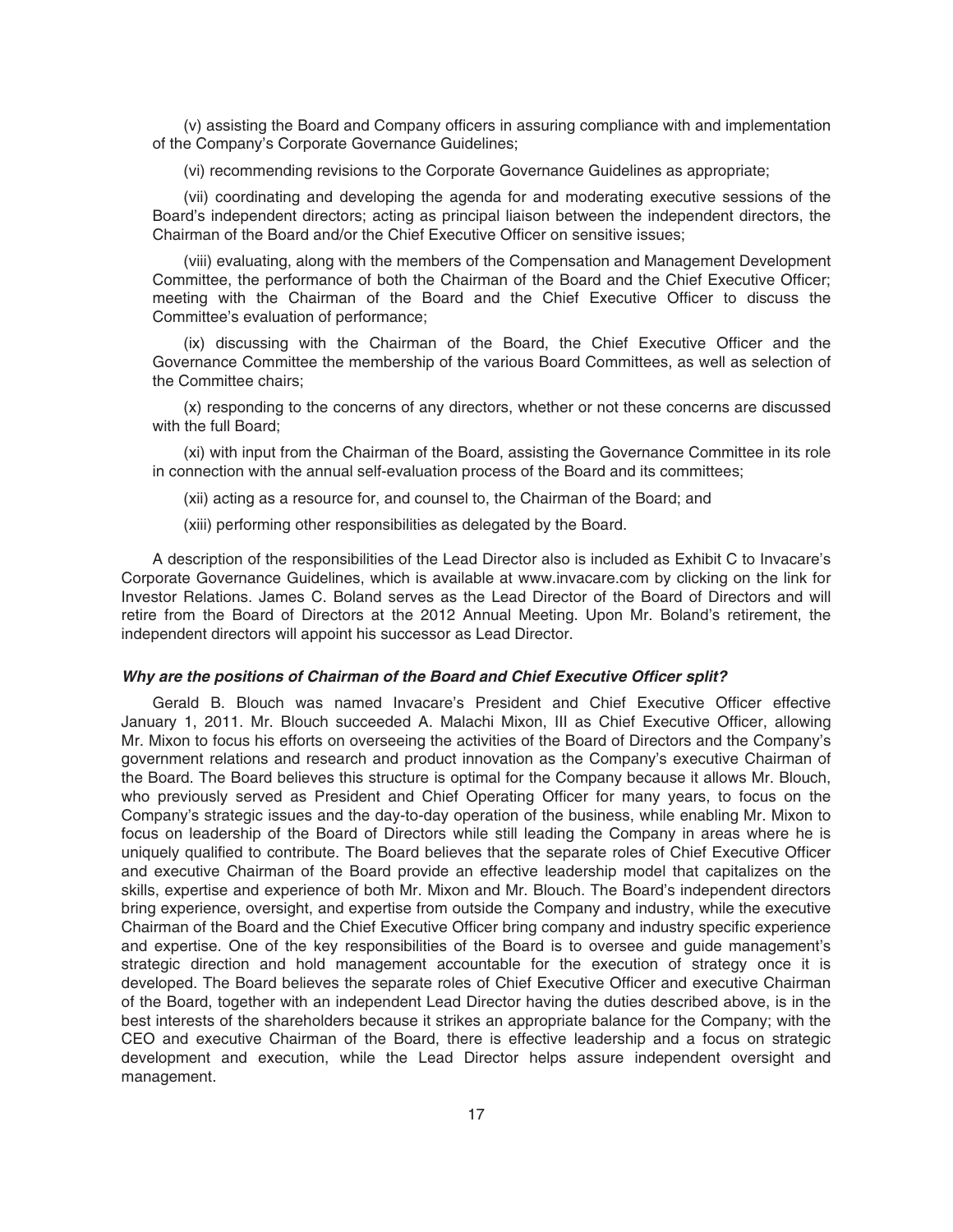(v) assisting the Board and Company officers in assuring compliance with and implementation of the Company's Corporate Governance Guidelines;

(vi) recommending revisions to the Corporate Governance Guidelines as appropriate;

(vii) coordinating and developing the agenda for and moderating executive sessions of the Board's independent directors; acting as principal liaison between the independent directors, the Chairman of the Board and/or the Chief Executive Officer on sensitive issues;

(viii) evaluating, along with the members of the Compensation and Management Development Committee, the performance of both the Chairman of the Board and the Chief Executive Officer; meeting with the Chairman of the Board and the Chief Executive Officer to discuss the Committee's evaluation of performance;

(ix) discussing with the Chairman of the Board, the Chief Executive Officer and the Governance Committee the membership of the various Board Committees, as well as selection of the Committee chairs;

(x) responding to the concerns of any directors, whether or not these concerns are discussed with the full Board;

(xi) with input from the Chairman of the Board, assisting the Governance Committee in its role in connection with the annual self-evaluation process of the Board and its committees;

(xii) acting as a resource for, and counsel to, the Chairman of the Board; and

(xiii) performing other responsibilities as delegated by the Board.

A description of the responsibilities of the Lead Director also is included as Exhibit C to Invacare's Corporate Governance Guidelines, which is available at www.invacare.com by clicking on the link for Investor Relations. James C. Boland serves as the Lead Director of the Board of Directors and will retire from the Board of Directors at the 2012 Annual Meeting. Upon Mr. Boland's retirement, the independent directors will appoint his successor as Lead Director.

***Why are the positions of Chairman of the Board and Chief Executive Officer split?***

Gerald B. Blouch was named Invacare's President and Chief Executive Officer effective January 1, 2011. Mr. Blouch succeeded A. Malachi Mixon, III as Chief Executive Officer, allowing Mr. Mixon to focus his efforts on overseeing the activities of the Board of Directors and the Company's government relations and research and product innovation as the Company's executive Chairman of the Board. The Board believes this structure is optimal for the Company because it allows Mr. Blouch, who previously served as President and Chief Operating Officer for many years, to focus on the Company's strategic issues and the day-to-day operation of the business, while enabling Mr. Mixon to focus on leadership of the Board of Directors while still leading the Company in areas where he is uniquely qualified to contribute. The Board believes that the separate roles of Chief Executive Officer and executive Chairman of the Board provide an effective leadership model that capitalizes on the skills, expertise and experience of both Mr. Mixon and Mr. Blouch. The Board's independent directors bring experience, oversight, and expertise from outside the Company and industry, while the executive Chairman of the Board and the Chief Executive Officer bring company and industry specific experience and expertise. One of the key responsibilities of the Board is to oversee and guide management's strategic direction and hold management accountable for the execution of strategy once it is developed. The Board believes the separate roles of Chief Executive Officer and executive Chairman of the Board, together with an independent Lead Director having the duties described above, is in the best interests of the shareholders because it strikes an appropriate balance for the Company; with the CEO and executive Chairman of the Board, there is effective leadership and a focus on strategic development and execution, while the Lead Director helps assure independent oversight and management.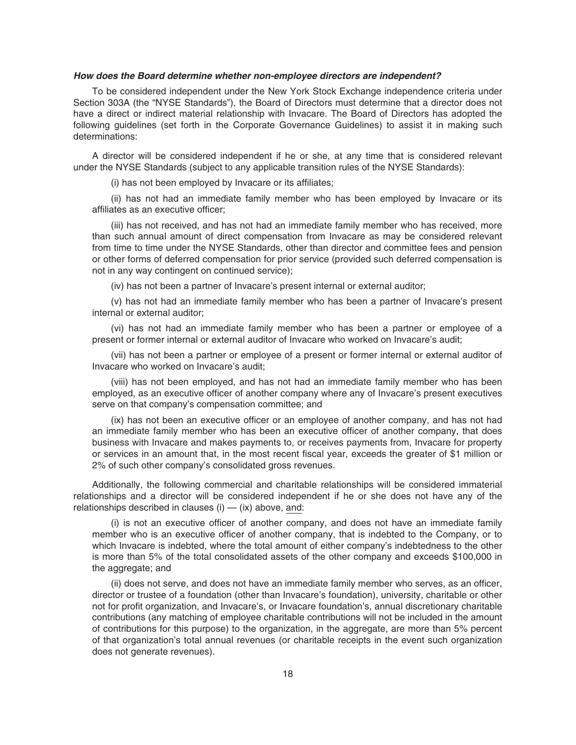***How does the Board determine whether non-employee directors are independent?***

To be considered independent under the New York Stock Exchange independence criteria under Section 303A (the "NYSE Standards"), the Board of Directors must determine that a director does not have a direct or indirect material relationship with Invacare. The Board of Directors has adopted the following guidelines (set forth in the Corporate Governance Guidelines) to assist it in making such determinations:

A director will be considered independent if he or she, at any time that is considered relevant under the NYSE Standards (subject to any applicable transition rules of the NYSE Standards):

(i) has not been employed by Invacare or its affiliates;

(ii) has not had an immediate family member who has been employed by Invacare or its affiliates as an executive officer;

(iii) has not received, and has not had an immediate family member who has received, more than such annual amount of direct compensation from Invacare as may be considered relevant from time to time under the NYSE Standards, other than director and committee fees and pension or other forms of deferred compensation for prior service (provided such deferred compensation is not in any way contingent on continued service);

(iv) has not been a partner of Invacare's present internal or external auditor;

(v) has not had an immediate family member who has been a partner of Invacare's present internal or external auditor;

(vi) has not had an immediate family member who has been a partner or employee of a present or former internal or external auditor of Invacare who worked on Invacare's audit;

(vii) has not been a partner or employee of a present or former internal or external auditor of Invacare who worked on Invacare's audit;

(viii) has not been employed, and has not had an immediate family member who has been employed, as an executive officer of another company where any of Invacare's present executives serve on that company's compensation committee; and

(ix) has not been an executive officer or an employee of another company, and has not had an immediate family member who has been an executive officer of another company, that does business with Invacare and makes payments to, or receives payments from, Invacare for property or services in an amount that, in the most recent fiscal year, exceeds the greater of $1 million or 2% of such other company's consolidated gross revenues.

Additionally, the following commercial and charitable relationships will be considered immaterial relationships and a director will be considered independent if he or she does not have any of the relationships described in clauses (i) — (ix) above, <u>and</u>:

(i) is not an executive officer of another company, and does not have an immediate family member who is an executive officer of another company, that is indebted to the Company, or to which Invacare is indebted, where the total amount of either company's indebtedness to the other is more than 5% of the total consolidated assets of the other company and exceeds $100,000 in the aggregate; and

(ii) does not serve, and does not have an immediate family member who serves, as an officer, director or trustee of a foundation (other than Invacare's foundation), university, charitable or other not for profit organization, and Invacare's, or Invacare foundation's, annual discretionary charitable contributions (any matching of employee charitable contributions will not be included in the amount of contributions for this purpose) to the organization, in the aggregate, are more than 5% percent of that organization's total annual revenues (or charitable receipts in the event such organization does not generate revenues).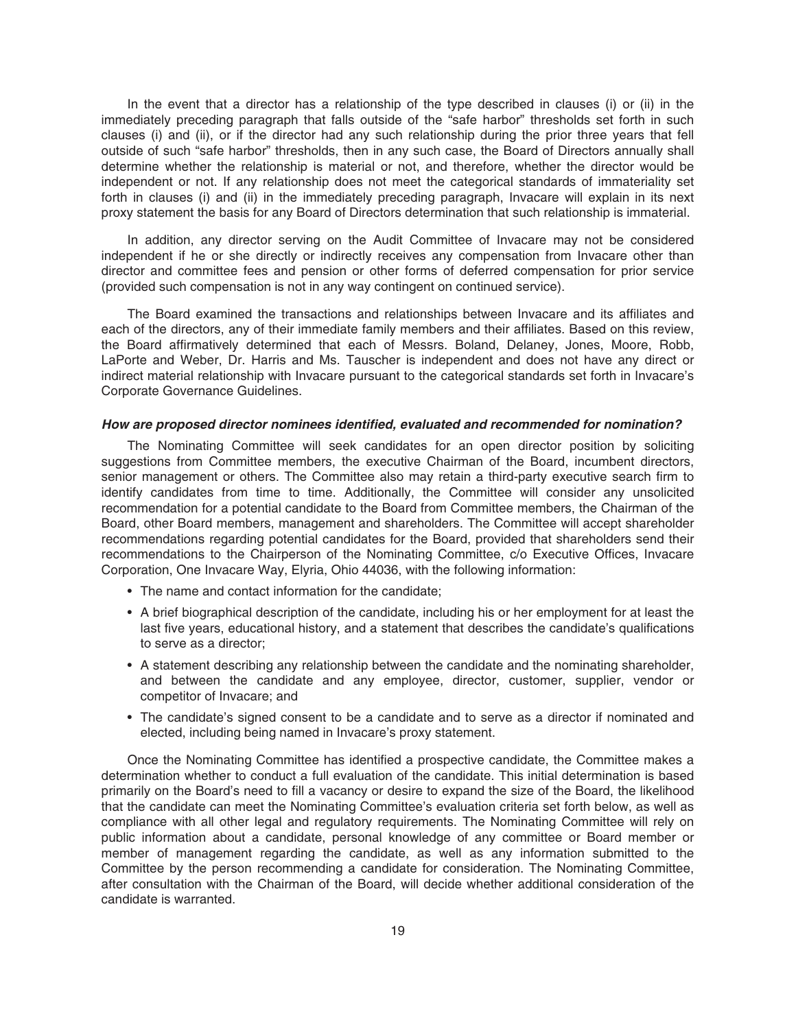In the event that a director has a relationship of the type described in clauses (i) or (ii) in the immediately preceding paragraph that falls outside of the "safe harbor" thresholds set forth in such clauses (i) and (ii), or if the director had any such relationship during the prior three years that fell outside of such "safe harbor" thresholds, then in any such case, the Board of Directors annually shall determine whether the relationship is material or not, and therefore, whether the director would be independent or not. If any relationship does not meet the categorical standards of immateriality set forth in clauses (i) and (ii) in the immediately preceding paragraph, Invacare will explain in its next proxy statement the basis for any Board of Directors determination that such relationship is immaterial.

In addition, any director serving on the Audit Committee of Invacare may not be considered independent if he or she directly or indirectly receives any compensation from Invacare other than director and committee fees and pension or other forms of deferred compensation for prior service (provided such compensation is not in any way contingent on continued service).

The Board examined the transactions and relationships between Invacare and its affiliates and each of the directors, any of their immediate family members and their affiliates. Based on this review, the Board affirmatively determined that each of Messrs. Boland, Delaney, Jones, Moore, Robb, LaPorte and Weber, Dr. Harris and Ms. Tauscher is independent and does not have any direct or indirect material relationship with Invacare pursuant to the categorical standards set forth in Invacare's Corporate Governance Guidelines.

***How are proposed director nominees identified, evaluated and recommended for nomination?***

The Nominating Committee will seek candidates for an open director position by soliciting suggestions from Committee members, the executive Chairman of the Board, incumbent directors, senior management or others. The Committee also may retain a third-party executive search firm to identify candidates from time to time. Additionally, the Committee will consider any unsolicited recommendation for a potential candidate to the Board from Committee members, the Chairman of the Board, other Board members, management and shareholders. The Committee will accept shareholder recommendations regarding potential candidates for the Board, provided that shareholders send their recommendations to the Chairperson of the Nominating Committee, c/o Executive Offices, Invacare Corporation, One Invacare Way, Elyria, Ohio 44036, with the following information:

- The name and contact information for the candidate;
- A brief biographical description of the candidate, including his or her employment for at least the last five years, educational history, and a statement that describes the candidate's qualifications to serve as a director;
- A statement describing any relationship between the candidate and the nominating shareholder, and between the candidate and any employee, director, customer, supplier, vendor or competitor of Invacare; and
- The candidate's signed consent to be a candidate and to serve as a director if nominated and elected, including being named in Invacare's proxy statement.

Once the Nominating Committee has identified a prospective candidate, the Committee makes a determination whether to conduct a full evaluation of the candidate. This initial determination is based primarily on the Board's need to fill a vacancy or desire to expand the size of the Board, the likelihood that the candidate can meet the Nominating Committee's evaluation criteria set forth below, as well as compliance with all other legal and regulatory requirements. The Nominating Committee will rely on public information about a candidate, personal knowledge of any committee or Board member or member of management regarding the candidate, as well as any information submitted to the Committee by the person recommending a candidate for consideration. The Nominating Committee, after consultation with the Chairman of the Board, will decide whether additional consideration of the candidate is warranted.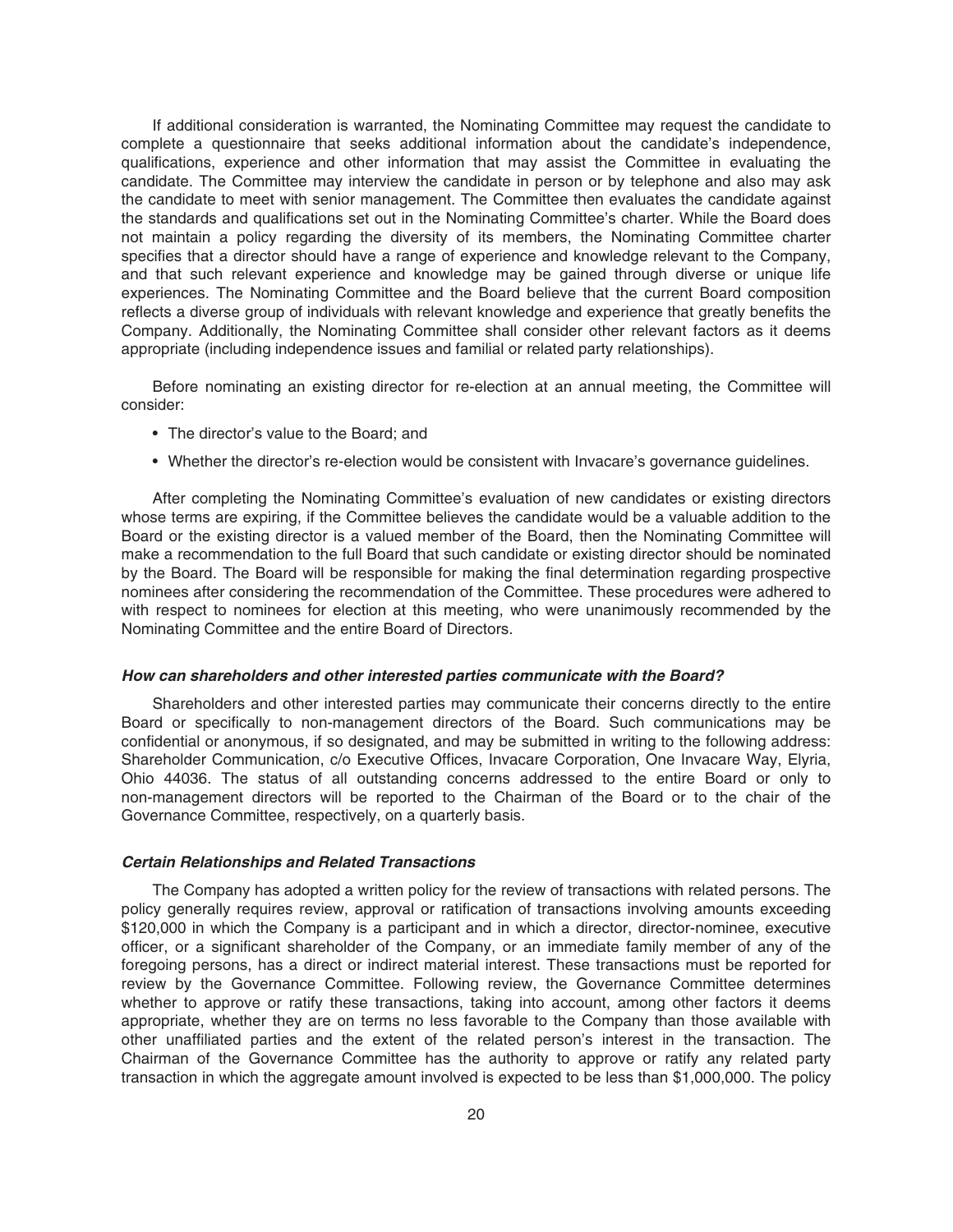If additional consideration is warranted, the Nominating Committee may request the candidate to complete a questionnaire that seeks additional information about the candidate's independence, qualifications, experience and other information that may assist the Committee in evaluating the candidate. The Committee may interview the candidate in person or by telephone and also may ask the candidate to meet with senior management. The Committee then evaluates the candidate against the standards and qualifications set out in the Nominating Committee's charter. While the Board does not maintain a policy regarding the diversity of its members, the Nominating Committee charter specifies that a director should have a range of experience and knowledge relevant to the Company, and that such relevant experience and knowledge may be gained through diverse or unique life experiences. The Nominating Committee and the Board believe that the current Board composition reflects a diverse group of individuals with relevant knowledge and experience that greatly benefits the Company. Additionally, the Nominating Committee shall consider other relevant factors as it deems appropriate (including independence issues and familial or related party relationships).

Before nominating an existing director for re-election at an annual meeting, the Committee will consider:

- The director's value to the Board; and
- Whether the director's re-election would be consistent with Invacare's governance guidelines.

After completing the Nominating Committee's evaluation of new candidates or existing directors whose terms are expiring, if the Committee believes the candidate would be a valuable addition to the Board or the existing director is a valued member of the Board, then the Nominating Committee will make a recommendation to the full Board that such candidate or existing director should be nominated by the Board. The Board will be responsible for making the final determination regarding prospective nominees after considering the recommendation of the Committee. These procedures were adhered to with respect to nominees for election at this meeting, who were unanimously recommended by the Nominating Committee and the entire Board of Directors.

#### *How can shareholders and other interested parties communicate with the Board?*

Shareholders and other interested parties may communicate their concerns directly to the entire Board or specifically to non-management directors of the Board. Such communications may be confidential or anonymous, if so designated, and may be submitted in writing to the following address: Shareholder Communication, c/o Executive Offices, Invacare Corporation, One Invacare Way, Elyria, Ohio 44036. The status of all outstanding concerns addressed to the entire Board or only to non-management directors will be reported to the Chairman of the Board or to the chair of the Governance Committee, respectively, on a quarterly basis.

#### *Certain Relationships and Related Transactions*

The Company has adopted a written policy for the review of transactions with related persons. The policy generally requires review, approval or ratification of transactions involving amounts exceeding $120,000 in which the Company is a participant and in which a director, director-nominee, executive officer, or a significant shareholder of the Company, or an immediate family member of any of the foregoing persons, has a direct or indirect material interest. These transactions must be reported for review by the Governance Committee. Following review, the Governance Committee determines whether to approve or ratify these transactions, taking into account, among other factors it deems appropriate, whether they are on terms no less favorable to the Company than those available with other unaffiliated parties and the extent of the related person's interest in the transaction. The Chairman of the Governance Committee has the authority to approve or ratify any related party transaction in which the aggregate amount involved is expected to be less than $1,000,000. The policy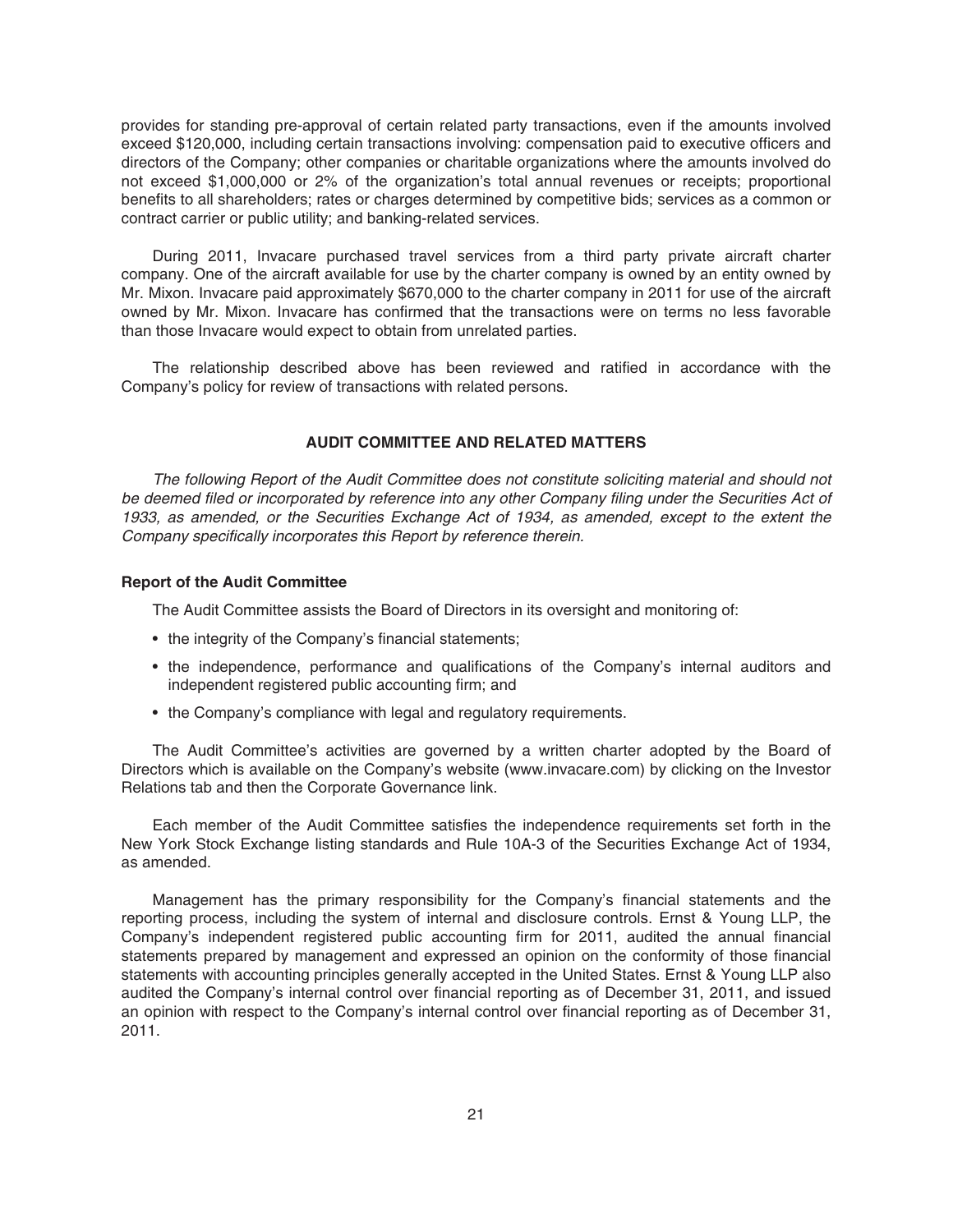provides for standing pre-approval of certain related party transactions, even if the amounts involved exceed $120,000, including certain transactions involving: compensation paid to executive officers and directors of the Company; other companies or charitable organizations where the amounts involved do not exceed $1,000,000 or 2% of the organization's total annual revenues or receipts; proportional benefits to all shareholders; rates or charges determined by competitive bids; services as a common or contract carrier or public utility; and banking-related services.

During 2011, Invacare purchased travel services from a third party private aircraft charter company. One of the aircraft available for use by the charter company is owned by an entity owned by Mr. Mixon. Invacare paid approximately $670,000 to the charter company in 2011 for use of the aircraft owned by Mr. Mixon. Invacare has confirmed that the transactions were on terms no less favorable than those Invacare would expect to obtain from unrelated parties.

The relationship described above has been reviewed and ratified in accordance with the Company's policy for review of transactions with related persons.

## AUDIT COMMITTEE AND RELATED MATTERS

*The following Report of the Audit Committee does not constitute soliciting material and should not be deemed filed or incorporated by reference into any other Company filing under the Securities Act of 1933, as amended, or the Securities Exchange Act of 1934, as amended, except to the extent the Company specifically incorporates this Report by reference therein.*

### Report of the Audit Committee

The Audit Committee assists the Board of Directors in its oversight and monitoring of:

- the integrity of the Company's financial statements;
- the independence, performance and qualifications of the Company's internal auditors and independent registered public accounting firm; and
- the Company's compliance with legal and regulatory requirements.

The Audit Committee's activities are governed by a written charter adopted by the Board of Directors which is available on the Company's website (www.invacare.com) by clicking on the Investor Relations tab and then the Corporate Governance link.

Each member of the Audit Committee satisfies the independence requirements set forth in the New York Stock Exchange listing standards and Rule 10A-3 of the Securities Exchange Act of 1934, as amended.

Management has the primary responsibility for the Company's financial statements and the reporting process, including the system of internal and disclosure controls. Ernst & Young LLP, the Company's independent registered public accounting firm for 2011, audited the annual financial statements prepared by management and expressed an opinion on the conformity of those financial statements with accounting principles generally accepted in the United States. Ernst & Young LLP also audited the Company's internal control over financial reporting as of December 31, 2011, and issued an opinion with respect to the Company's internal control over financial reporting as of December 31, 2011.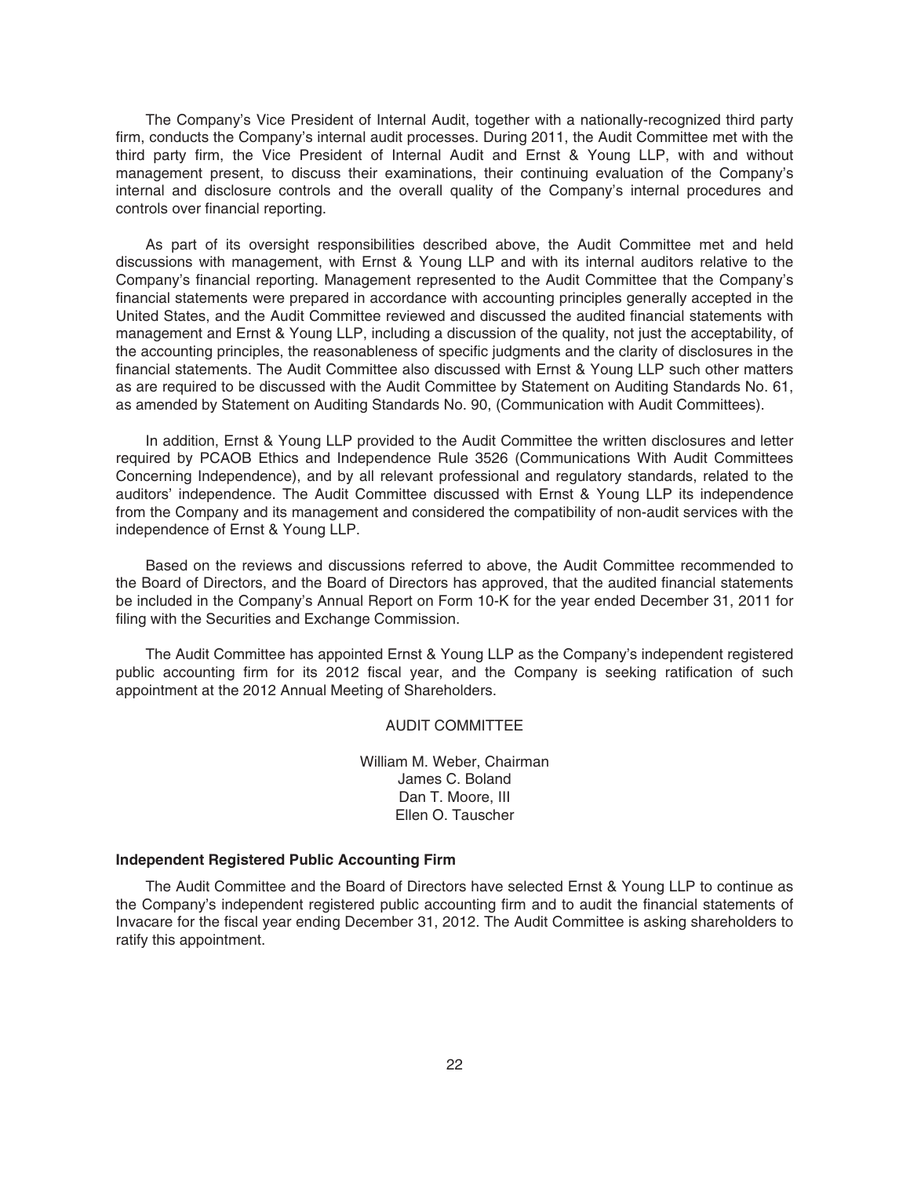The Company's Vice President of Internal Audit, together with a nationally-recognized third party firm, conducts the Company's internal audit processes. During 2011, the Audit Committee met with the third party firm, the Vice President of Internal Audit and Ernst & Young LLP, with and without management present, to discuss their examinations, their continuing evaluation of the Company's internal and disclosure controls and the overall quality of the Company's internal procedures and controls over financial reporting.

As part of its oversight responsibilities described above, the Audit Committee met and held discussions with management, with Ernst & Young LLP and with its internal auditors relative to the Company's financial reporting. Management represented to the Audit Committee that the Company's financial statements were prepared in accordance with accounting principles generally accepted in the United States, and the Audit Committee reviewed and discussed the audited financial statements with management and Ernst & Young LLP, including a discussion of the quality, not just the acceptability, of the accounting principles, the reasonableness of specific judgments and the clarity of disclosures in the financial statements. The Audit Committee also discussed with Ernst & Young LLP such other matters as are required to be discussed with the Audit Committee by Statement on Auditing Standards No. 61, as amended by Statement on Auditing Standards No. 90, (Communication with Audit Committees).

In addition, Ernst & Young LLP provided to the Audit Committee the written disclosures and letter required by PCAOB Ethics and Independence Rule 3526 (Communications With Audit Committees Concerning Independence), and by all relevant professional and regulatory standards, related to the auditors' independence. The Audit Committee discussed with Ernst & Young LLP its independence from the Company and its management and considered the compatibility of non-audit services with the independence of Ernst & Young LLP.

Based on the reviews and discussions referred to above, the Audit Committee recommended to the Board of Directors, and the Board of Directors has approved, that the audited financial statements be included in the Company's Annual Report on Form 10-K for the year ended December 31, 2011 for filing with the Securities and Exchange Commission.

The Audit Committee has appointed Ernst & Young LLP as the Company's independent registered public accounting firm for its 2012 fiscal year, and the Company is seeking ratification of such appointment at the 2012 Annual Meeting of Shareholders.

AUDIT COMMITTEE

William M. Weber, Chairman
James C. Boland
Dan T. Moore, III
Ellen O. Tauscher

**Independent Registered Public Accounting Firm**

The Audit Committee and the Board of Directors have selected Ernst & Young LLP to continue as the Company's independent registered public accounting firm and to audit the financial statements of Invacare for the fiscal year ending December 31, 2012. The Audit Committee is asking shareholders to ratify this appointment.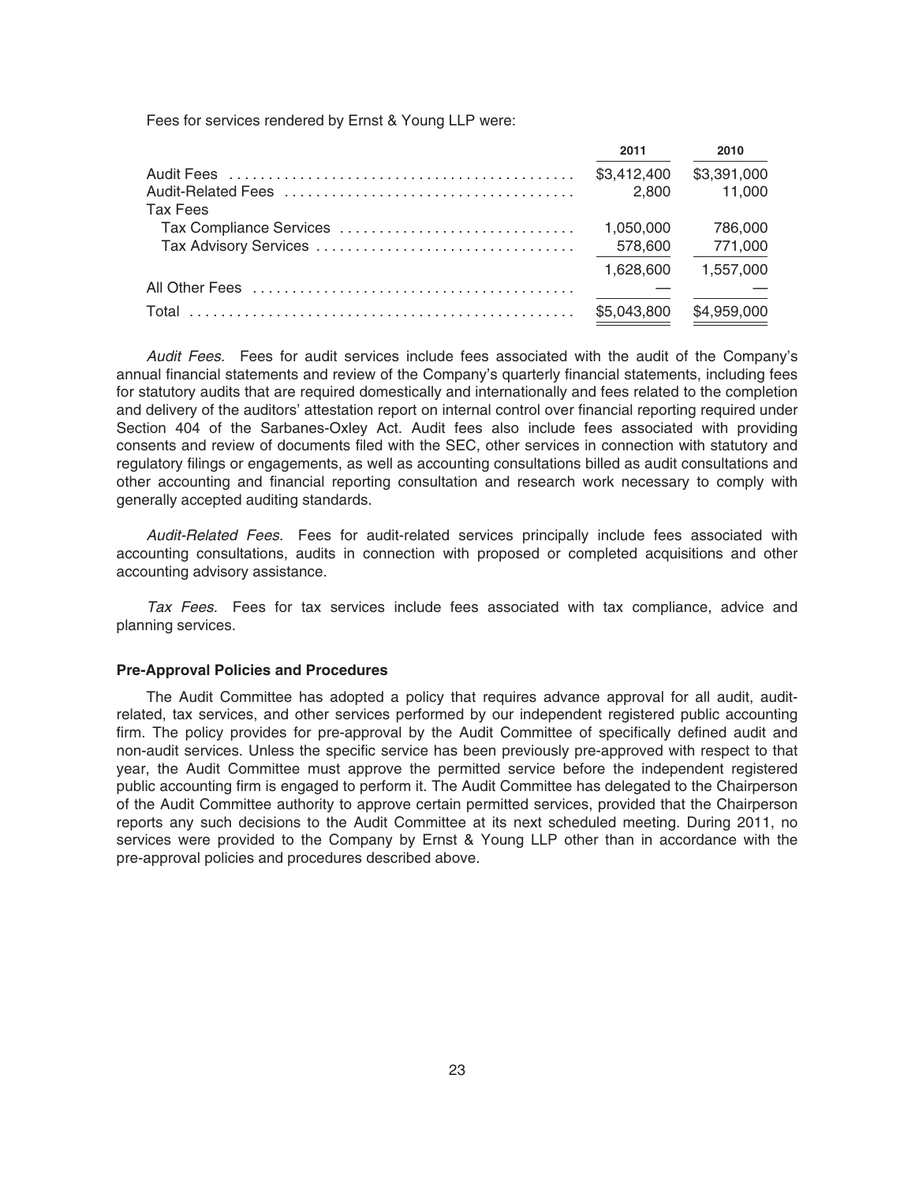Fees for services rendered by Ernst & Young LLP were:

| | 2011 | 2010 |
|---|---|---|
| Audit Fees | $3,412,400 | $3,391,000 |
| Audit-Related Fees | 2,800 | 11,000 |
| Tax Fees | | |
| Tax Compliance Services | 1,050,000 | 786,000 |
| Tax Advisory Services | 578,600 | 771,000 |
| | 1,628,600 | 1,557,000 |
| All Other Fees | — | — |
| Total | $5,043,800 | $4,959,000 |

*Audit Fees.* Fees for audit services include fees associated with the audit of the Company's annual financial statements and review of the Company's quarterly financial statements, including fees for statutory audits that are required domestically and internationally and fees related to the completion and delivery of the auditors' attestation report on internal control over financial reporting required under Section 404 of the Sarbanes-Oxley Act. Audit fees also include fees associated with providing consents and review of documents filed with the SEC, other services in connection with statutory and regulatory filings or engagements, as well as accounting consultations billed as audit consultations and other accounting and financial reporting consultation and research work necessary to comply with generally accepted auditing standards.

*Audit-Related Fees.* Fees for audit-related services principally include fees associated with accounting consultations, audits in connection with proposed or completed acquisitions and other accounting advisory assistance.

*Tax Fees.* Fees for tax services include fees associated with tax compliance, advice and planning services.

**Pre-Approval Policies and Procedures**

The Audit Committee has adopted a policy that requires advance approval for all audit, audit-related, tax services, and other services performed by our independent registered public accounting firm. The policy provides for pre-approval by the Audit Committee of specifically defined audit and non-audit services. Unless the specific service has been previously pre-approved with respect to that year, the Audit Committee must approve the permitted service before the independent registered public accounting firm is engaged to perform it. The Audit Committee has delegated to the Chairperson of the Audit Committee authority to approve certain permitted services, provided that the Chairperson reports any such decisions to the Audit Committee at its next scheduled meeting. During 2011, no services were provided to the Company by Ernst & Young LLP other than in accordance with the pre-approval policies and procedures described above.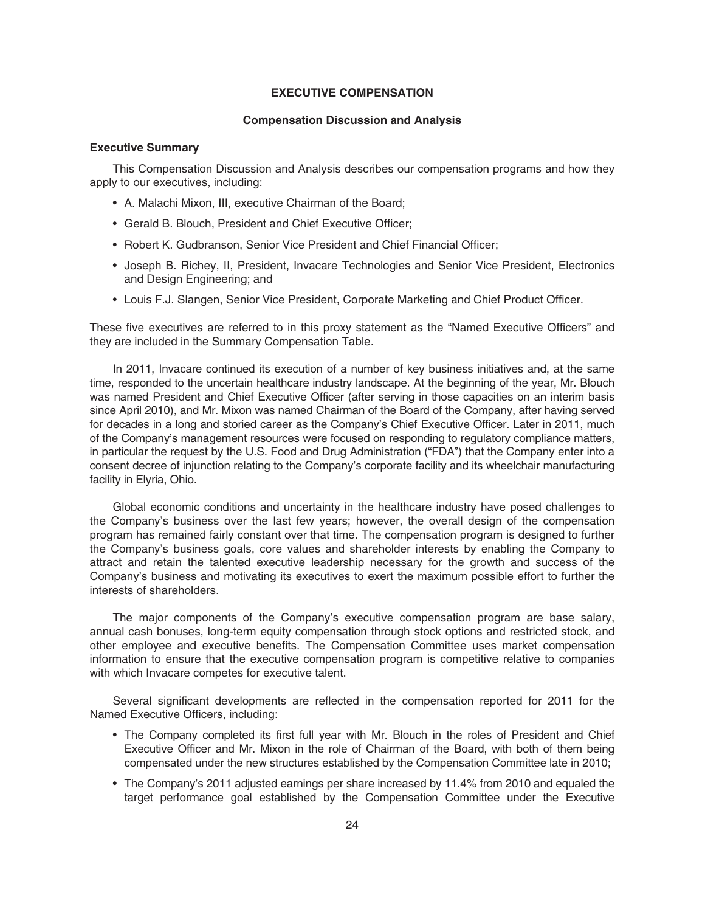# EXECUTIVE COMPENSATION

## Compensation Discussion and Analysis

### Executive Summary

This Compensation Discussion and Analysis describes our compensation programs and how they apply to our executives, including:

- A. Malachi Mixon, III, executive Chairman of the Board;
- Gerald B. Blouch, President and Chief Executive Officer;
- Robert K. Gudbranson, Senior Vice President and Chief Financial Officer;
- Joseph B. Richey, II, President, Invacare Technologies and Senior Vice President, Electronics and Design Engineering; and
- Louis F.J. Slangen, Senior Vice President, Corporate Marketing and Chief Product Officer.

These five executives are referred to in this proxy statement as the "Named Executive Officers" and they are included in the Summary Compensation Table.

In 2011, Invacare continued its execution of a number of key business initiatives and, at the same time, responded to the uncertain healthcare industry landscape. At the beginning of the year, Mr. Blouch was named President and Chief Executive Officer (after serving in those capacities on an interim basis since April 2010), and Mr. Mixon was named Chairman of the Board of the Company, after having served for decades in a long and storied career as the Company's Chief Executive Officer. Later in 2011, much of the Company's management resources were focused on responding to regulatory compliance matters, in particular the request by the U.S. Food and Drug Administration ("FDA") that the Company enter into a consent decree of injunction relating to the Company's corporate facility and its wheelchair manufacturing facility in Elyria, Ohio.

Global economic conditions and uncertainty in the healthcare industry have posed challenges to the Company's business over the last few years; however, the overall design of the compensation program has remained fairly constant over that time. The compensation program is designed to further the Company's business goals, core values and shareholder interests by enabling the Company to attract and retain the talented executive leadership necessary for the growth and success of the Company's business and motivating its executives to exert the maximum possible effort to further the interests of shareholders.

The major components of the Company's executive compensation program are base salary, annual cash bonuses, long-term equity compensation through stock options and restricted stock, and other employee and executive benefits. The Compensation Committee uses market compensation information to ensure that the executive compensation program is competitive relative to companies with which Invacare competes for executive talent.

Several significant developments are reflected in the compensation reported for 2011 for the Named Executive Officers, including:

- The Company completed its first full year with Mr. Blouch in the roles of President and Chief Executive Officer and Mr. Mixon in the role of Chairman of the Board, with both of them being compensated under the new structures established by the Compensation Committee late in 2010;
- The Company's 2011 adjusted earnings per share increased by 11.4% from 2010 and equaled the target performance goal established by the Compensation Committee under the Executive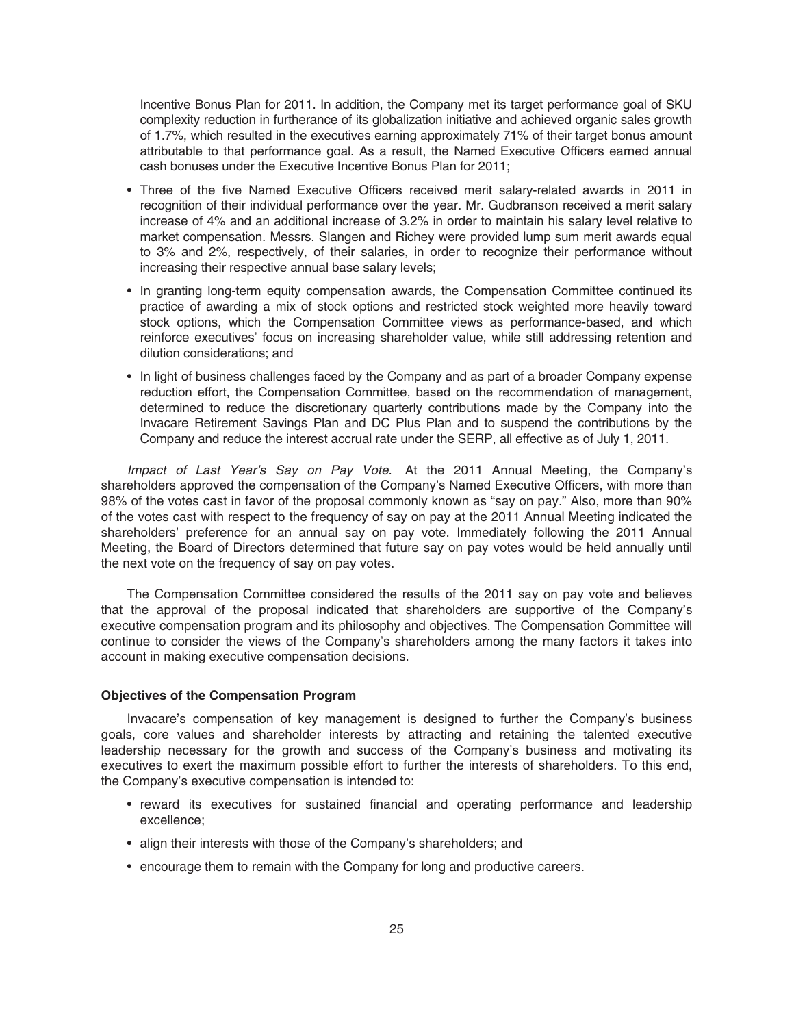Incentive Bonus Plan for 2011. In addition, the Company met its target performance goal of SKU complexity reduction in furtherance of its globalization initiative and achieved organic sales growth of 1.7%, which resulted in the executives earning approximately 71% of their target bonus amount attributable to that performance goal. As a result, the Named Executive Officers earned annual cash bonuses under the Executive Incentive Bonus Plan for 2011;

- Three of the five Named Executive Officers received merit salary-related awards in 2011 in recognition of their individual performance over the year. Mr. Gudbranson received a merit salary increase of 4% and an additional increase of 3.2% in order to maintain his salary level relative to market compensation. Messrs. Slangen and Richey were provided lump sum merit awards equal to 3% and 2%, respectively, of their salaries, in order to recognize their performance without increasing their respective annual base salary levels;
- In granting long-term equity compensation awards, the Compensation Committee continued its practice of awarding a mix of stock options and restricted stock weighted more heavily toward stock options, which the Compensation Committee views as performance-based, and which reinforce executives' focus on increasing shareholder value, while still addressing retention and dilution considerations; and
- In light of business challenges faced by the Company and as part of a broader Company expense reduction effort, the Compensation Committee, based on the recommendation of management, determined to reduce the discretionary quarterly contributions made by the Company into the Invacare Retirement Savings Plan and DC Plus Plan and to suspend the contributions by the Company and reduce the interest accrual rate under the SERP, all effective as of July 1, 2011.

*Impact of Last Year's Say on Pay Vote.* At the 2011 Annual Meeting, the Company's shareholders approved the compensation of the Company's Named Executive Officers, with more than 98% of the votes cast in favor of the proposal commonly known as "say on pay." Also, more than 90% of the votes cast with respect to the frequency of say on pay at the 2011 Annual Meeting indicated the shareholders' preference for an annual say on pay vote. Immediately following the 2011 Annual Meeting, the Board of Directors determined that future say on pay votes would be held annually until the next vote on the frequency of say on pay votes.

The Compensation Committee considered the results of the 2011 say on pay vote and believes that the approval of the proposal indicated that shareholders are supportive of the Company's executive compensation program and its philosophy and objectives. The Compensation Committee will continue to consider the views of the Company's shareholders among the many factors it takes into account in making executive compensation decisions.

**Objectives of the Compensation Program**

Invacare's compensation of key management is designed to further the Company's business goals, core values and shareholder interests by attracting and retaining the talented executive leadership necessary for the growth and success of the Company's business and motivating its executives to exert the maximum possible effort to further the interests of shareholders. To this end, the Company's executive compensation is intended to:

- reward its executives for sustained financial and operating performance and leadership excellence;
- align their interests with those of the Company's shareholders; and
- encourage them to remain with the Company for long and productive careers.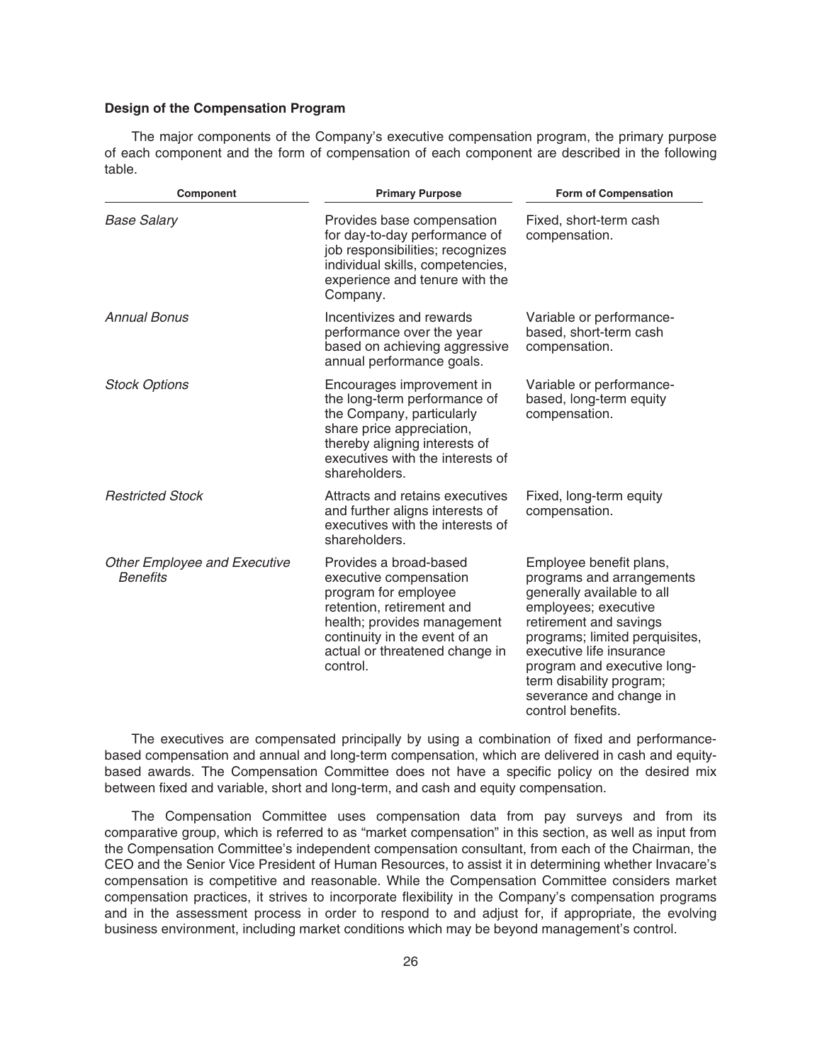**Design of the Compensation Program**

The major components of the Company's executive compensation program, the primary purpose of each component and the form of compensation of each component are described in the following table.

| Component | Primary Purpose | Form of Compensation |
| --- | --- | --- |
| *Base Salary* | Provides base compensation for day-to-day performance of job responsibilities; recognizes individual skills, competencies, experience and tenure with the Company. | Fixed, short-term cash compensation. |
| *Annual Bonus* | Incentivizes and rewards performance over the year based on achieving aggressive annual performance goals. | Variable or performance-based, short-term cash compensation. |
| *Stock Options* | Encourages improvement in the long-term performance of the Company, particularly share price appreciation, thereby aligning interests of executives with the interests of shareholders. | Variable or performance-based, long-term equity compensation. |
| *Restricted Stock* | Attracts and retains executives and further aligns interests of executives with the interests of shareholders. | Fixed, long-term equity compensation. |
| *Other Employee and Executive Benefits* | Provides a broad-based executive compensation program for employee retention, retirement and health; provides management continuity in the event of an actual or threatened change in control. | Employee benefit plans, programs and arrangements generally available to all employees; executive retirement and savings programs; limited perquisites, executive life insurance program and executive long-term disability program; severance and change in control benefits. |

The executives are compensated principally by using a combination of fixed and performance-based compensation and annual and long-term compensation, which are delivered in cash and equity-based awards. The Compensation Committee does not have a specific policy on the desired mix between fixed and variable, short and long-term, and cash and equity compensation.

The Compensation Committee uses compensation data from pay surveys and from its comparative group, which is referred to as "market compensation" in this section, as well as input from the Compensation Committee's independent compensation consultant, from each of the Chairman, the CEO and the Senior Vice President of Human Resources, to assist it in determining whether Invacare's compensation is competitive and reasonable. While the Compensation Committee considers market compensation practices, it strives to incorporate flexibility in the Company's compensation programs and in the assessment process in order to respond to and adjust for, if appropriate, the evolving business environment, including market conditions which may be beyond management's control.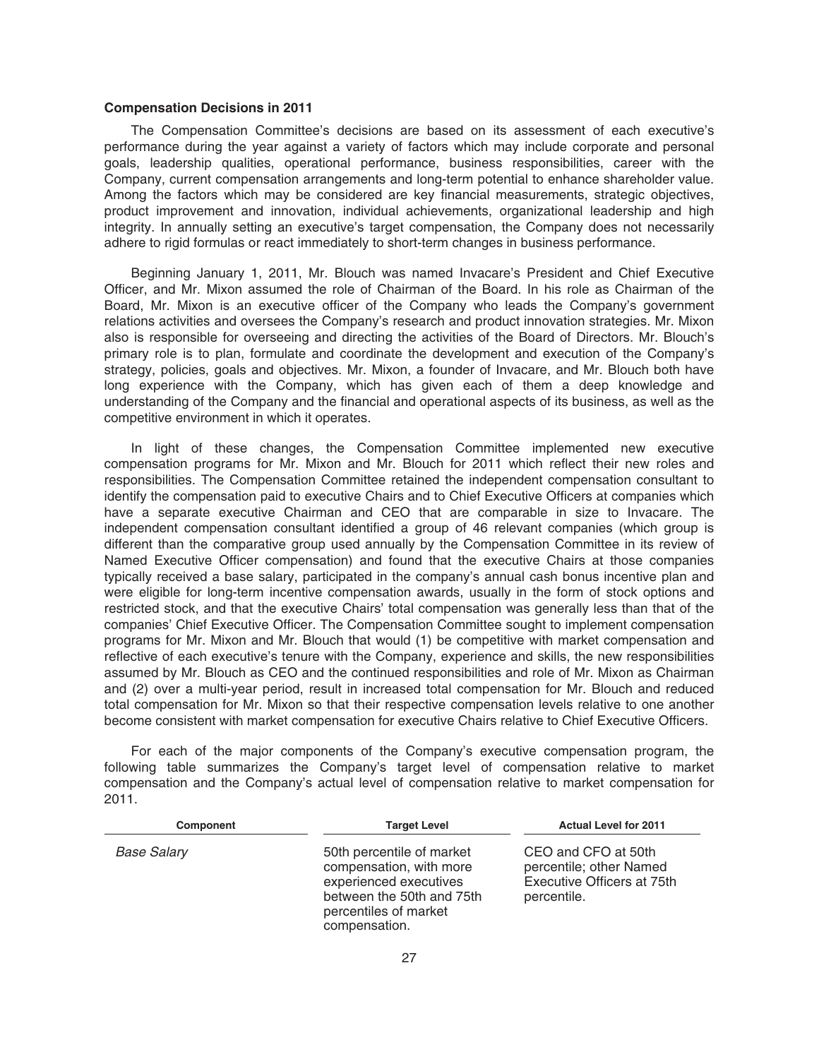**Compensation Decisions in 2011**

The Compensation Committee's decisions are based on its assessment of each executive's performance during the year against a variety of factors which may include corporate and personal goals, leadership qualities, operational performance, business responsibilities, career with the Company, current compensation arrangements and long-term potential to enhance shareholder value. Among the factors which may be considered are key financial measurements, strategic objectives, product improvement and innovation, individual achievements, organizational leadership and high integrity. In annually setting an executive's target compensation, the Company does not necessarily adhere to rigid formulas or react immediately to short-term changes in business performance.

Beginning January 1, 2011, Mr. Blouch was named Invacare's President and Chief Executive Officer, and Mr. Mixon assumed the role of Chairman of the Board. In his role as Chairman of the Board, Mr. Mixon is an executive officer of the Company who leads the Company's government relations activities and oversees the Company's research and product innovation strategies. Mr. Mixon also is responsible for overseeing and directing the activities of the Board of Directors. Mr. Blouch's primary role is to plan, formulate and coordinate the development and execution of the Company's strategy, policies, goals and objectives. Mr. Mixon, a founder of Invacare, and Mr. Blouch both have long experience with the Company, which has given each of them a deep knowledge and understanding of the Company and the financial and operational aspects of its business, as well as the competitive environment in which it operates.

In light of these changes, the Compensation Committee implemented new executive compensation programs for Mr. Mixon and Mr. Blouch for 2011 which reflect their new roles and responsibilities. The Compensation Committee retained the independent compensation consultant to identify the compensation paid to executive Chairs and to Chief Executive Officers at companies which have a separate executive Chairman and CEO that are comparable in size to Invacare. The independent compensation consultant identified a group of 46 relevant companies (which group is different than the comparative group used annually by the Compensation Committee in its review of Named Executive Officer compensation) and found that the executive Chairs at those companies typically received a base salary, participated in the company's annual cash bonus incentive plan and were eligible for long-term incentive compensation awards, usually in the form of stock options and restricted stock, and that the executive Chairs' total compensation was generally less than that of the companies' Chief Executive Officer. The Compensation Committee sought to implement compensation programs for Mr. Mixon and Mr. Blouch that would (1) be competitive with market compensation and reflective of each executive's tenure with the Company, experience and skills, the new responsibilities assumed by Mr. Blouch as CEO and the continued responsibilities and role of Mr. Mixon as Chairman and (2) over a multi-year period, result in increased total compensation for Mr. Blouch and reduced total compensation for Mr. Mixon so that their respective compensation levels relative to one another become consistent with market compensation for executive Chairs relative to Chief Executive Officers.

For each of the major components of the Company's executive compensation program, the following table summarizes the Company's target level of compensation relative to market compensation and the Company's actual level of compensation relative to market compensation for 2011.

| Component | Target Level | Actual Level for 2011 |
| --- | --- | --- |
| *Base Salary* | 50th percentile of market compensation, with more experienced executives between the 50th and 75th percentiles of market compensation. | CEO and CFO at 50th percentile; other Named Executive Officers at 75th percentile. |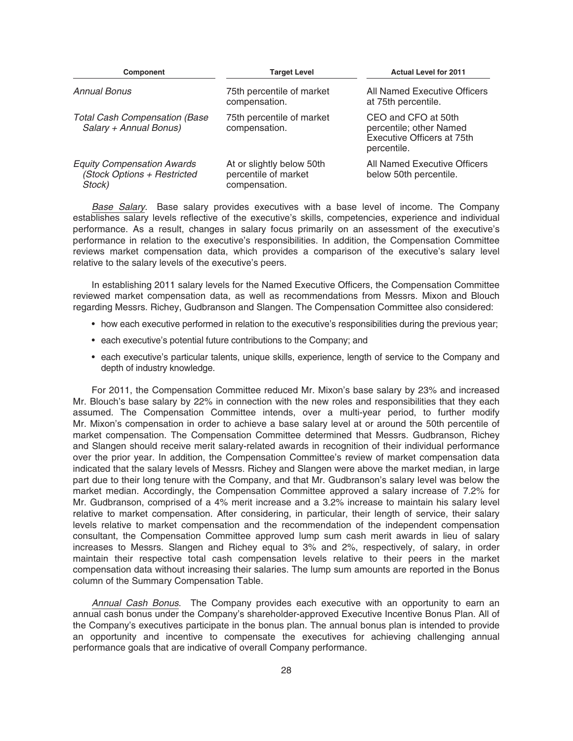| Component | Target Level | Actual Level for 2011 |
| --- | --- | --- |
| *Annual Bonus* | 75th percentile of market compensation. | All Named Executive Officers at 75th percentile. |
| *Total Cash Compensation (Base Salary + Annual Bonus)* | 75th percentile of market compensation. | CEO and CFO at 50th percentile; other Named Executive Officers at 75th percentile. |
| *Equity Compensation Awards (Stock Options + Restricted Stock)* | At or slightly below 50th percentile of market compensation. | All Named Executive Officers below 50th percentile. |

*Base Salary*. Base salary provides executives with a base level of income. The Company establishes salary levels reflective of the executive's skills, competencies, experience and individual performance. As a result, changes in salary focus primarily on an assessment of the executive's performance in relation to the executive's responsibilities. In addition, the Compensation Committee reviews market compensation data, which provides a comparison of the executive's salary level relative to the salary levels of the executive's peers.

In establishing 2011 salary levels for the Named Executive Officers, the Compensation Committee reviewed market compensation data, as well as recommendations from Messrs. Mixon and Blouch regarding Messrs. Richey, Gudbranson and Slangen. The Compensation Committee also considered:

- how each executive performed in relation to the executive's responsibilities during the previous year;
- each executive's potential future contributions to the Company; and
- each executive's particular talents, unique skills, experience, length of service to the Company and depth of industry knowledge.

For 2011, the Compensation Committee reduced Mr. Mixon's base salary by 23% and increased Mr. Blouch's base salary by 22% in connection with the new roles and responsibilities that they each assumed. The Compensation Committee intends, over a multi-year period, to further modify Mr. Mixon's compensation in order to achieve a base salary level at or around the 50th percentile of market compensation. The Compensation Committee determined that Messrs. Gudbranson, Richey and Slangen should receive merit salary-related awards in recognition of their individual performance over the prior year. In addition, the Compensation Committee's review of market compensation data indicated that the salary levels of Messrs. Richey and Slangen were above the market median, in large part due to their long tenure with the Company, and that Mr. Gudbranson's salary level was below the market median. Accordingly, the Compensation Committee approved a salary increase of 7.2% for Mr. Gudbranson, comprised of a 4% merit increase and a 3.2% increase to maintain his salary level relative to market compensation. After considering, in particular, their length of service, their salary levels relative to market compensation and the recommendation of the independent compensation consultant, the Compensation Committee approved lump sum cash merit awards in lieu of salary increases to Messrs. Slangen and Richey equal to 3% and 2%, respectively, of salary, in order maintain their respective total cash compensation levels relative to their peers in the market compensation data without increasing their salaries. The lump sum amounts are reported in the Bonus column of the Summary Compensation Table.

*Annual Cash Bonus*. The Company provides each executive with an opportunity to earn an annual cash bonus under the Company's shareholder-approved Executive Incentive Bonus Plan. All of the Company's executives participate in the bonus plan. The annual bonus plan is intended to provide an opportunity and incentive to compensate the executives for achieving challenging annual performance goals that are indicative of overall Company performance.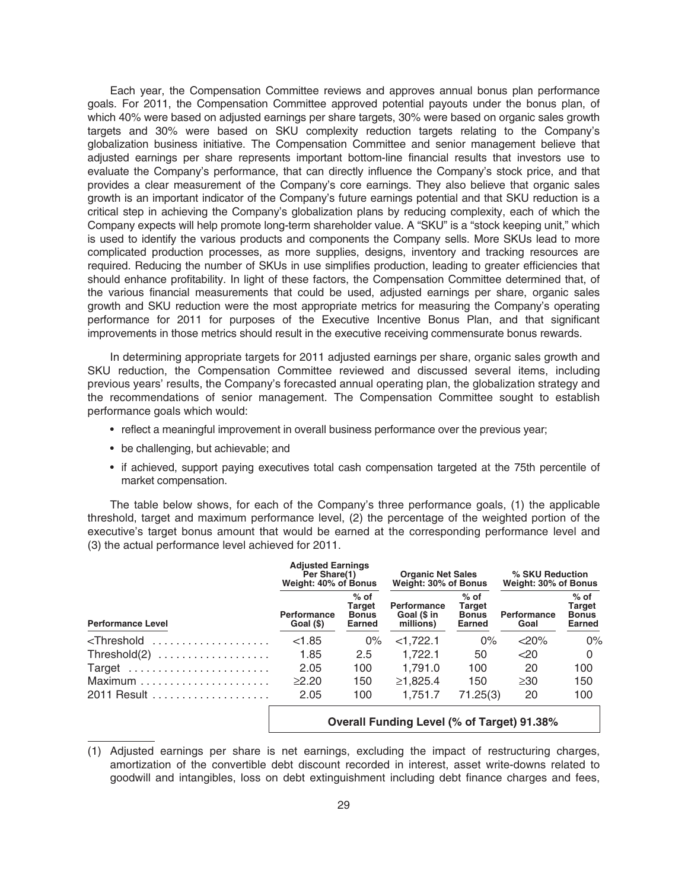Each year, the Compensation Committee reviews and approves annual bonus plan performance goals. For 2011, the Compensation Committee approved potential payouts under the bonus plan, of which 40% were based on adjusted earnings per share targets, 30% were based on organic sales growth targets and 30% were based on SKU complexity reduction targets relating to the Company's globalization business initiative. The Compensation Committee and senior management believe that adjusted earnings per share represents important bottom-line financial results that investors use to evaluate the Company's performance, that can directly influence the Company's stock price, and that provides a clear measurement of the Company's core earnings. They also believe that organic sales growth is an important indicator of the Company's future earnings potential and that SKU reduction is a critical step in achieving the Company's globalization plans by reducing complexity, each of which the Company expects will help promote long-term shareholder value. A "SKU" is a "stock keeping unit," which is used to identify the various products and components the Company sells. More SKUs lead to more complicated production processes, as more supplies, designs, inventory and tracking resources are required. Reducing the number of SKUs in use simplifies production, leading to greater efficiencies that should enhance profitability. In light of these factors, the Compensation Committee determined that, of the various financial measurements that could be used, adjusted earnings per share, organic sales growth and SKU reduction were the most appropriate metrics for measuring the Company's operating performance for 2011 for purposes of the Executive Incentive Bonus Plan, and that significant improvements in those metrics should result in the executive receiving commensurate bonus rewards.

In determining appropriate targets for 2011 adjusted earnings per share, organic sales growth and SKU reduction, the Compensation Committee reviewed and discussed several items, including previous years' results, the Company's forecasted annual operating plan, the globalization strategy and the recommendations of senior management. The Compensation Committee sought to establish performance goals which would:

- reflect a meaningful improvement in overall business performance over the previous year;
- be challenging, but achievable; and
- if achieved, support paying executives total cash compensation targeted at the 75th percentile of market compensation.

The table below shows, for each of the Company's three performance goals, (1) the applicable threshold, target and maximum performance level, (2) the percentage of the weighted portion of the executive's target bonus amount that would be earned at the corresponding performance level and (3) the actual performance level achieved for 2011.

| | Adjusted Earnings Per Share(1) Weight: 40% of Bonus | | Organic Net Sales Weight: 30% of Bonus | | % SKU Reduction Weight: 30% of Bonus | |
|---|---|---|---|---|---|---|
| **Performance Level** | **Performance Goal ($)** | **% of Target Bonus Earned** | **Performance Goal ($ in millions)** | **% of Target Bonus Earned** | **Performance Goal** | **% of Target Bonus Earned** |
| <Threshold | <1.85 | 0% | <1,722.1 | 0% | <20% | 0% |
| Threshold(2) | 1.85 | 2.5 | 1,722.1 | 50 | <20 | 0 |
| Target | 2.05 | 100 | 1,791.0 | 100 | 20 | 100 |
| Maximum | ≥2.20 | 150 | ≥1,825.4 | 150 | ≥30 | 150 |
| 2011 Result | 2.05 | 100 | 1,751.7 | 71.25(3) | 20 | 100 |
| | **Overall Funding Level (% of Target) 91.38%** | | | | | |

(1) Adjusted earnings per share is net earnings, excluding the impact of restructuring charges, amortization of the convertible debt discount recorded in interest, asset write-downs related to goodwill and intangibles, loss on debt extinguishment including debt finance charges and fees,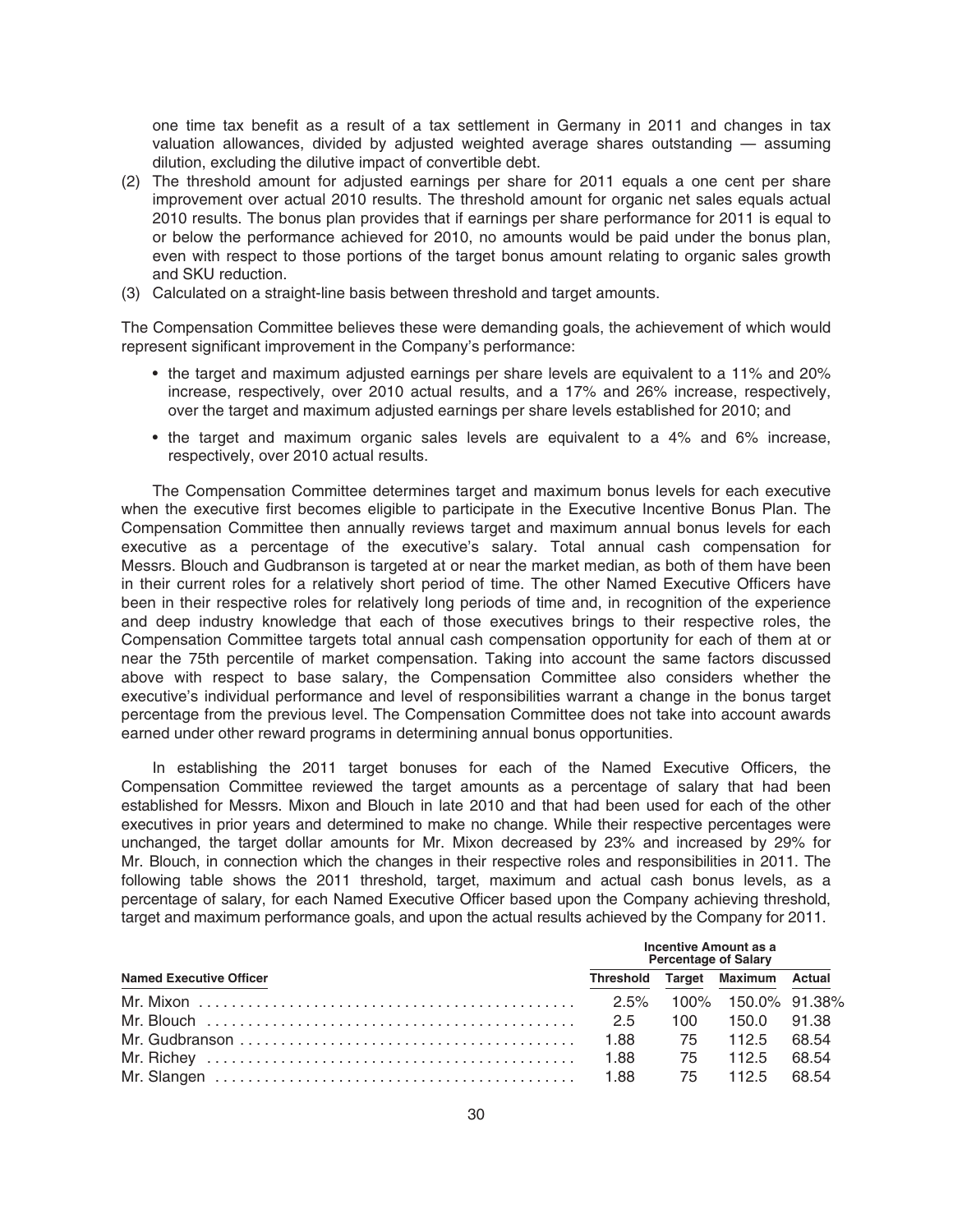one time tax benefit as a result of a tax settlement in Germany in 2011 and changes in tax valuation allowances, divided by adjusted weighted average shares outstanding — assuming dilution, excluding the dilutive impact of convertible debt.

(2) The threshold amount for adjusted earnings per share for 2011 equals a one cent per share improvement over actual 2010 results. The threshold amount for organic net sales equals actual 2010 results. The bonus plan provides that if earnings per share performance for 2011 is equal to or below the performance achieved for 2010, no amounts would be paid under the bonus plan, even with respect to those portions of the target bonus amount relating to organic sales growth and SKU reduction.

(3) Calculated on a straight-line basis between threshold and target amounts.

The Compensation Committee believes these were demanding goals, the achievement of which would represent significant improvement in the Company's performance:

- the target and maximum adjusted earnings per share levels are equivalent to a 11% and 20% increase, respectively, over 2010 actual results, and a 17% and 26% increase, respectively, over the target and maximum adjusted earnings per share levels established for 2010; and
- the target and maximum organic sales levels are equivalent to a 4% and 6% increase, respectively, over 2010 actual results.

The Compensation Committee determines target and maximum bonus levels for each executive when the executive first becomes eligible to participate in the Executive Incentive Bonus Plan. The Compensation Committee then annually reviews target and maximum annual bonus levels for each executive as a percentage of the executive's salary. Total annual cash compensation for Messrs. Blouch and Gudbranson is targeted at or near the market median, as both of them have been in their current roles for a relatively short period of time. The other Named Executive Officers have been in their respective roles for relatively long periods of time and, in recognition of the experience and deep industry knowledge that each of those executives brings to their respective roles, the Compensation Committee targets total annual cash compensation opportunity for each of them at or near the 75th percentile of market compensation. Taking into account the same factors discussed above with respect to base salary, the Compensation Committee also considers whether the executive's individual performance and level of responsibilities warrant a change in the bonus target percentage from the previous level. The Compensation Committee does not take into account awards earned under other reward programs in determining annual bonus opportunities.

In establishing the 2011 target bonuses for each of the Named Executive Officers, the Compensation Committee reviewed the target amounts as a percentage of salary that had been established for Messrs. Mixon and Blouch in late 2010 and that had been used for each of the other executives in prior years and determined to make no change. While their respective percentages were unchanged, the target dollar amounts for Mr. Mixon decreased by 23% and increased by 29% for Mr. Blouch, in connection which the changes in their respective roles and responsibilities in 2011. The following table shows the 2011 threshold, target, maximum and actual cash bonus levels, as a percentage of salary, for each Named Executive Officer based upon the Company achieving threshold, target and maximum performance goals, and upon the actual results achieved by the Company for 2011.

| | Incentive Amount as a Percentage of Salary | | | |
|---|---|---|---|---|
| **Named Executive Officer** | **Threshold** | **Target** | **Maximum** | **Actual** |
| Mr. Mixon | 2.5% | 100% | 150.0% | 91.38% |
| Mr. Blouch | 2.5 | 100 | 150.0 | 91.38 |
| Mr. Gudbranson | 1.88 | 75 | 112.5 | 68.54 |
| Mr. Richey | 1.88 | 75 | 112.5 | 68.54 |
| Mr. Slangen | 1.88 | 75 | 112.5 | 68.54 |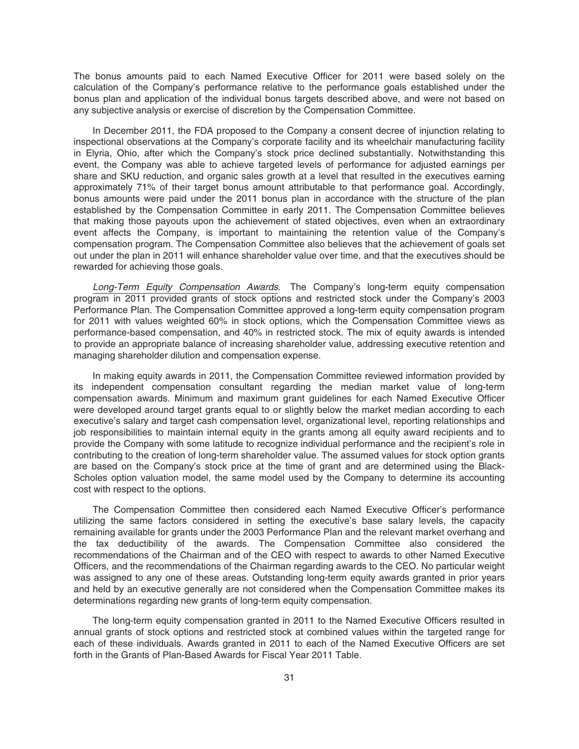The bonus amounts paid to each Named Executive Officer for 2011 were based solely on the calculation of the Company's performance relative to the performance goals established under the bonus plan and application of the individual bonus targets described above, and were not based on any subjective analysis or exercise of discretion by the Compensation Committee.

In December 2011, the FDA proposed to the Company a consent decree of injunction relating to inspectional observations at the Company's corporate facility and its wheelchair manufacturing facility in Elyria, Ohio, after which the Company's stock price declined substantially. Notwithstanding this event, the Company was able to achieve targeted levels of performance for adjusted earnings per share and SKU reduction, and organic sales growth at a level that resulted in the executives earning approximately 71% of their target bonus amount attributable to that performance goal. Accordingly, bonus amounts were paid under the 2011 bonus plan in accordance with the structure of the plan established by the Compensation Committee in early 2011. The Compensation Committee believes that making those payouts upon the achievement of stated objectives, even when an extraordinary event affects the Company, is important to maintaining the retention value of the Company's compensation program. The Compensation Committee also believes that the achievement of goals set out under the plan in 2011 will enhance shareholder value over time, and that the executives should be rewarded for achieving those goals.

*Long-Term Equity Compensation Awards*. The Company's long-term equity compensation program in 2011 provided grants of stock options and restricted stock under the Company's 2003 Performance Plan. The Compensation Committee approved a long-term equity compensation program for 2011 with values weighted 60% in stock options, which the Compensation Committee views as performance-based compensation, and 40% in restricted stock. The mix of equity awards is intended to provide an appropriate balance of increasing shareholder value, addressing executive retention and managing shareholder dilution and compensation expense.

In making equity awards in 2011, the Compensation Committee reviewed information provided by its independent compensation consultant regarding the median market value of long-term compensation awards. Minimum and maximum grant guidelines for each Named Executive Officer were developed around target grants equal to or slightly below the market median according to each executive's salary and target cash compensation level, organizational level, reporting relationships and job responsibilities to maintain internal equity in the grants among all equity award recipients and to provide the Company with some latitude to recognize individual performance and the recipient's role in contributing to the creation of long-term shareholder value. The assumed values for stock option grants are based on the Company's stock price at the time of grant and are determined using the Black-Scholes option valuation model, the same model used by the Company to determine its accounting cost with respect to the options.

The Compensation Committee then considered each Named Executive Officer's performance utilizing the same factors considered in setting the executive's base salary levels, the capacity remaining available for grants under the 2003 Performance Plan and the relevant market overhang and the tax deductibility of the awards. The Compensation Committee also considered the recommendations of the Chairman and of the CEO with respect to awards to other Named Executive Officers, and the recommendations of the Chairman regarding awards to the CEO. No particular weight was assigned to any one of these areas. Outstanding long-term equity awards granted in prior years and held by an executive generally are not considered when the Compensation Committee makes its determinations regarding new grants of long-term equity compensation.

The long-term equity compensation granted in 2011 to the Named Executive Officers resulted in annual grants of stock options and restricted stock at combined values within the targeted range for each of these individuals. Awards granted in 2011 to each of the Named Executive Officers are set forth in the Grants of Plan-Based Awards for Fiscal Year 2011 Table.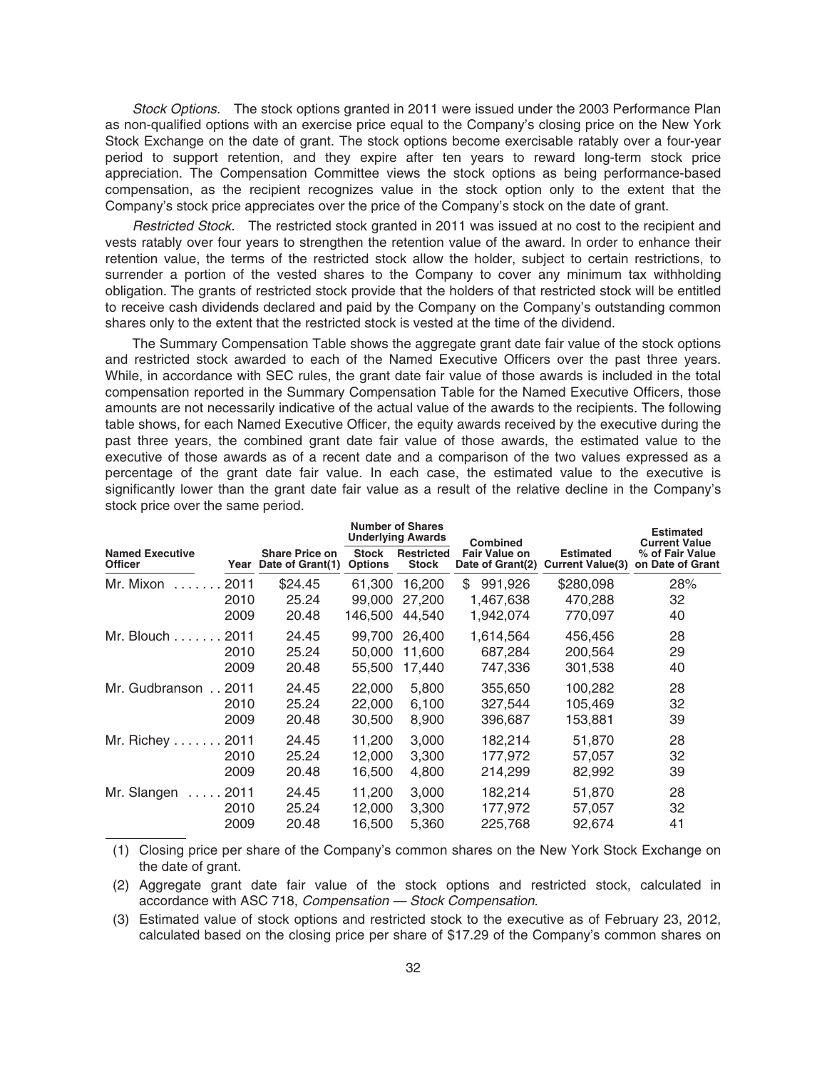*Stock Options.* The stock options granted in 2011 were issued under the 2003 Performance Plan as non-qualified options with an exercise price equal to the Company's closing price on the New York Stock Exchange on the date of grant. The stock options become exercisable ratably over a four-year period to support retention, and they expire after ten years to reward long-term stock price appreciation. The Compensation Committee views the stock options as being performance-based compensation, as the recipient recognizes value in the stock option only to the extent that the Company's stock price appreciates over the price of the Company's stock on the date of grant.

*Restricted Stock.* The restricted stock granted in 2011 was issued at no cost to the recipient and vests ratably over four years to strengthen the retention value of the award. In order to enhance their retention value, the terms of the restricted stock allow the holder, subject to certain restrictions, to surrender a portion of the vested shares to the Company to cover any minimum tax withholding obligation. The grants of restricted stock provide that the holders of that restricted stock will be entitled to receive cash dividends declared and paid by the Company on the Company's outstanding common shares only to the extent that the restricted stock is vested at the time of the dividend.

The Summary Compensation Table shows the aggregate grant date fair value of the stock options and restricted stock awarded to each of the Named Executive Officers over the past three years. While, in accordance with SEC rules, the grant date fair value of those awards is included in the total compensation reported in the Summary Compensation Table for the Named Executive Officers, those amounts are not necessarily indicative of the actual value of the awards to the recipients. The following table shows, for each Named Executive Officer, the equity awards received by the executive during the past three years, the combined grant date fair value of those awards, the estimated value to the executive of those awards as of a recent date and a comparison of the two values expressed as a percentage of the grant date fair value. In each case, the estimated value to the executive is significantly lower than the grant date fair value as a result of the relative decline in the Company's stock price over the same period.

| Named Executive Officer | Year | Share Price on Date of Grant(1) | Number of Shares Underlying Awards | | Combined Fair Value on Date of Grant(2) | Estimated Current Value(3) | Estimated Current Value % of Fair Value on Date of Grant |
|---|---|---|---|---|---|---|---|
| | | | Stock Options | Restricted Stock | | | |
| Mr. Mixon | 2011 | $24.45 | 61,300 | 16,200 | $ 991,926 | $280,098 | 28% |
| | 2010 | 25.24 | 99,000 | 27,200 | 1,467,638 | 470,288 | 32 |
| | 2009 | 20.48 | 146,500 | 44,540 | 1,942,074 | 770,097 | 40 |
| Mr. Blouch | 2011 | 24.45 | 99,700 | 26,400 | 1,614,564 | 456,456 | 28 |
| | 2010 | 25.24 | 50,000 | 11,600 | 687,284 | 200,564 | 29 |
| | 2009 | 20.48 | 55,500 | 17,440 | 747,336 | 301,538 | 40 |
| Mr. Gudbranson | 2011 | 24.45 | 22,000 | 5,800 | 355,650 | 100,282 | 28 |
| | 2010 | 25.24 | 22,000 | 6,100 | 327,544 | 105,469 | 32 |
| | 2009 | 20.48 | 30,500 | 8,900 | 396,687 | 153,881 | 39 |
| Mr. Richey | 2011 | 24.45 | 11,200 | 3,000 | 182,214 | 51,870 | 28 |
| | 2010 | 25.24 | 12,000 | 3,300 | 177,972 | 57,057 | 32 |
| | 2009 | 20.48 | 16,500 | 4,800 | 214,299 | 82,992 | 39 |
| Mr. Slangen | 2011 | 24.45 | 11,200 | 3,000 | 182,214 | 51,870 | 28 |
| | 2010 | 25.24 | 12,000 | 3,300 | 177,972 | 57,057 | 32 |
| | 2009 | 20.48 | 16,500 | 5,360 | 225,768 | 92,674 | 41 |

(1) Closing price per share of the Company's common shares on the New York Stock Exchange on the date of grant.

(2) Aggregate grant date fair value of the stock options and restricted stock, calculated in accordance with ASC 718, *Compensation — Stock Compensation*.

(3) Estimated value of stock options and restricted stock to the executive as of February 23, 2012, calculated based on the closing price per share of $17.29 of the Company's common shares on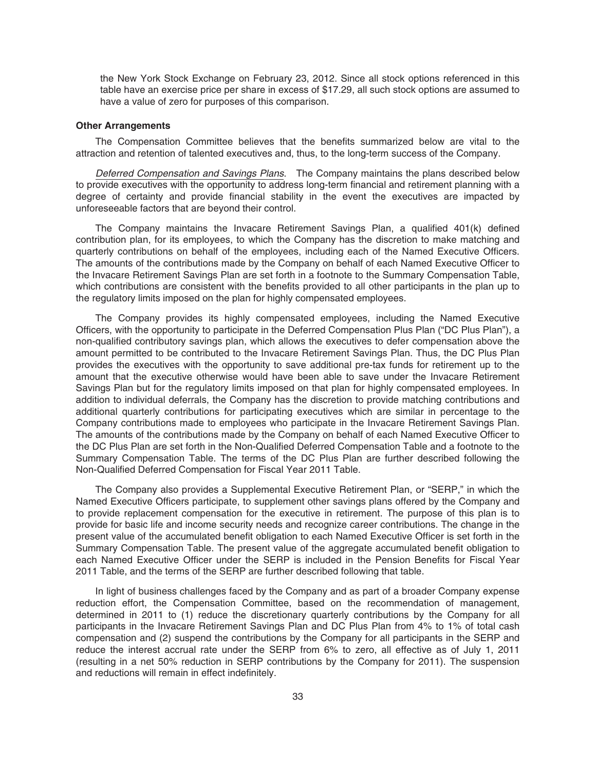the New York Stock Exchange on February 23, 2012. Since all stock options referenced in this table have an exercise price per share in excess of $17.29, all such stock options are assumed to have a value of zero for purposes of this comparison.

**Other Arrangements**

The Compensation Committee believes that the benefits summarized below are vital to the attraction and retention of talented executives and, thus, to the long-term success of the Company.

*Deferred Compensation and Savings Plans*. The Company maintains the plans described below to provide executives with the opportunity to address long-term financial and retirement planning with a degree of certainty and provide financial stability in the event the executives are impacted by unforeseeable factors that are beyond their control.

The Company maintains the Invacare Retirement Savings Plan, a qualified 401(k) defined contribution plan, for its employees, to which the Company has the discretion to make matching and quarterly contributions on behalf of the employees, including each of the Named Executive Officers. The amounts of the contributions made by the Company on behalf of each Named Executive Officer to the Invacare Retirement Savings Plan are set forth in a footnote to the Summary Compensation Table, which contributions are consistent with the benefits provided to all other participants in the plan up to the regulatory limits imposed on the plan for highly compensated employees.

The Company provides its highly compensated employees, including the Named Executive Officers, with the opportunity to participate in the Deferred Compensation Plus Plan ("DC Plus Plan"), a non-qualified contributory savings plan, which allows the executives to defer compensation above the amount permitted to be contributed to the Invacare Retirement Savings Plan. Thus, the DC Plus Plan provides the executives with the opportunity to save additional pre-tax funds for retirement up to the amount that the executive otherwise would have been able to save under the Invacare Retirement Savings Plan but for the regulatory limits imposed on that plan for highly compensated employees. In addition to individual deferrals, the Company has the discretion to provide matching contributions and additional quarterly contributions for participating executives which are similar in percentage to the Company contributions made to employees who participate in the Invacare Retirement Savings Plan. The amounts of the contributions made by the Company on behalf of each Named Executive Officer to the DC Plus Plan are set forth in the Non-Qualified Deferred Compensation Table and a footnote to the Summary Compensation Table. The terms of the DC Plus Plan are further described following the Non-Qualified Deferred Compensation for Fiscal Year 2011 Table.

The Company also provides a Supplemental Executive Retirement Plan, or "SERP," in which the Named Executive Officers participate, to supplement other savings plans offered by the Company and to provide replacement compensation for the executive in retirement. The purpose of this plan is to provide for basic life and income security needs and recognize career contributions. The change in the present value of the accumulated benefit obligation to each Named Executive Officer is set forth in the Summary Compensation Table. The present value of the aggregate accumulated benefit obligation to each Named Executive Officer under the SERP is included in the Pension Benefits for Fiscal Year 2011 Table, and the terms of the SERP are further described following that table.

In light of business challenges faced by the Company and as part of a broader Company expense reduction effort, the Compensation Committee, based on the recommendation of management, determined in 2011 to (1) reduce the discretionary quarterly contributions by the Company for all participants in the Invacare Retirement Savings Plan and DC Plus Plan from 4% to 1% of total cash compensation and (2) suspend the contributions by the Company for all participants in the SERP and reduce the interest accrual rate under the SERP from 6% to zero, all effective as of July 1, 2011 (resulting in a net 50% reduction in SERP contributions by the Company for 2011). The suspension and reductions will remain in effect indefinitely.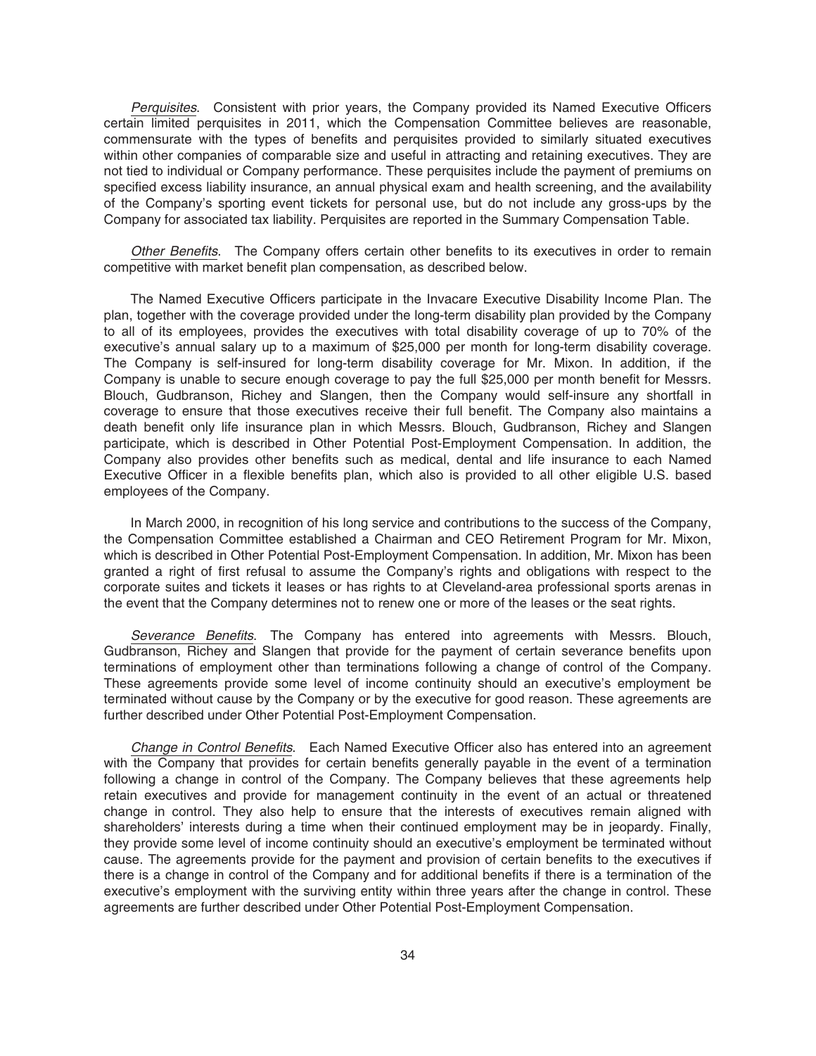*Perquisites*. Consistent with prior years, the Company provided its Named Executive Officers certain limited perquisites in 2011, which the Compensation Committee believes are reasonable, commensurate with the types of benefits and perquisites provided to similarly situated executives within other companies of comparable size and useful in attracting and retaining executives. They are not tied to individual or Company performance. These perquisites include the payment of premiums on specified excess liability insurance, an annual physical exam and health screening, and the availability of the Company's sporting event tickets for personal use, but do not include any gross-ups by the Company for associated tax liability. Perquisites are reported in the Summary Compensation Table.

*Other Benefits*. The Company offers certain other benefits to its executives in order to remain competitive with market benefit plan compensation, as described below.

The Named Executive Officers participate in the Invacare Executive Disability Income Plan. The plan, together with the coverage provided under the long-term disability plan provided by the Company to all of its employees, provides the executives with total disability coverage of up to 70% of the executive's annual salary up to a maximum of $25,000 per month for long-term disability coverage. The Company is self-insured for long-term disability coverage for Mr. Mixon. In addition, if the Company is unable to secure enough coverage to pay the full $25,000 per month benefit for Messrs. Blouch, Gudbranson, Richey and Slangen, then the Company would self-insure any shortfall in coverage to ensure that those executives receive their full benefit. The Company also maintains a death benefit only life insurance plan in which Messrs. Blouch, Gudbranson, Richey and Slangen participate, which is described in Other Potential Post-Employment Compensation. In addition, the Company also provides other benefits such as medical, dental and life insurance to each Named Executive Officer in a flexible benefits plan, which also is provided to all other eligible U.S. based employees of the Company.

In March 2000, in recognition of his long service and contributions to the success of the Company, the Compensation Committee established a Chairman and CEO Retirement Program for Mr. Mixon, which is described in Other Potential Post-Employment Compensation. In addition, Mr. Mixon has been granted a right of first refusal to assume the Company's rights and obligations with respect to the corporate suites and tickets it leases or has rights to at Cleveland-area professional sports arenas in the event that the Company determines not to renew one or more of the leases or the seat rights.

*Severance Benefits*. The Company has entered into agreements with Messrs. Blouch, Gudbranson, Richey and Slangen that provide for the payment of certain severance benefits upon terminations of employment other than terminations following a change of control of the Company. These agreements provide some level of income continuity should an executive's employment be terminated without cause by the Company or by the executive for good reason. These agreements are further described under Other Potential Post-Employment Compensation.

*Change in Control Benefits*. Each Named Executive Officer also has entered into an agreement with the Company that provides for certain benefits generally payable in the event of a termination following a change in control of the Company. The Company believes that these agreements help retain executives and provide for management continuity in the event of an actual or threatened change in control. They also help to ensure that the interests of executives remain aligned with shareholders' interests during a time when their continued employment may be in jeopardy. Finally, they provide some level of income continuity should an executive's employment be terminated without cause. The agreements provide for the payment and provision of certain benefits to the executives if there is a change in control of the Company and for additional benefits if there is a termination of the executive's employment with the surviving entity within three years after the change in control. These agreements are further described under Other Potential Post-Employment Compensation.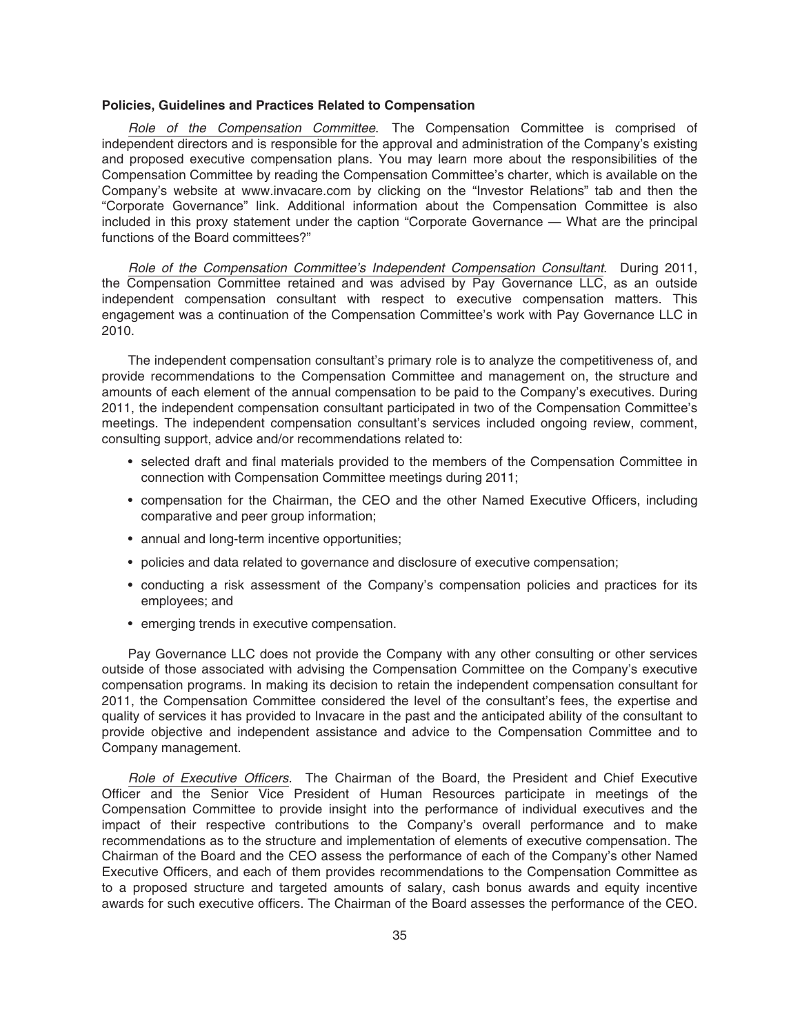**Policies, Guidelines and Practices Related to Compensation**

*Role of the Compensation Committee*. The Compensation Committee is comprised of independent directors and is responsible for the approval and administration of the Company's existing and proposed executive compensation plans. You may learn more about the responsibilities of the Compensation Committee by reading the Compensation Committee's charter, which is available on the Company's website at www.invacare.com by clicking on the "Investor Relations" tab and then the "Corporate Governance" link. Additional information about the Compensation Committee is also included in this proxy statement under the caption "Corporate Governance — What are the principal functions of the Board committees?"

*Role of the Compensation Committee's Independent Compensation Consultant*. During 2011, the Compensation Committee retained and was advised by Pay Governance LLC, as an outside independent compensation consultant with respect to executive compensation matters. This engagement was a continuation of the Compensation Committee's work with Pay Governance LLC in 2010.

The independent compensation consultant's primary role is to analyze the competitiveness of, and provide recommendations to the Compensation Committee and management on, the structure and amounts of each element of the annual compensation to be paid to the Company's executives. During 2011, the independent compensation consultant participated in two of the Compensation Committee's meetings. The independent compensation consultant's services included ongoing review, comment, consulting support, advice and/or recommendations related to:

- selected draft and final materials provided to the members of the Compensation Committee in connection with Compensation Committee meetings during 2011;
- compensation for the Chairman, the CEO and the other Named Executive Officers, including comparative and peer group information;
- annual and long-term incentive opportunities;
- policies and data related to governance and disclosure of executive compensation;
- conducting a risk assessment of the Company's compensation policies and practices for its employees; and
- emerging trends in executive compensation.

Pay Governance LLC does not provide the Company with any other consulting or other services outside of those associated with advising the Compensation Committee on the Company's executive compensation programs. In making its decision to retain the independent compensation consultant for 2011, the Compensation Committee considered the level of the consultant's fees, the expertise and quality of services it has provided to Invacare in the past and the anticipated ability of the consultant to provide objective and independent assistance and advice to the Compensation Committee and to Company management.

*Role of Executive Officers*. The Chairman of the Board, the President and Chief Executive Officer and the Senior Vice President of Human Resources participate in meetings of the Compensation Committee to provide insight into the performance of individual executives and the impact of their respective contributions to the Company's overall performance and to make recommendations as to the structure and implementation of elements of executive compensation. The Chairman of the Board and the CEO assess the performance of each of the Company's other Named Executive Officers, and each of them provides recommendations to the Compensation Committee as to a proposed structure and targeted amounts of salary, cash bonus awards and equity incentive awards for such executive officers. The Chairman of the Board assesses the performance of the CEO.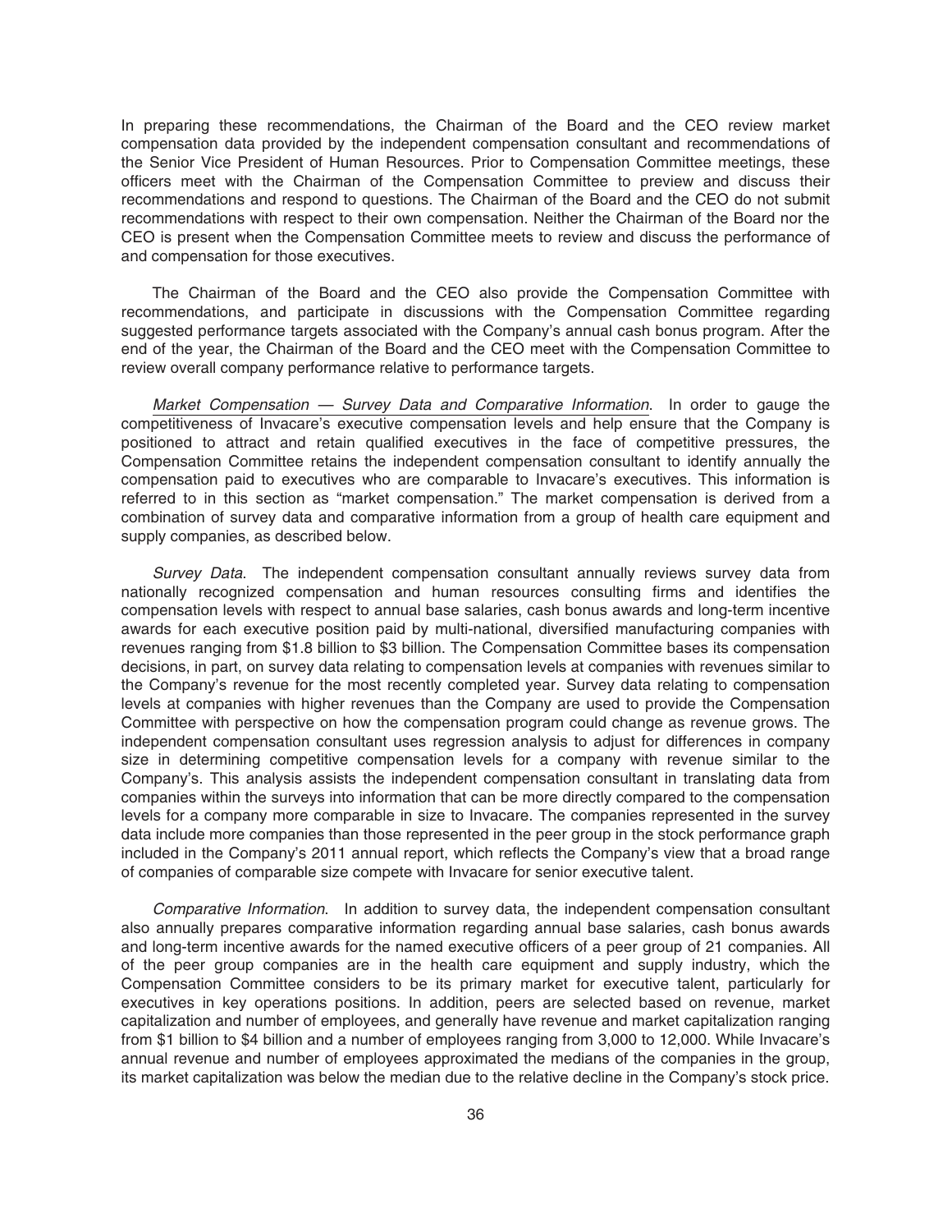In preparing these recommendations, the Chairman of the Board and the CEO review market compensation data provided by the independent compensation consultant and recommendations of the Senior Vice President of Human Resources. Prior to Compensation Committee meetings, these officers meet with the Chairman of the Compensation Committee to preview and discuss their recommendations and respond to questions. The Chairman of the Board and the CEO do not submit recommendations with respect to their own compensation. Neither the Chairman of the Board nor the CEO is present when the Compensation Committee meets to review and discuss the performance of and compensation for those executives.

The Chairman of the Board and the CEO also provide the Compensation Committee with recommendations, and participate in discussions with the Compensation Committee regarding suggested performance targets associated with the Company's annual cash bonus program. After the end of the year, the Chairman of the Board and the CEO meet with the Compensation Committee to review overall company performance relative to performance targets.

*Market Compensation — Survey Data and Comparative Information*. In order to gauge the competitiveness of Invacare's executive compensation levels and help ensure that the Company is positioned to attract and retain qualified executives in the face of competitive pressures, the Compensation Committee retains the independent compensation consultant to identify annually the compensation paid to executives who are comparable to Invacare's executives. This information is referred to in this section as "market compensation." The market compensation is derived from a combination of survey data and comparative information from a group of health care equipment and supply companies, as described below.

*Survey Data*. The independent compensation consultant annually reviews survey data from nationally recognized compensation and human resources consulting firms and identifies the compensation levels with respect to annual base salaries, cash bonus awards and long-term incentive awards for each executive position paid by multi-national, diversified manufacturing companies with revenues ranging from \$1.8 billion to \$3 billion. The Compensation Committee bases its compensation decisions, in part, on survey data relating to compensation levels at companies with revenues similar to the Company's revenue for the most recently completed year. Survey data relating to compensation levels at companies with higher revenues than the Company are used to provide the Compensation Committee with perspective on how the compensation program could change as revenue grows. The independent compensation consultant uses regression analysis to adjust for differences in company size in determining competitive compensation levels for a company with revenue similar to the Company's. This analysis assists the independent compensation consultant in translating data from companies within the surveys into information that can be more directly compared to the compensation levels for a company more comparable in size to Invacare. The companies represented in the survey data include more companies than those represented in the peer group in the stock performance graph included in the Company's 2011 annual report, which reflects the Company's view that a broad range of companies of comparable size compete with Invacare for senior executive talent.

*Comparative Information*. In addition to survey data, the independent compensation consultant also annually prepares comparative information regarding annual base salaries, cash bonus awards and long-term incentive awards for the named executive officers of a peer group of 21 companies. All of the peer group companies are in the health care equipment and supply industry, which the Compensation Committee considers to be its primary market for executive talent, particularly for executives in key operations positions. In addition, peers are selected based on revenue, market capitalization and number of employees, and generally have revenue and market capitalization ranging from \$1 billion to \$4 billion and a number of employees ranging from 3,000 to 12,000. While Invacare's annual revenue and number of employees approximated the medians of the companies in the group, its market capitalization was below the median due to the relative decline in the Company's stock price.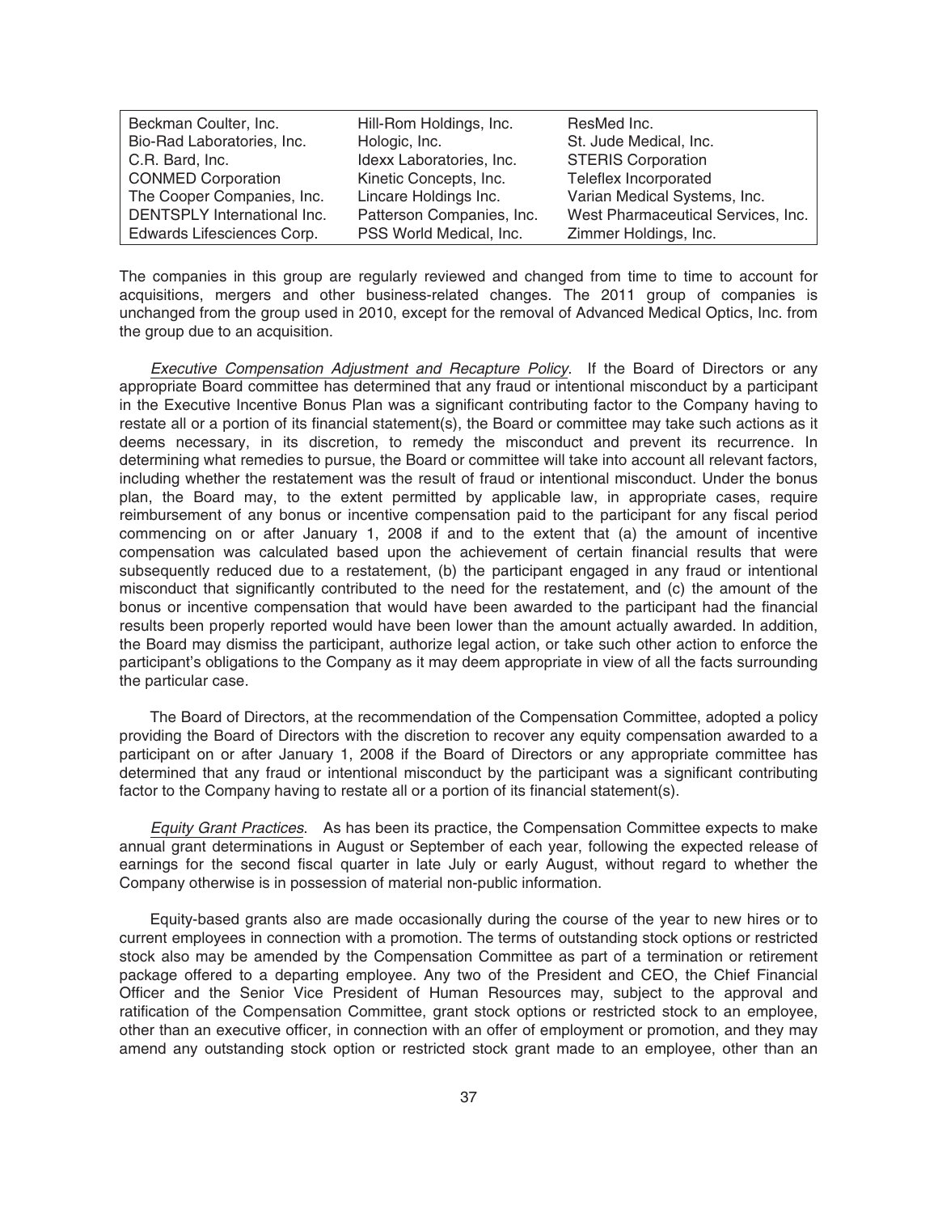| | | |
|---|---|---|
| Beckman Coulter, Inc. | Hill-Rom Holdings, Inc. | ResMed Inc. |
| Bio-Rad Laboratories, Inc. | Hologic, Inc. | St. Jude Medical, Inc. |
| C.R. Bard, Inc. | Idexx Laboratories, Inc. | STERIS Corporation |
| CONMED Corporation | Kinetic Concepts, Inc. | Teleflex Incorporated |
| The Cooper Companies, Inc. | Lincare Holdings Inc. | Varian Medical Systems, Inc. |
| DENTSPLY International Inc. | Patterson Companies, Inc. | West Pharmaceutical Services, Inc. |
| Edwards Lifesciences Corp. | PSS World Medical, Inc. | Zimmer Holdings, Inc. |

The companies in this group are regularly reviewed and changed from time to time to account for acquisitions, mergers and other business-related changes. The 2011 group of companies is unchanged from the group used in 2010, except for the removal of Advanced Medical Optics, Inc. from the group due to an acquisition.

*Executive Compensation Adjustment and Recapture Policy*. If the Board of Directors or any appropriate Board committee has determined that any fraud or intentional misconduct by a participant in the Executive Incentive Bonus Plan was a significant contributing factor to the Company having to restate all or a portion of its financial statement(s), the Board or committee may take such actions as it deems necessary, in its discretion, to remedy the misconduct and prevent its recurrence. In determining what remedies to pursue, the Board or committee will take into account all relevant factors, including whether the restatement was the result of fraud or intentional misconduct. Under the bonus plan, the Board may, to the extent permitted by applicable law, in appropriate cases, require reimbursement of any bonus or incentive compensation paid to the participant for any fiscal period commencing on or after January 1, 2008 if and to the extent that (a) the amount of incentive compensation was calculated based upon the achievement of certain financial results that were subsequently reduced due to a restatement, (b) the participant engaged in any fraud or intentional misconduct that significantly contributed to the need for the restatement, and (c) the amount of the bonus or incentive compensation that would have been awarded to the participant had the financial results been properly reported would have been lower than the amount actually awarded. In addition, the Board may dismiss the participant, authorize legal action, or take such other action to enforce the participant's obligations to the Company as it may deem appropriate in view of all the facts surrounding the particular case.

The Board of Directors, at the recommendation of the Compensation Committee, adopted a policy providing the Board of Directors with the discretion to recover any equity compensation awarded to a participant on or after January 1, 2008 if the Board of Directors or any appropriate committee has determined that any fraud or intentional misconduct by the participant was a significant contributing factor to the Company having to restate all or a portion of its financial statement(s).

*Equity Grant Practices*. As has been its practice, the Compensation Committee expects to make annual grant determinations in August or September of each year, following the expected release of earnings for the second fiscal quarter in late July or early August, without regard to whether the Company otherwise is in possession of material non-public information.

Equity-based grants also are made occasionally during the course of the year to new hires or to current employees in connection with a promotion. The terms of outstanding stock options or restricted stock also may be amended by the Compensation Committee as part of a termination or retirement package offered to a departing employee. Any two of the President and CEO, the Chief Financial Officer and the Senior Vice President of Human Resources may, subject to the approval and ratification of the Compensation Committee, grant stock options or restricted stock to an employee, other than an executive officer, in connection with an offer of employment or promotion, and they may amend any outstanding stock option or restricted stock grant made to an employee, other than an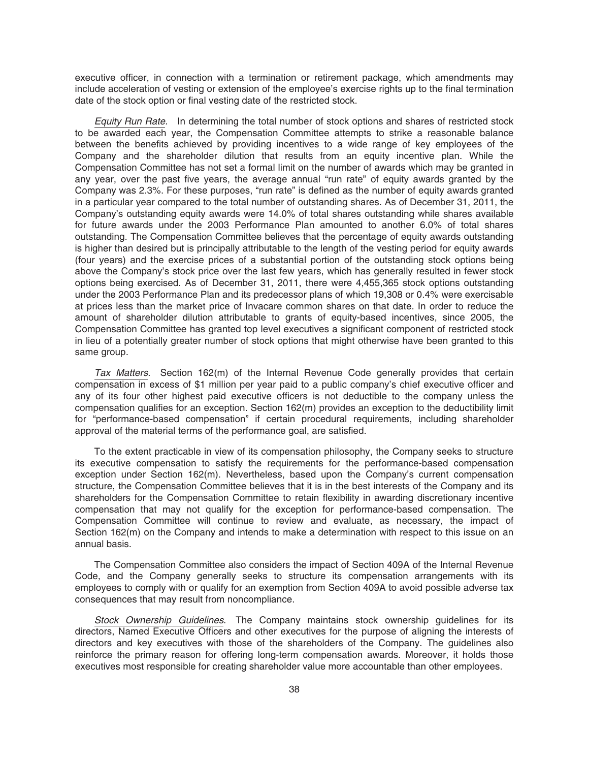executive officer, in connection with a termination or retirement package, which amendments may include acceleration of vesting or extension of the employee's exercise rights up to the final termination date of the stock option or final vesting date of the restricted stock.

*Equity Run Rate.* In determining the total number of stock options and shares of restricted stock to be awarded each year, the Compensation Committee attempts to strike a reasonable balance between the benefits achieved by providing incentives to a wide range of key employees of the Company and the shareholder dilution that results from an equity incentive plan. While the Compensation Committee has not set a formal limit on the number of awards which may be granted in any year, over the past five years, the average annual "run rate" of equity awards granted by the Company was 2.3%. For these purposes, "run rate" is defined as the number of equity awards granted in a particular year compared to the total number of outstanding shares. As of December 31, 2011, the Company's outstanding equity awards were 14.0% of total shares outstanding while shares available for future awards under the 2003 Performance Plan amounted to another 6.0% of total shares outstanding. The Compensation Committee believes that the percentage of equity awards outstanding is higher than desired but is principally attributable to the length of the vesting period for equity awards (four years) and the exercise prices of a substantial portion of the outstanding stock options being above the Company's stock price over the last few years, which has generally resulted in fewer stock options being exercised. As of December 31, 2011, there were 4,455,365 stock options outstanding under the 2003 Performance Plan and its predecessor plans of which 19,308 or 0.4% were exercisable at prices less than the market price of Invacare common shares on that date. In order to reduce the amount of shareholder dilution attributable to grants of equity-based incentives, since 2005, the Compensation Committee has granted top level executives a significant component of restricted stock in lieu of a potentially greater number of stock options that might otherwise have been granted to this same group.

*Tax Matters*. Section 162(m) of the Internal Revenue Code generally provides that certain compensation in excess of $1 million per year paid to a public company's chief executive officer and any of its four other highest paid executive officers is not deductible to the company unless the compensation qualifies for an exception. Section 162(m) provides an exception to the deductibility limit for "performance-based compensation" if certain procedural requirements, including shareholder approval of the material terms of the performance goal, are satisfied.

To the extent practicable in view of its compensation philosophy, the Company seeks to structure its executive compensation to satisfy the requirements for the performance-based compensation exception under Section 162(m). Nevertheless, based upon the Company's current compensation structure, the Compensation Committee believes that it is in the best interests of the Company and its shareholders for the Compensation Committee to retain flexibility in awarding discretionary incentive compensation that may not qualify for the exception for performance-based compensation. The Compensation Committee will continue to review and evaluate, as necessary, the impact of Section 162(m) on the Company and intends to make a determination with respect to this issue on an annual basis.

The Compensation Committee also considers the impact of Section 409A of the Internal Revenue Code, and the Company generally seeks to structure its compensation arrangements with its employees to comply with or qualify for an exemption from Section 409A to avoid possible adverse tax consequences that may result from noncompliance.

*Stock Ownership Guidelines*. The Company maintains stock ownership guidelines for its directors, Named Executive Officers and other executives for the purpose of aligning the interests of directors and key executives with those of the shareholders of the Company. The guidelines also reinforce the primary reason for offering long-term compensation awards. Moreover, it holds those executives most responsible for creating shareholder value more accountable than other employees.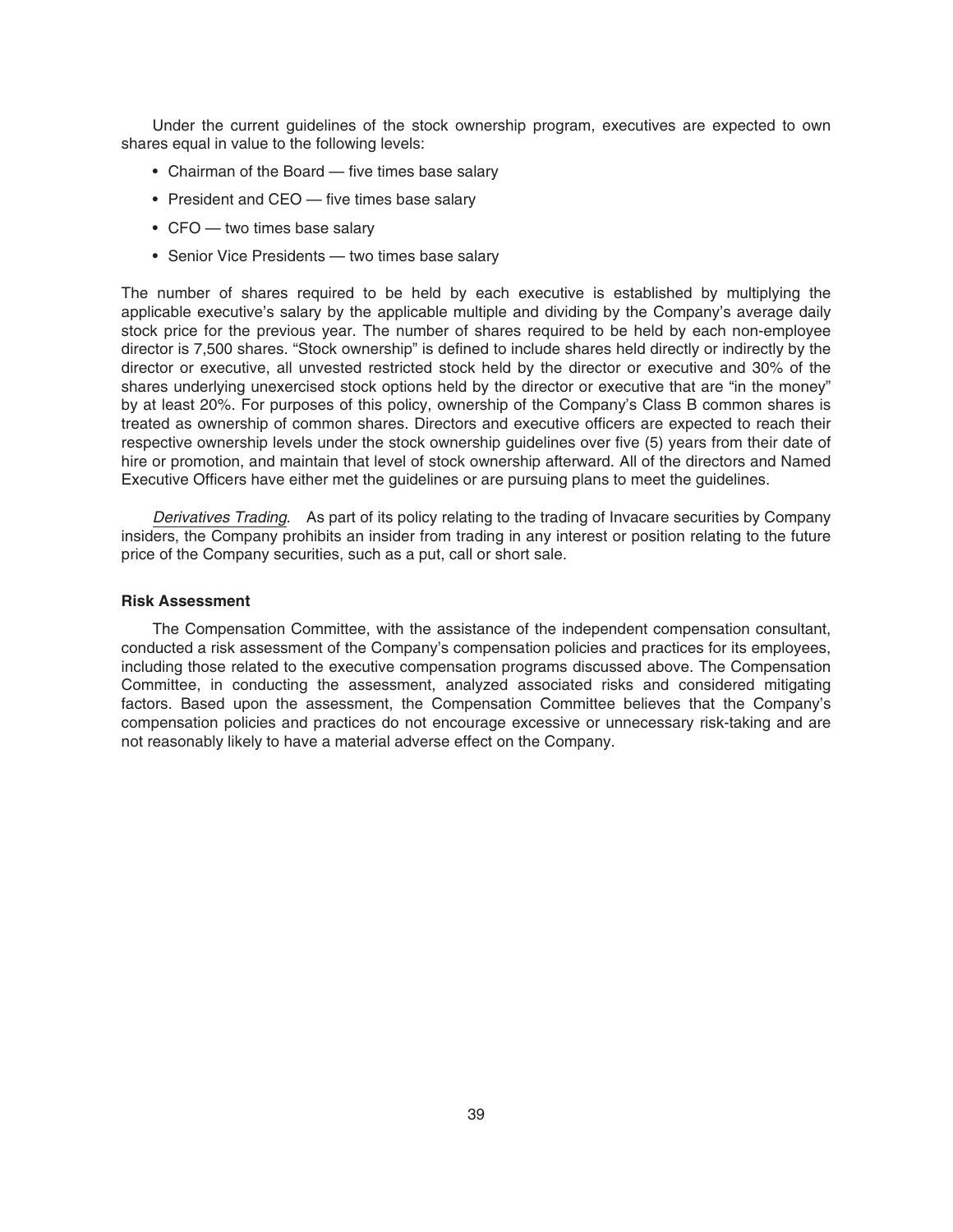Under the current guidelines of the stock ownership program, executives are expected to own shares equal in value to the following levels:

- Chairman of the Board — five times base salary
- President and CEO — five times base salary
- CFO — two times base salary
- Senior Vice Presidents — two times base salary

The number of shares required to be held by each executive is established by multiplying the applicable executive's salary by the applicable multiple and dividing by the Company's average daily stock price for the previous year. The number of shares required to be held by each non-employee director is 7,500 shares. "Stock ownership" is defined to include shares held directly or indirectly by the director or executive, all unvested restricted stock held by the director or executive and 30% of the shares underlying unexercised stock options held by the director or executive that are "in the money" by at least 20%. For purposes of this policy, ownership of the Company's Class B common shares is treated as ownership of common shares. Directors and executive officers are expected to reach their respective ownership levels under the stock ownership guidelines over five (5) years from their date of hire or promotion, and maintain that level of stock ownership afterward. All of the directors and Named Executive Officers have either met the guidelines or are pursuing plans to meet the guidelines.

*Derivatives Trading*. As part of its policy relating to the trading of Invacare securities by Company insiders, the Company prohibits an insider from trading in any interest or position relating to the future price of the Company securities, such as a put, call or short sale.

**Risk Assessment**

The Compensation Committee, with the assistance of the independent compensation consultant, conducted a risk assessment of the Company's compensation policies and practices for its employees, including those related to the executive compensation programs discussed above. The Compensation Committee, in conducting the assessment, analyzed associated risks and considered mitigating factors. Based upon the assessment, the Compensation Committee believes that the Company's compensation policies and practices do not encourage excessive or unnecessary risk-taking and are not reasonably likely to have a material adverse effect on the Company.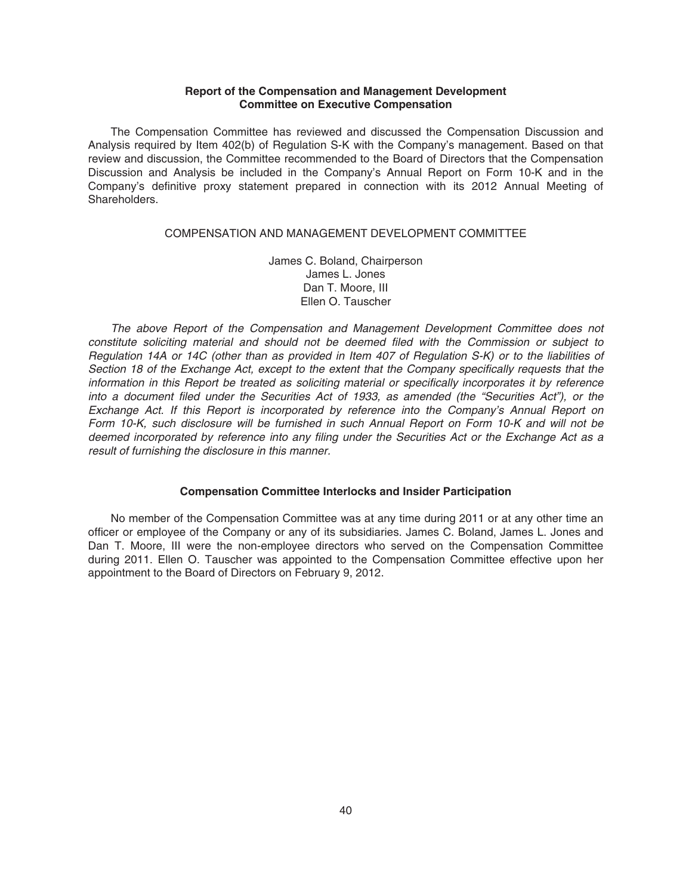## Report of the Compensation and Management Development Committee on Executive Compensation

The Compensation Committee has reviewed and discussed the Compensation Discussion and Analysis required by Item 402(b) of Regulation S-K with the Company's management. Based on that review and discussion, the Committee recommended to the Board of Directors that the Compensation Discussion and Analysis be included in the Company's Annual Report on Form 10-K and in the Company's definitive proxy statement prepared in connection with its 2012 Annual Meeting of Shareholders.

COMPENSATION AND MANAGEMENT DEVELOPMENT COMMITTEE

James C. Boland, Chairperson
James L. Jones
Dan T. Moore, III
Ellen O. Tauscher

*The above Report of the Compensation and Management Development Committee does not constitute soliciting material and should not be deemed filed with the Commission or subject to Regulation 14A or 14C (other than as provided in Item 407 of Regulation S-K) or to the liabilities of Section 18 of the Exchange Act, except to the extent that the Company specifically requests that the information in this Report be treated as soliciting material or specifically incorporates it by reference into a document filed under the Securities Act of 1933, as amended (the "Securities Act"), or the Exchange Act. If this Report is incorporated by reference into the Company's Annual Report on Form 10-K, such disclosure will be furnished in such Annual Report on Form 10-K and will not be deemed incorporated by reference into any filing under the Securities Act or the Exchange Act as a result of furnishing the disclosure in this manner.*

## Compensation Committee Interlocks and Insider Participation

No member of the Compensation Committee was at any time during 2011 or at any other time an officer or employee of the Company or any of its subsidiaries. James C. Boland, James L. Jones and Dan T. Moore, III were the non-employee directors who served on the Compensation Committee during 2011. Ellen O. Tauscher was appointed to the Compensation Committee effective upon her appointment to the Board of Directors on February 9, 2012.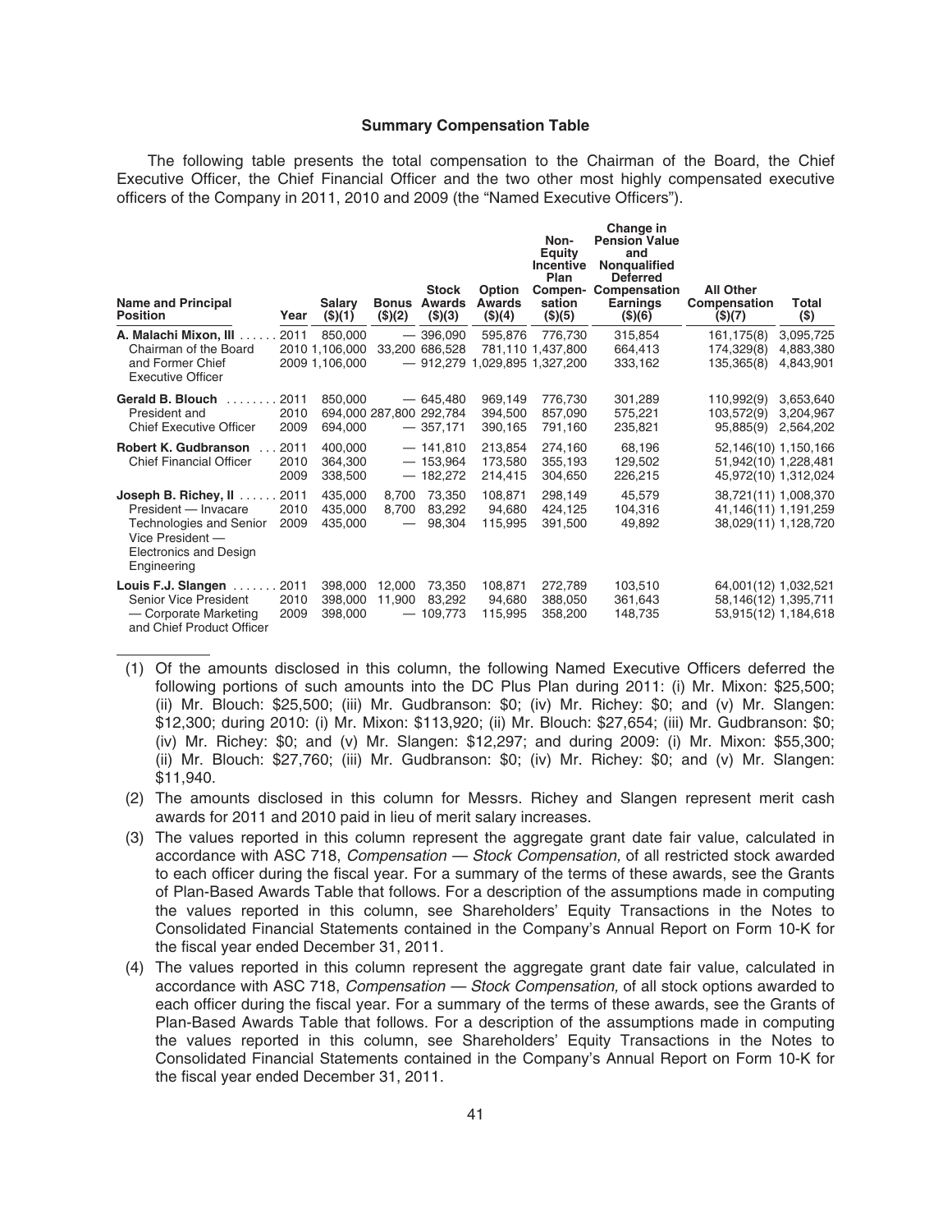**Summary Compensation Table**

The following table presents the total compensation to the Chairman of the Board, the Chief Executive Officer, the Chief Financial Officer and the two other most highly compensated executive officers of the Company in 2011, 2010 and 2009 (the "Named Executive Officers").

| Name and Principal Position | Year | Salary ($)(1) | Bonus ($)(2) | Stock Awards ($)(3) | Option Awards ($)(4) | Non-Equity Incentive Plan Compensation ($)(5) | Change in Pension Value and Nonqualified Deferred Compensation Earnings ($)(6) | All Other Compensation ($)(7) | Total ($) |
|---|---|---|---|---|---|---|---|---|---|
| **A. Malachi Mixon, III** | 2011 | 850,000 | — | 396,090 | 595,876 | 776,730 | 315,854 | 161,175(8) | 3,095,725 |
| Chairman of the Board and Former Chief Executive Officer | 2010 | 1,106,000 | 33,200 | 686,528 | 781,110 | 1,437,800 | 664,413 | 174,329(8) | 4,883,380 |
| | 2009 | 1,106,000 | — | 912,279 | 1,029,895 | 1,327,200 | 333,162 | 135,365(8) | 4,843,901 |
| **Gerald B. Blouch** | 2011 | 850,000 | — | 645,480 | 969,149 | 776,730 | 301,289 | 110,992(9) | 3,653,640 |
| President and Chief Executive Officer | 2010 | 694,000 | 287,800 | 292,784 | 394,500 | 857,090 | 575,221 | 103,572(9) | 3,204,967 |
| | 2009 | 694,000 | — | 357,171 | 390,165 | 791,160 | 235,821 | 95,885(9) | 2,564,202 |
| **Robert K. Gudbranson** | 2011 | 400,000 | — | 141,810 | 213,854 | 274,160 | 68,196 | 52,146(10) | 1,150,166 |
| Chief Financial Officer | 2010 | 364,300 | — | 153,964 | 173,580 | 355,193 | 129,502 | 51,942(10) | 1,228,481 |
| | 2009 | 338,500 | — | 182,272 | 214,415 | 304,650 | 226,215 | 45,972(10) | 1,312,024 |
| **Joseph B. Richey, II** | 2011 | 435,000 | 8,700 | 73,350 | 108,871 | 298,149 | 45,579 | 38,721(11) | 1,008,370 |
| President — Invacare Technologies and Senior Vice President — Electronics and Design Engineering | 2010 | 435,000 | 8,700 | 83,292 | 94,680 | 424,125 | 104,316 | 41,146(11) | 1,191,259 |
| | 2009 | 435,000 | — | 98,304 | 115,995 | 391,500 | 49,892 | 38,029(11) | 1,128,720 |
| **Louis F.J. Slangen** | 2011 | 398,000 | 12,000 | 73,350 | 108,871 | 272,789 | 103,510 | 64,001(12) | 1,032,521 |
| Senior Vice President — Corporate Marketing and Chief Product Officer | 2010 | 398,000 | 11,900 | 83,292 | 94,680 | 388,050 | 361,643 | 58,146(12) | 1,395,711 |
| | 2009 | 398,000 | — | 109,773 | 115,995 | 358,200 | 148,735 | 53,915(12) | 1,184,618 |

(1) Of the amounts disclosed in this column, the following Named Executive Officers deferred the following portions of such amounts into the DC Plus Plan during 2011: (i) Mr. Mixon: $25,500; (ii) Mr. Blouch: $25,500; (iii) Mr. Gudbranson: $0; (iv) Mr. Richey: $0; and (v) Mr. Slangen: $12,300; during 2010: (i) Mr. Mixon: $113,920; (ii) Mr. Blouch: $27,654; (iii) Mr. Gudbranson: $0; (iv) Mr. Richey: $0; and (v) Mr. Slangen: $12,297; and during 2009: (i) Mr. Mixon: $55,300; (ii) Mr. Blouch: $27,760; (iii) Mr. Gudbranson: $0; (iv) Mr. Richey: $0; and (v) Mr. Slangen: $11,940.

(2) The amounts disclosed in this column for Messrs. Richey and Slangen represent merit cash awards for 2011 and 2010 paid in lieu of merit salary increases.

(3) The values reported in this column represent the aggregate grant date fair value, calculated in accordance with ASC 718, *Compensation — Stock Compensation,* of all restricted stock awarded to each officer during the fiscal year. For a summary of the terms of these awards, see the Grants of Plan-Based Awards Table that follows. For a description of the assumptions made in computing the values reported in this column, see Shareholders' Equity Transactions in the Notes to Consolidated Financial Statements contained in the Company's Annual Report on Form 10-K for the fiscal year ended December 31, 2011.

(4) The values reported in this column represent the aggregate grant date fair value, calculated in accordance with ASC 718, *Compensation — Stock Compensation,* of all stock options awarded to each officer during the fiscal year. For a summary of the terms of these awards, see the Grants of Plan-Based Awards Table that follows. For a description of the assumptions made in computing the values reported in this column, see Shareholders' Equity Transactions in the Notes to Consolidated Financial Statements contained in the Company's Annual Report on Form 10-K for the fiscal year ended December 31, 2011.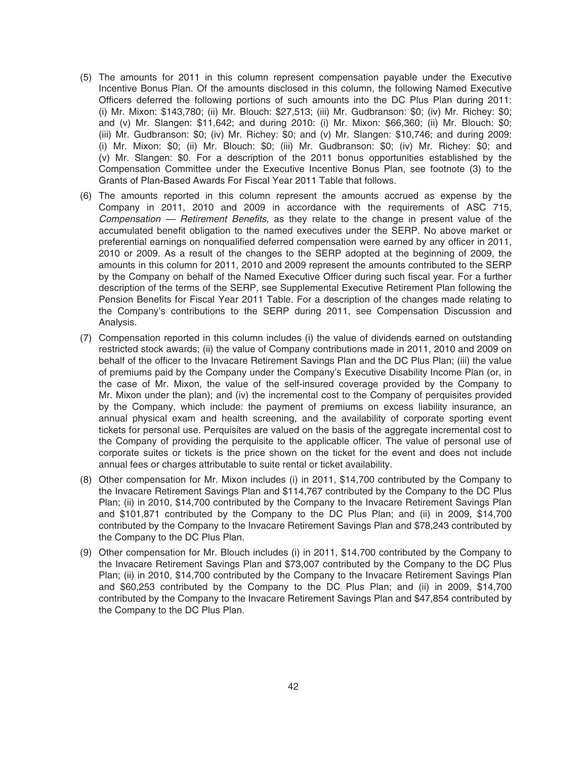(5) The amounts for 2011 in this column represent compensation payable under the Executive Incentive Bonus Plan. Of the amounts disclosed in this column, the following Named Executive Officers deferred the following portions of such amounts into the DC Plus Plan during 2011: (i) Mr. Mixon: $143,780; (ii) Mr. Blouch: $27,513; (iii) Mr. Gudbranson: $0; (iv) Mr. Richey: $0; and (v) Mr. Slangen: $11,642; and during 2010: (i) Mr. Mixon: $66,360; (ii) Mr. Blouch: $0; (iii) Mr. Gudbranson: $0; (iv) Mr. Richey: $0; and (v) Mr. Slangen: $10,746; and during 2009: (i) Mr. Mixon: $0; (ii) Mr. Blouch: $0; (iii) Mr. Gudbranson: $0; (iv) Mr. Richey: $0; and (v) Mr. Slangen: $0. For a description of the 2011 bonus opportunities established by the Compensation Committee under the Executive Incentive Bonus Plan, see footnote (3) to the Grants of Plan-Based Awards For Fiscal Year 2011 Table that follows.

(6) The amounts reported in this column represent the amounts accrued as expense by the Company in 2011, 2010 and 2009 in accordance with the requirements of ASC 715, *Compensation — Retirement Benefits,* as they relate to the change in present value of the accumulated benefit obligation to the named executives under the SERP. No above market or preferential earnings on nonqualified deferred compensation were earned by any officer in 2011, 2010 or 2009. As a result of the changes to the SERP adopted at the beginning of 2009, the amounts in this column for 2011, 2010 and 2009 represent the amounts contributed to the SERP by the Company on behalf of the Named Executive Officer during such fiscal year. For a further description of the terms of the SERP, see Supplemental Executive Retirement Plan following the Pension Benefits for Fiscal Year 2011 Table. For a description of the changes made relating to the Company's contributions to the SERP during 2011, see Compensation Discussion and Analysis.

(7) Compensation reported in this column includes (i) the value of dividends earned on outstanding restricted stock awards; (ii) the value of Company contributions made in 2011, 2010 and 2009 on behalf of the officer to the Invacare Retirement Savings Plan and the DC Plus Plan; (iii) the value of premiums paid by the Company under the Company's Executive Disability Income Plan (or, in the case of Mr. Mixon, the value of the self-insured coverage provided by the Company to Mr. Mixon under the plan); and (iv) the incremental cost to the Company of perquisites provided by the Company, which include: the payment of premiums on excess liability insurance, an annual physical exam and health screening, and the availability of corporate sporting event tickets for personal use. Perquisites are valued on the basis of the aggregate incremental cost to the Company of providing the perquisite to the applicable officer. The value of personal use of corporate suites or tickets is the price shown on the ticket for the event and does not include annual fees or charges attributable to suite rental or ticket availability.

(8) Other compensation for Mr. Mixon includes (i) in 2011, $14,700 contributed by the Company to the Invacare Retirement Savings Plan and $114,767 contributed by the Company to the DC Plus Plan; (ii) in 2010, $14,700 contributed by the Company to the Invacare Retirement Savings Plan and $101,871 contributed by the Company to the DC Plus Plan; and (ii) in 2009, $14,700 contributed by the Company to the Invacare Retirement Savings Plan and $78,243 contributed by the Company to the DC Plus Plan.

(9) Other compensation for Mr. Blouch includes (i) in 2011, $14,700 contributed by the Company to the Invacare Retirement Savings Plan and $73,007 contributed by the Company to the DC Plus Plan; (ii) in 2010, $14,700 contributed by the Company to the Invacare Retirement Savings Plan and $60,253 contributed by the Company to the DC Plus Plan; and (ii) in 2009, $14,700 contributed by the Company to the Invacare Retirement Savings Plan and $47,854 contributed by the Company to the DC Plus Plan.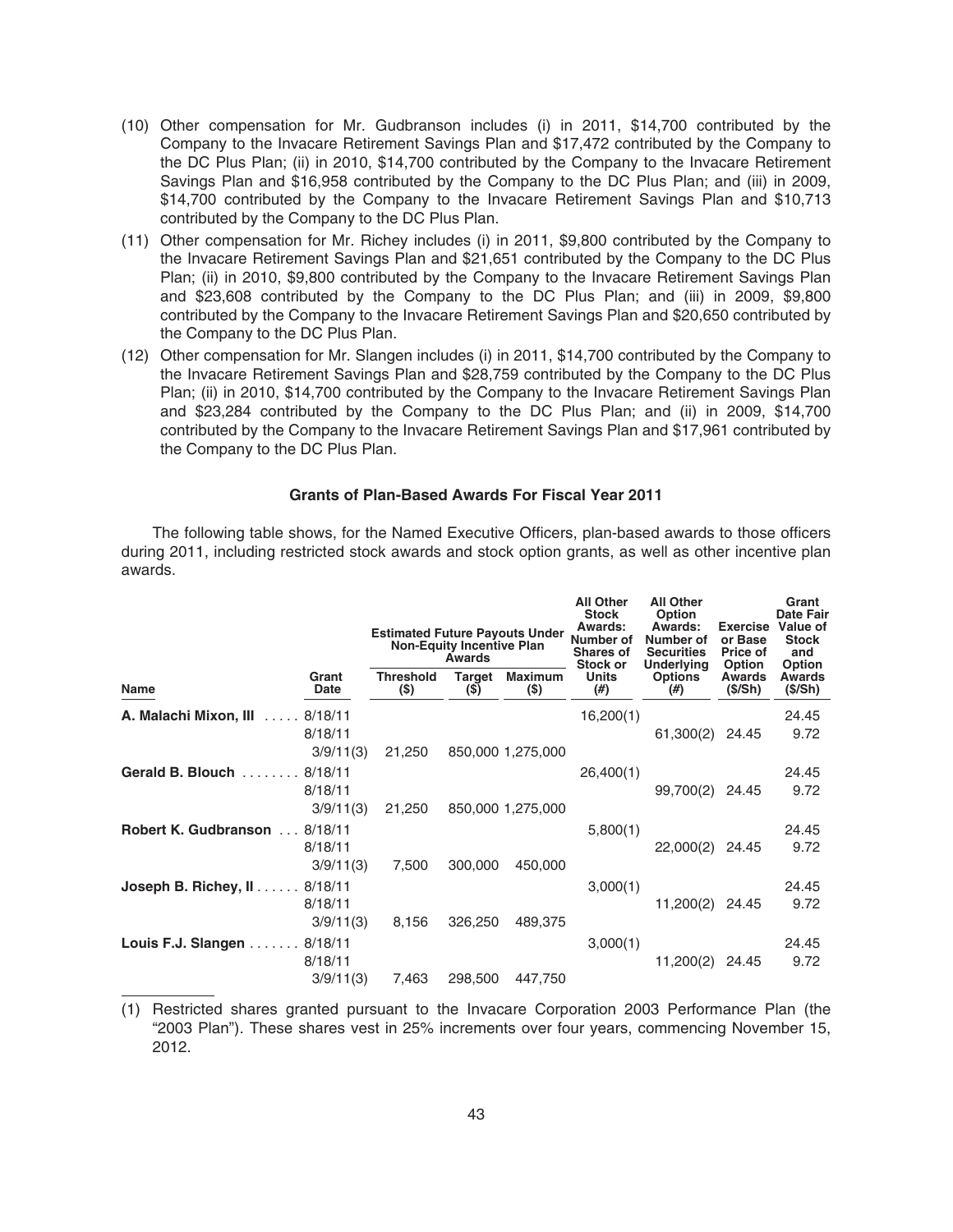(10) Other compensation for Mr. Gudbranson includes (i) in 2011, $14,700 contributed by the Company to the Invacare Retirement Savings Plan and $17,472 contributed by the Company to the DC Plus Plan; (ii) in 2010, $14,700 contributed by the Company to the Invacare Retirement Savings Plan and $16,958 contributed by the Company to the DC Plus Plan; and (iii) in 2009, $14,700 contributed by the Company to the Invacare Retirement Savings Plan and $10,713 contributed by the Company to the DC Plus Plan.

(11) Other compensation for Mr. Richey includes (i) in 2011, $9,800 contributed by the Company to the Invacare Retirement Savings Plan and $21,651 contributed by the Company to the DC Plus Plan; (ii) in 2010, $9,800 contributed by the Company to the Invacare Retirement Savings Plan and $23,608 contributed by the Company to the DC Plus Plan; and (iii) in 2009, $9,800 contributed by the Company to the Invacare Retirement Savings Plan and $20,650 contributed by the Company to the DC Plus Plan.

(12) Other compensation for Mr. Slangen includes (i) in 2011, $14,700 contributed by the Company to the Invacare Retirement Savings Plan and $28,759 contributed by the Company to the DC Plus Plan; (ii) in 2010, $14,700 contributed by the Company to the Invacare Retirement Savings Plan and $23,284 contributed by the Company to the DC Plus Plan; and (ii) in 2009, $14,700 contributed by the Company to the Invacare Retirement Savings Plan and $17,961 contributed by the Company to the DC Plus Plan.

### Grants of Plan-Based Awards For Fiscal Year 2011

The following table shows, for the Named Executive Officers, plan-based awards to those officers during 2011, including restricted stock awards and stock option grants, as well as other incentive plan awards.

| | | Estimated Future Payouts Under Non-Equity Incentive Plan Awards | | | All Other Stock Awards: Number of Shares of Stock or Units | All Other Option Awards: Number of Securities Underlying Options | Exercise or Base Price of Option Awards | Grant Date Fair Value of Stock and Option Awards |
|---|---|---|---|---|---|---|---|---|
| Name | Grant Date | Threshold ($) | Target ($) | Maximum ($) | (#) | (#) | ($/Sh) | ($/Sh) |
| **A. Malachi Mixon, III** | 8/18/11 | | | | 16,200(1) | | | 24.45 |
| | 8/18/11 | | | | | 61,300(2) | 24.45 | 9.72 |
| | 3/9/11(3) | 21,250 | 850,000 | 1,275,000 | | | | |
| **Gerald B. Blouch** | 8/18/11 | | | | 26,400(1) | | | 24.45 |
| | 8/18/11 | | | | | 99,700(2) | 24.45 | 9.72 |
| | 3/9/11(3) | 21,250 | 850,000 | 1,275,000 | | | | |
| **Robert K. Gudbranson** | 8/18/11 | | | | 5,800(1) | | | 24.45 |
| | 8/18/11 | | | | | 22,000(2) | 24.45 | 9.72 |
| | 3/9/11(3) | 7,500 | 300,000 | 450,000 | | | | |
| **Joseph B. Richey, II** | 8/18/11 | | | | 3,000(1) | | | 24.45 |
| | 8/18/11 | | | | | 11,200(2) | 24.45 | 9.72 |
| | 3/9/11(3) | 8,156 | 326,250 | 489,375 | | | | |
| **Louis F.J. Slangen** | 8/18/11 | | | | 3,000(1) | | | 24.45 |
| | 8/18/11 | | | | | 11,200(2) | 24.45 | 9.72 |
| | 3/9/11(3) | 7,463 | 298,500 | 447,750 | | | | |

(1) Restricted shares granted pursuant to the Invacare Corporation 2003 Performance Plan (the "2003 Plan"). These shares vest in 25% increments over four years, commencing November 15, 2012.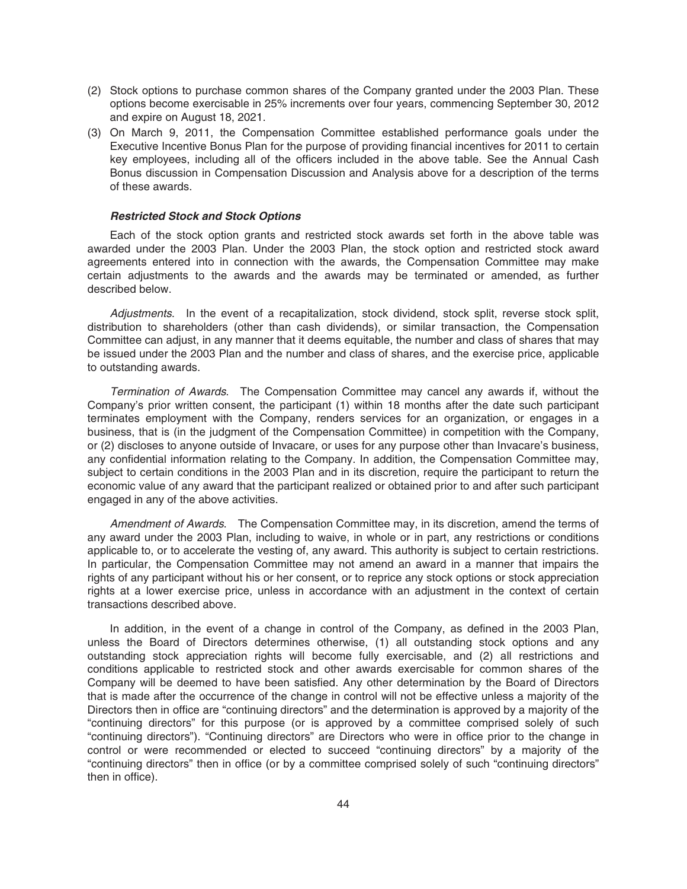(2) Stock options to purchase common shares of the Company granted under the 2003 Plan. These options become exercisable in 25% increments over four years, commencing September 30, 2012 and expire on August 18, 2021.

(3) On March 9, 2011, the Compensation Committee established performance goals under the Executive Incentive Bonus Plan for the purpose of providing financial incentives for 2011 to certain key employees, including all of the officers included in the above table. See the Annual Cash Bonus discussion in Compensation Discussion and Analysis above for a description of the terms of these awards.

***Restricted Stock and Stock Options***

Each of the stock option grants and restricted stock awards set forth in the above table was awarded under the 2003 Plan. Under the 2003 Plan, the stock option and restricted stock award agreements entered into in connection with the awards, the Compensation Committee may make certain adjustments to the awards and the awards may be terminated or amended, as further described below.

*Adjustments*. In the event of a recapitalization, stock dividend, stock split, reverse stock split, distribution to shareholders (other than cash dividends), or similar transaction, the Compensation Committee can adjust, in any manner that it deems equitable, the number and class of shares that may be issued under the 2003 Plan and the number and class of shares, and the exercise price, applicable to outstanding awards.

*Termination of Awards*. The Compensation Committee may cancel any awards if, without the Company's prior written consent, the participant (1) within 18 months after the date such participant terminates employment with the Company, renders services for an organization, or engages in a business, that is (in the judgment of the Compensation Committee) in competition with the Company, or (2) discloses to anyone outside of Invacare, or uses for any purpose other than Invacare's business, any confidential information relating to the Company. In addition, the Compensation Committee may, subject to certain conditions in the 2003 Plan and in its discretion, require the participant to return the economic value of any award that the participant realized or obtained prior to and after such participant engaged in any of the above activities.

*Amendment of Awards*. The Compensation Committee may, in its discretion, amend the terms of any award under the 2003 Plan, including to waive, in whole or in part, any restrictions or conditions applicable to, or to accelerate the vesting of, any award. This authority is subject to certain restrictions. In particular, the Compensation Committee may not amend an award in a manner that impairs the rights of any participant without his or her consent, or to reprice any stock options or stock appreciation rights at a lower exercise price, unless in accordance with an adjustment in the context of certain transactions described above.

In addition, in the event of a change in control of the Company, as defined in the 2003 Plan, unless the Board of Directors determines otherwise, (1) all outstanding stock options and any outstanding stock appreciation rights will become fully exercisable, and (2) all restrictions and conditions applicable to restricted stock and other awards exercisable for common shares of the Company will be deemed to have been satisfied. Any other determination by the Board of Directors that is made after the occurrence of the change in control will not be effective unless a majority of the Directors then in office are "continuing directors" and the determination is approved by a majority of the "continuing directors" for this purpose (or is approved by a committee comprised solely of such "continuing directors"). "Continuing directors" are Directors who were in office prior to the change in control or were recommended or elected to succeed "continuing directors" by a majority of the "continuing directors" then in office (or by a committee comprised solely of such "continuing directors" then in office).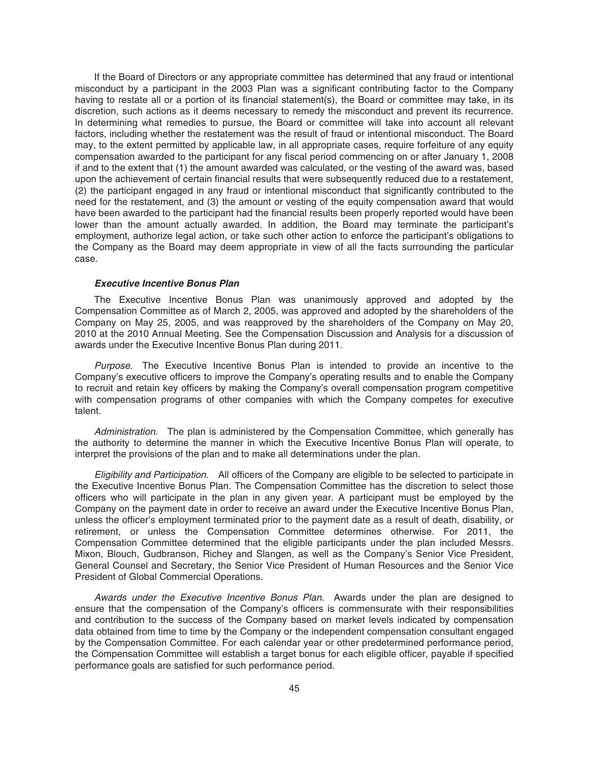If the Board of Directors or any appropriate committee has determined that any fraud or intentional misconduct by a participant in the 2003 Plan was a significant contributing factor to the Company having to restate all or a portion of its financial statement(s), the Board or committee may take, in its discretion, such actions as it deems necessary to remedy the misconduct and prevent its recurrence. In determining what remedies to pursue, the Board or committee will take into account all relevant factors, including whether the restatement was the result of fraud or intentional misconduct. The Board may, to the extent permitted by applicable law, in all appropriate cases, require forfeiture of any equity compensation awarded to the participant for any fiscal period commencing on or after January 1, 2008 if and to the extent that (1) the amount awarded was calculated, or the vesting of the award was, based upon the achievement of certain financial results that were subsequently reduced due to a restatement, (2) the participant engaged in any fraud or intentional misconduct that significantly contributed to the need for the restatement, and (3) the amount or vesting of the equity compensation award that would have been awarded to the participant had the financial results been properly reported would have been lower than the amount actually awarded. In addition, the Board may terminate the participant's employment, authorize legal action, or take such other action to enforce the participant's obligations to the Company as the Board may deem appropriate in view of all the facts surrounding the particular case.

### *Executive Incentive Bonus Plan*

The Executive Incentive Bonus Plan was unanimously approved and adopted by the Compensation Committee as of March 2, 2005, was approved and adopted by the shareholders of the Company on May 25, 2005, and was reapproved by the shareholders of the Company on May 20, 2010 at the 2010 Annual Meeting. See the Compensation Discussion and Analysis for a discussion of awards under the Executive Incentive Bonus Plan during 2011.

*Purpose*. The Executive Incentive Bonus Plan is intended to provide an incentive to the Company's executive officers to improve the Company's operating results and to enable the Company to recruit and retain key officers by making the Company's overall compensation program competitive with compensation programs of other companies with which the Company competes for executive talent.

*Administration*. The plan is administered by the Compensation Committee, which generally has the authority to determine the manner in which the Executive Incentive Bonus Plan will operate, to interpret the provisions of the plan and to make all determinations under the plan.

*Eligibility and Participation*. All officers of the Company are eligible to be selected to participate in the Executive Incentive Bonus Plan. The Compensation Committee has the discretion to select those officers who will participate in the plan in any given year. A participant must be employed by the Company on the payment date in order to receive an award under the Executive Incentive Bonus Plan, unless the officer's employment terminated prior to the payment date as a result of death, disability, or retirement, or unless the Compensation Committee determines otherwise. For 2011, the Compensation Committee determined that the eligible participants under the plan included Messrs. Mixon, Blouch, Gudbranson, Richey and Slangen, as well as the Company's Senior Vice President, General Counsel and Secretary, the Senior Vice President of Human Resources and the Senior Vice President of Global Commercial Operations.

*Awards under the Executive Incentive Bonus Plan*. Awards under the plan are designed to ensure that the compensation of the Company's officers is commensurate with their responsibilities and contribution to the success of the Company based on market levels indicated by compensation data obtained from time to time by the Company or the independent compensation consultant engaged by the Compensation Committee. For each calendar year or other predetermined performance period, the Compensation Committee will establish a target bonus for each eligible officer, payable if specified performance goals are satisfied for such performance period.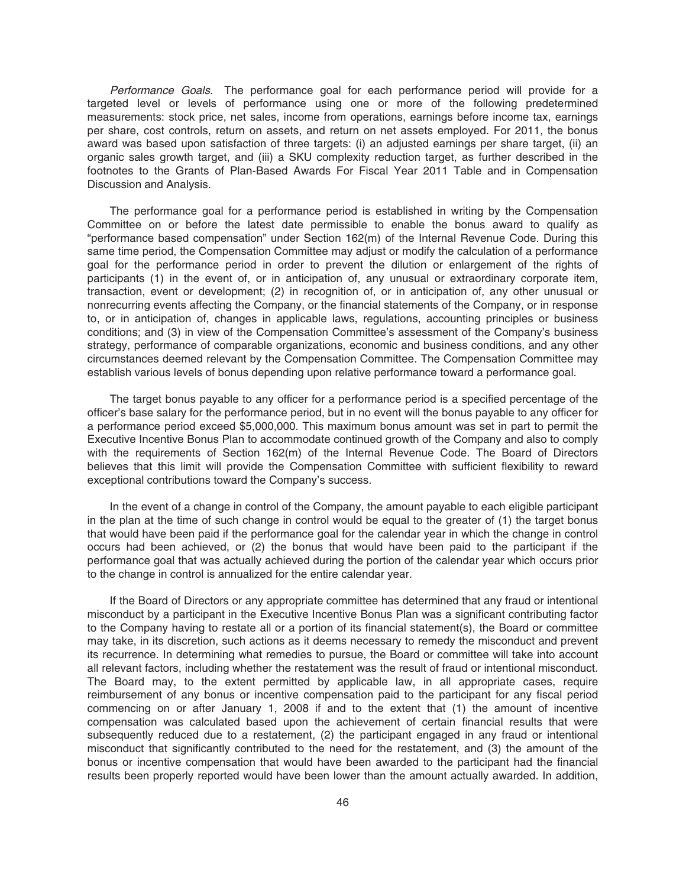*Performance Goals.* The performance goal for each performance period will provide for a targeted level or levels of performance using one or more of the following predetermined measurements: stock price, net sales, income from operations, earnings before income tax, earnings per share, cost controls, return on assets, and return on net assets employed. For 2011, the bonus award was based upon satisfaction of three targets: (i) an adjusted earnings per share target, (ii) an organic sales growth target, and (iii) a SKU complexity reduction target, as further described in the footnotes to the Grants of Plan-Based Awards For Fiscal Year 2011 Table and in Compensation Discussion and Analysis.

The performance goal for a performance period is established in writing by the Compensation Committee on or before the latest date permissible to enable the bonus award to qualify as "performance based compensation" under Section 162(m) of the Internal Revenue Code. During this same time period, the Compensation Committee may adjust or modify the calculation of a performance goal for the performance period in order to prevent the dilution or enlargement of the rights of participants (1) in the event of, or in anticipation of, any unusual or extraordinary corporate item, transaction, event or development; (2) in recognition of, or in anticipation of, any other unusual or nonrecurring events affecting the Company, or the financial statements of the Company, or in response to, or in anticipation of, changes in applicable laws, regulations, accounting principles or business conditions; and (3) in view of the Compensation Committee's assessment of the Company's business strategy, performance of comparable organizations, economic and business conditions, and any other circumstances deemed relevant by the Compensation Committee. The Compensation Committee may establish various levels of bonus depending upon relative performance toward a performance goal.

The target bonus payable to any officer for a performance period is a specified percentage of the officer's base salary for the performance period, but in no event will the bonus payable to any officer for a performance period exceed $5,000,000. This maximum bonus amount was set in part to permit the Executive Incentive Bonus Plan to accommodate continued growth of the Company and also to comply with the requirements of Section 162(m) of the Internal Revenue Code. The Board of Directors believes that this limit will provide the Compensation Committee with sufficient flexibility to reward exceptional contributions toward the Company's success.

In the event of a change in control of the Company, the amount payable to each eligible participant in the plan at the time of such change in control would be equal to the greater of (1) the target bonus that would have been paid if the performance goal for the calendar year in which the change in control occurs had been achieved, or (2) the bonus that would have been paid to the participant if the performance goal that was actually achieved during the portion of the calendar year which occurs prior to the change in control is annualized for the entire calendar year.

If the Board of Directors or any appropriate committee has determined that any fraud or intentional misconduct by a participant in the Executive Incentive Bonus Plan was a significant contributing factor to the Company having to restate all or a portion of its financial statement(s), the Board or committee may take, in its discretion, such actions as it deems necessary to remedy the misconduct and prevent its recurrence. In determining what remedies to pursue, the Board or committee will take into account all relevant factors, including whether the restatement was the result of fraud or intentional misconduct. The Board may, to the extent permitted by applicable law, in all appropriate cases, require reimbursement of any bonus or incentive compensation paid to the participant for any fiscal period commencing on or after January 1, 2008 if and to the extent that (1) the amount of incentive compensation was calculated based upon the achievement of certain financial results that were subsequently reduced due to a restatement, (2) the participant engaged in any fraud or intentional misconduct that significantly contributed to the need for the restatement, and (3) the amount of the bonus or incentive compensation that would have been awarded to the participant had the financial results been properly reported would have been lower than the amount actually awarded. In addition,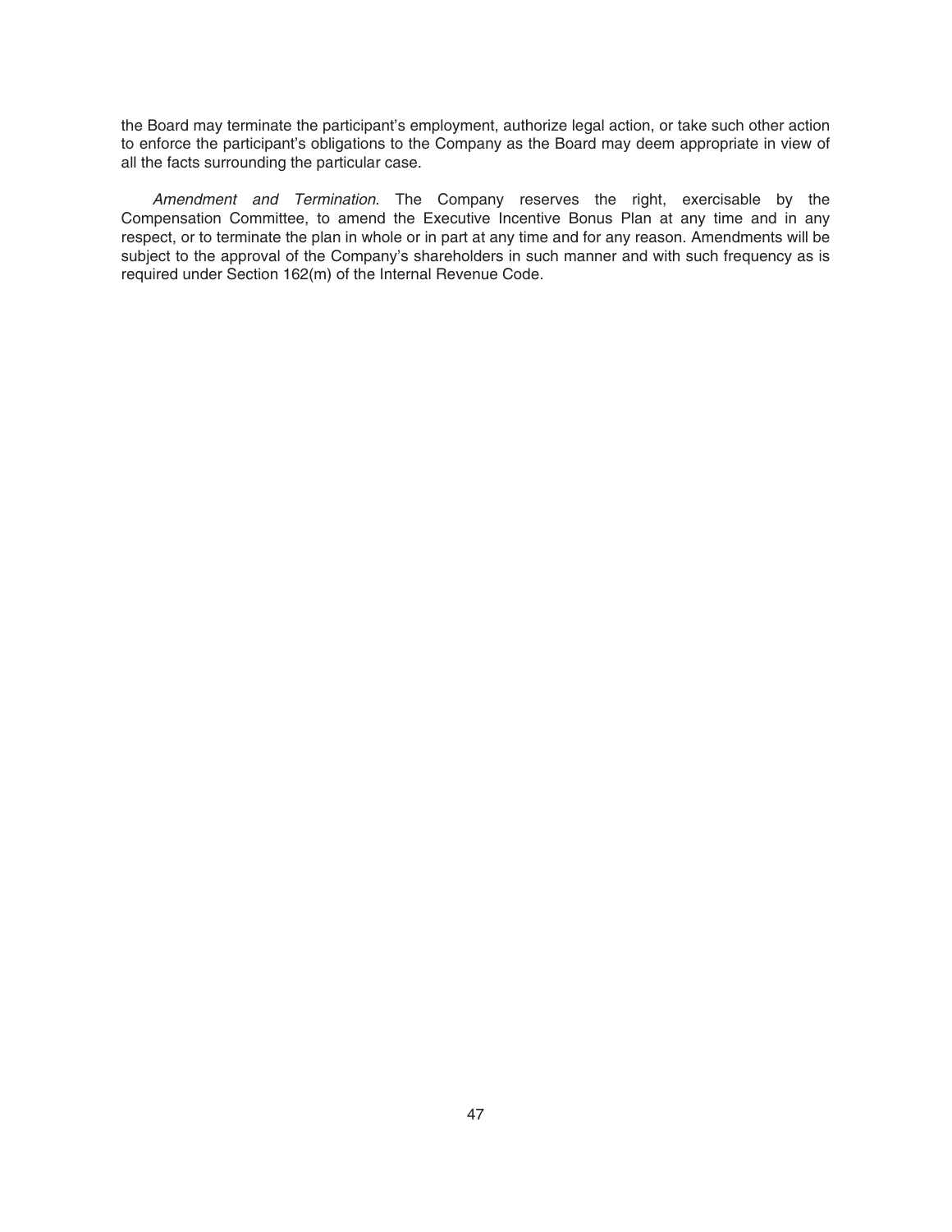the Board may terminate the participant's employment, authorize legal action, or take such other action to enforce the participant's obligations to the Company as the Board may deem appropriate in view of all the facts surrounding the particular case.

*Amendment and Termination*. The Company reserves the right, exercisable by the Compensation Committee, to amend the Executive Incentive Bonus Plan at any time and in any respect, or to terminate the plan in whole or in part at any time and for any reason. Amendments will be subject to the approval of the Company's shareholders in such manner and with such frequency as is required under Section 162(m) of the Internal Revenue Code.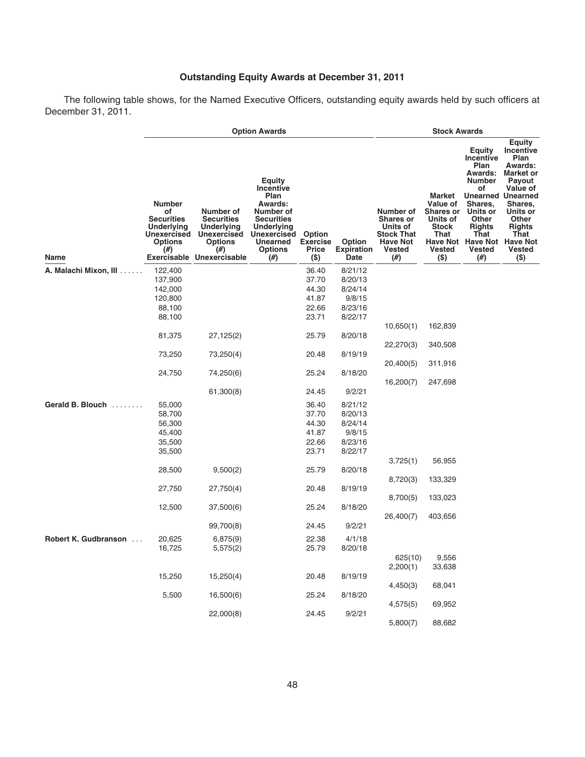## Outstanding Equity Awards at December 31, 2011

The following table shows, for the Named Executive Officers, outstanding equity awards held by such officers at December 31, 2011.

| | Option Awards | | | | | Stock Awards | | | |
|---|---|---|---|---|---|---|---|---|---|
| Name | Number of Securities Underlying Unexercised Options (#) Exercisable | Number of Securities Underlying Unexercised Options (#) Unexercisable | Equity Incentive Plan Awards: Number of Securities Underlying Unexercised Unearned Options (#) | Option Exercise Price ($) | Option Expiration Date | Number of Shares or Units of Stock That Have Not Vested (#) | Market Value of Shares or Units of Stock That Have Not Vested ($) | Equity Incentive Plan Awards: Number of Unearned Shares, Units or Other Rights That Have Not Vested (#) | Equity Incentive Plan Awards: Market or Payout Value of Unearned Shares, Units or Other Rights That Have Not Vested ($) |
| **A. Malachi Mixon, III** | 122,400 | | | 36.40 | 8/21/12 | | | | |
| | 137,900 | | | 37.70 | 8/20/13 | | | | |
| | 142,000 | | | 44.30 | 8/24/14 | | | | |
| | 120,800 | | | 41.87 | 9/8/15 | | | | |
| | 88,100 | | | 22.66 | 8/23/16 | | | | |
| | 88,100 | | | 23.71 | 8/22/17 | | | | |
| | | | | | | 10,650(1) | 162,839 | | |
| | 81,375 | 27,125(2) | | 25.79 | 8/20/18 | | | | |
| | | | | | | 22,270(3) | 340,508 | | |
| | 73,250 | 73,250(4) | | 20.48 | 8/19/19 | | | | |
| | | | | | | 20,400(5) | 311,916 | | |
| | 24,750 | 74,250(6) | | 25.24 | 8/18/20 | | | | |
| | | | | | | 16,200(7) | 247,698 | | |
| | | 61,300(8) | | 24.45 | 9/2/21 | | | | |
| **Gerald B. Blouch** | 55,000 | | | 36.40 | 8/21/12 | | | | |
| | 58,700 | | | 37.70 | 8/20/13 | | | | |
| | 56,300 | | | 44.30 | 8/24/14 | | | | |
| | 45,400 | | | 41.87 | 9/8/15 | | | | |
| | 35,500 | | | 22.66 | 8/23/16 | | | | |
| | 35,500 | | | 23.71 | 8/22/17 | | | | |
| | | | | | | 3,725(1) | 56,955 | | |
| | 28,500 | 9,500(2) | | 25.79 | 8/20/18 | | | | |
| | | | | | | 8,720(3) | 133,329 | | |
| | 27,750 | 27,750(4) | | 20.48 | 8/19/19 | | | | |
| | | | | | | 8,700(5) | 133,023 | | |
| | 12,500 | 37,500(6) | | 25.24 | 8/18/20 | | | | |
| | | | | | | 26,400(7) | 403,656 | | |
| | | 99,700(8) | | 24.45 | 9/2/21 | | | | |
| **Robert K. Gudbranson** | 20,625 | 6,875(9) | | 22.38 | 4/1/18 | | | | |
| | 16,725 | 5,575(2) | | 25.79 | 8/20/18 | | | | |
| | | | | | | 625(10) | 9,556 | | |
| | | | | | | 2,200(1) | 33,638 | | |
| | 15,250 | 15,250(4) | | 20.48 | 8/19/19 | | | | |
| | | | | | | 4,450(3) | 68,041 | | |
| | 5,500 | 16,500(6) | | 25.24 | 8/18/20 | | | | |
| | | | | | | 4,575(5) | 69,952 | | |
| | | 22,000(8) | | 24.45 | 9/2/21 | | | | |
| | | | | | | 5,800(7) | 88,682 | | |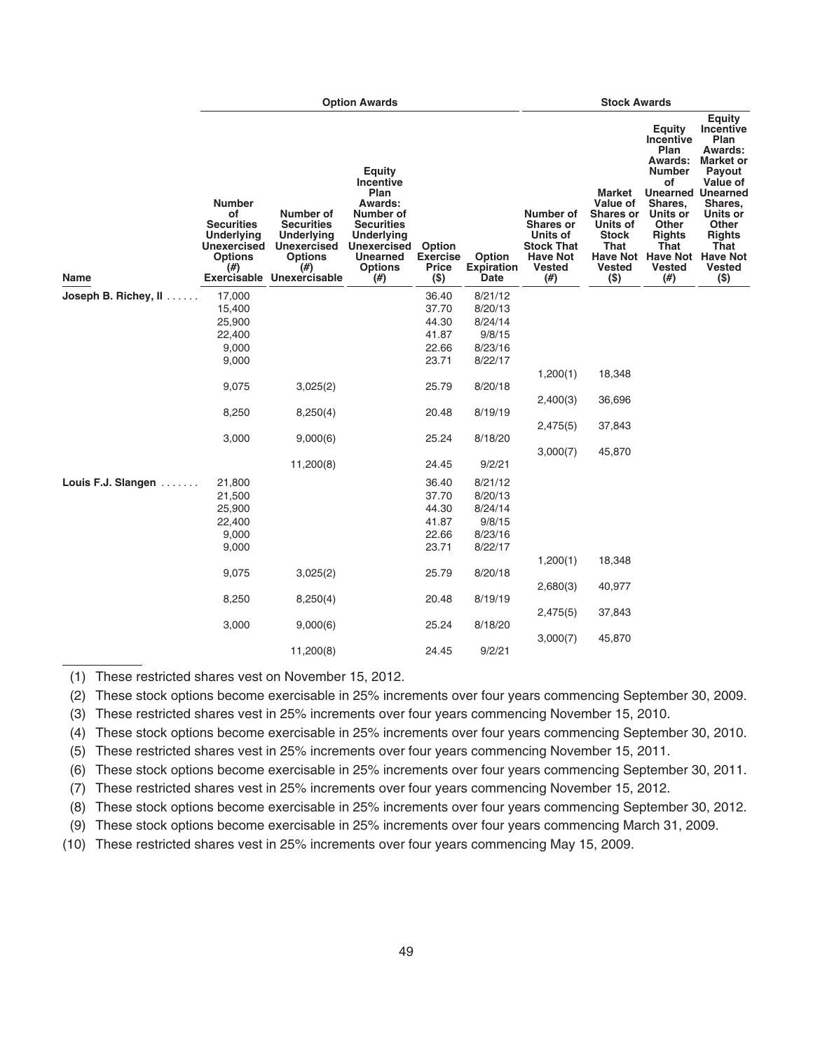| | Option Awards | | | | | Stock Awards | | | |
|---|---|---|---|---|---|---|---|---|---|
| Name | Number of Securities Underlying Unexercised Options (#) Exercisable | Number of Securities Underlying Unexercised Options (#) Unexercisable | Equity Incentive Plan Awards: Number of Securities Underlying Unexercised Unearned Options (#) | Option Exercise Price ($) | Option Expiration Date | Number of Shares or Units of Stock That Have Not Vested (#) | Market Value of Shares or Units of Stock That Have Not Vested ($) | Equity Incentive Plan Awards: Number of Unearned Shares, Units or Other Rights That Have Not Vested (#) | Equity Incentive Plan Awards: Market or Payout Value of Unearned Shares, Units or Other Rights That Have Not Vested ($) |
| **Joseph B. Richey, II** | 17,000 | | | 36.40 | 8/21/12 | | | | |
| | 15,400 | | | 37.70 | 8/20/13 | | | | |
| | 25,900 | | | 44.30 | 8/24/14 | | | | |
| | 22,400 | | | 41.87 | 9/8/15 | | | | |
| | 9,000 | | | 22.66 | 8/23/16 | | | | |
| | 9,000 | | | 23.71 | 8/22/17 | | | | |
| | | | | | | 1,200(1) | 18,348 | | |
| | 9,075 | 3,025(2) | | 25.79 | 8/20/18 | | | | |
| | | | | | | 2,400(3) | 36,696 | | |
| | 8,250 | 8,250(4) | | 20.48 | 8/19/19 | | | | |
| | | | | | | 2,475(5) | 37,843 | | |
| | 3,000 | 9,000(6) | | 25.24 | 8/18/20 | | | | |
| | | | | | | 3,000(7) | 45,870 | | |
| | | 11,200(8) | | 24.45 | 9/2/21 | | | | |
| **Louis F.J. Slangen** | 21,800 | | | 36.40 | 8/21/12 | | | | |
| | 21,500 | | | 37.70 | 8/20/13 | | | | |
| | 25,900 | | | 44.30 | 8/24/14 | | | | |
| | 22,400 | | | 41.87 | 9/8/15 | | | | |
| | 9,000 | | | 22.66 | 8/23/16 | | | | |
| | 9,000 | | | 23.71 | 8/22/17 | | | | |
| | | | | | | 1,200(1) | 18,348 | | |
| | 9,075 | 3,025(2) | | 25.79 | 8/20/18 | | | | |
| | | | | | | 2,680(3) | 40,977 | | |
| | 8,250 | 8,250(4) | | 20.48 | 8/19/19 | | | | |
| | | | | | | 2,475(5) | 37,843 | | |
| | 3,000 | 9,000(6) | | 25.24 | 8/18/20 | | | | |
| | | | | | | 3,000(7) | 45,870 | | |
| | | 11,200(8) | | 24.45 | 9/2/21 | | | | |

(1) These restricted shares vest on November 15, 2012.

(2) These stock options become exercisable in 25% increments over four years commencing September 30, 2009.

(3) These restricted shares vest in 25% increments over four years commencing November 15, 2010.

(4) These stock options become exercisable in 25% increments over four years commencing September 30, 2010.

(5) These restricted shares vest in 25% increments over four years commencing November 15, 2011.

(6) These stock options become exercisable in 25% increments over four years commencing September 30, 2011.

(7) These restricted shares vest in 25% increments over four years commencing November 15, 2012.

(8) These stock options become exercisable in 25% increments over four years commencing September 30, 2012.

(9) These stock options become exercisable in 25% increments over four years commencing March 31, 2009.

(10) These restricted shares vest in 25% increments over four years commencing May 15, 2009.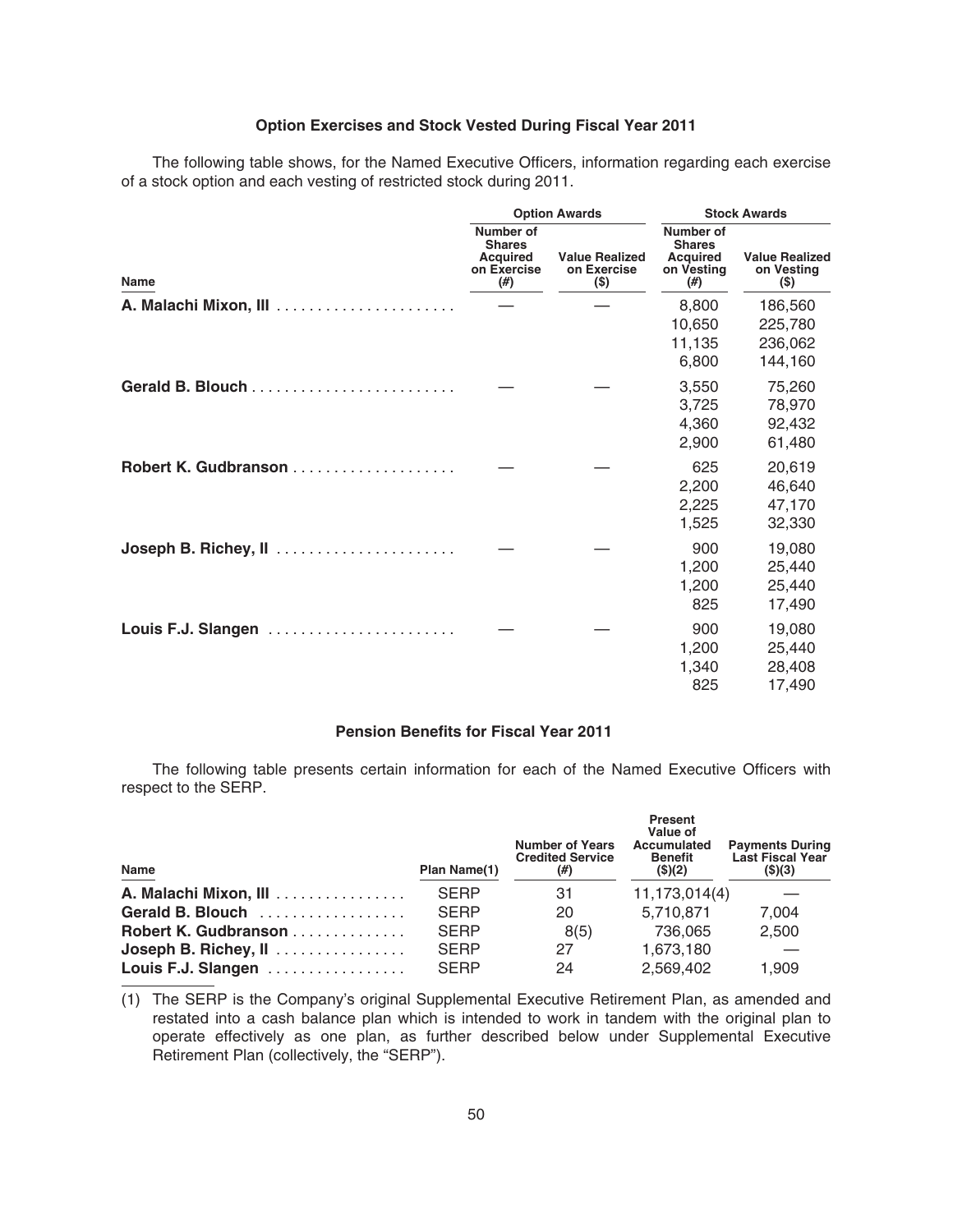### Option Exercises and Stock Vested During Fiscal Year 2011

The following table shows, for the Named Executive Officers, information regarding each exercise of a stock option and each vesting of restricted stock during 2011.

| Name | Option Awards | | Stock Awards | |
|---|---|---|---|---|
| | Number of Shares Acquired on Exercise (#) | Value Realized on Exercise ($) | Number of Shares Acquired on Vesting (#) | Value Realized on Vesting ($) |
| **A. Malachi Mixon, III** | — | — | 8,800 | 186,560 |
| | | | 10,650 | 225,780 |
| | | | 11,135 | 236,062 |
| | | | 6,800 | 144,160 |
| **Gerald B. Blouch** | — | — | 3,550 | 75,260 |
| | | | 3,725 | 78,970 |
| | | | 4,360 | 92,432 |
| | | | 2,900 | 61,480 |
| **Robert K. Gudbranson** | — | — | 625 | 20,619 |
| | | | 2,200 | 46,640 |
| | | | 2,225 | 47,170 |
| | | | 1,525 | 32,330 |
| **Joseph B. Richey, II** | — | — | 900 | 19,080 |
| | | | 1,200 | 25,440 |
| | | | 1,200 | 25,440 |
| | | | 825 | 17,490 |
| **Louis F.J. Slangen** | — | — | 900 | 19,080 |
| | | | 1,200 | 25,440 |
| | | | 1,340 | 28,408 |
| | | | 825 | 17,490 |

### Pension Benefits for Fiscal Year 2011

The following table presents certain information for each of the Named Executive Officers with respect to the SERP.

| Name | Plan Name(1) | Number of Years Credited Service (#) | Present Value of Accumulated Benefit ($)(2) | Payments During Last Fiscal Year ($)(3) |
|---|---|---|---|---|
| **A. Malachi Mixon, III** | SERP | 31 | 11,173,014(4) | — |
| **Gerald B. Blouch** | SERP | 20 | 5,710,871 | 7,004 |
| **Robert K. Gudbranson** | SERP | 8(5) | 736,065 | 2,500 |
| **Joseph B. Richey, II** | SERP | 27 | 1,673,180 | — |
| **Louis F.J. Slangen** | SERP | 24 | 2,569,402 | 1,909 |

(1) The SERP is the Company's original Supplemental Executive Retirement Plan, as amended and restated into a cash balance plan which is intended to work in tandem with the original plan to operate effectively as one plan, as further described below under Supplemental Executive Retirement Plan (collectively, the "SERP").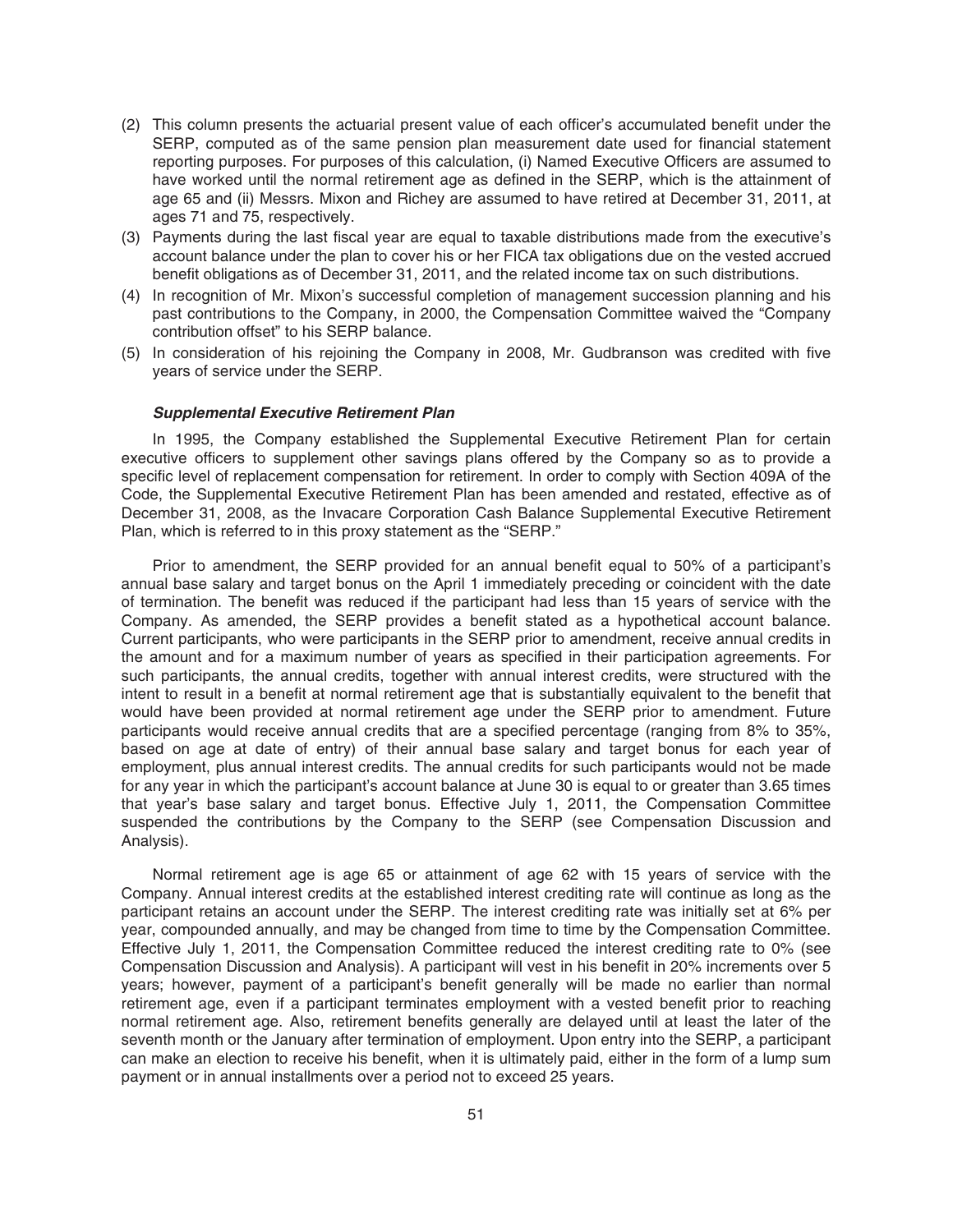(2) This column presents the actuarial present value of each officer's accumulated benefit under the SERP, computed as of the same pension plan measurement date used for financial statement reporting purposes. For purposes of this calculation, (i) Named Executive Officers are assumed to have worked until the normal retirement age as defined in the SERP, which is the attainment of age 65 and (ii) Messrs. Mixon and Richey are assumed to have retired at December 31, 2011, at ages 71 and 75, respectively.

(3) Payments during the last fiscal year are equal to taxable distributions made from the executive's account balance under the plan to cover his or her FICA tax obligations due on the vested accrued benefit obligations as of December 31, 2011, and the related income tax on such distributions.

(4) In recognition of Mr. Mixon's successful completion of management succession planning and his past contributions to the Company, in 2000, the Compensation Committee waived the "Company contribution offset" to his SERP balance.

(5) In consideration of his rejoining the Company in 2008, Mr. Gudbranson was credited with five years of service under the SERP.

***Supplemental Executive Retirement Plan***

In 1995, the Company established the Supplemental Executive Retirement Plan for certain executive officers to supplement other savings plans offered by the Company so as to provide a specific level of replacement compensation for retirement. In order to comply with Section 409A of the Code, the Supplemental Executive Retirement Plan has been amended and restated, effective as of December 31, 2008, as the Invacare Corporation Cash Balance Supplemental Executive Retirement Plan, which is referred to in this proxy statement as the "SERP."

Prior to amendment, the SERP provided for an annual benefit equal to 50% of a participant's annual base salary and target bonus on the April 1 immediately preceding or coincident with the date of termination. The benefit was reduced if the participant had less than 15 years of service with the Company. As amended, the SERP provides a benefit stated as a hypothetical account balance. Current participants, who were participants in the SERP prior to amendment, receive annual credits in the amount and for a maximum number of years as specified in their participation agreements. For such participants, the annual credits, together with annual interest credits, were structured with the intent to result in a benefit at normal retirement age that is substantially equivalent to the benefit that would have been provided at normal retirement age under the SERP prior to amendment. Future participants would receive annual credits that are a specified percentage (ranging from 8% to 35%, based on age at date of entry) of their annual base salary and target bonus for each year of employment, plus annual interest credits. The annual credits for such participants would not be made for any year in which the participant's account balance at June 30 is equal to or greater than 3.65 times that year's base salary and target bonus. Effective July 1, 2011, the Compensation Committee suspended the contributions by the Company to the SERP (see Compensation Discussion and Analysis).

Normal retirement age is age 65 or attainment of age 62 with 15 years of service with the Company. Annual interest credits at the established interest crediting rate will continue as long as the participant retains an account under the SERP. The interest crediting rate was initially set at 6% per year, compounded annually, and may be changed from time to time by the Compensation Committee. Effective July 1, 2011, the Compensation Committee reduced the interest crediting rate to 0% (see Compensation Discussion and Analysis). A participant will vest in his benefit in 20% increments over 5 years; however, payment of a participant's benefit generally will be made no earlier than normal retirement age, even if a participant terminates employment with a vested benefit prior to reaching normal retirement age. Also, retirement benefits generally are delayed until at least the later of the seventh month or the January after termination of employment. Upon entry into the SERP, a participant can make an election to receive his benefit, when it is ultimately paid, either in the form of a lump sum payment or in annual installments over a period not to exceed 25 years.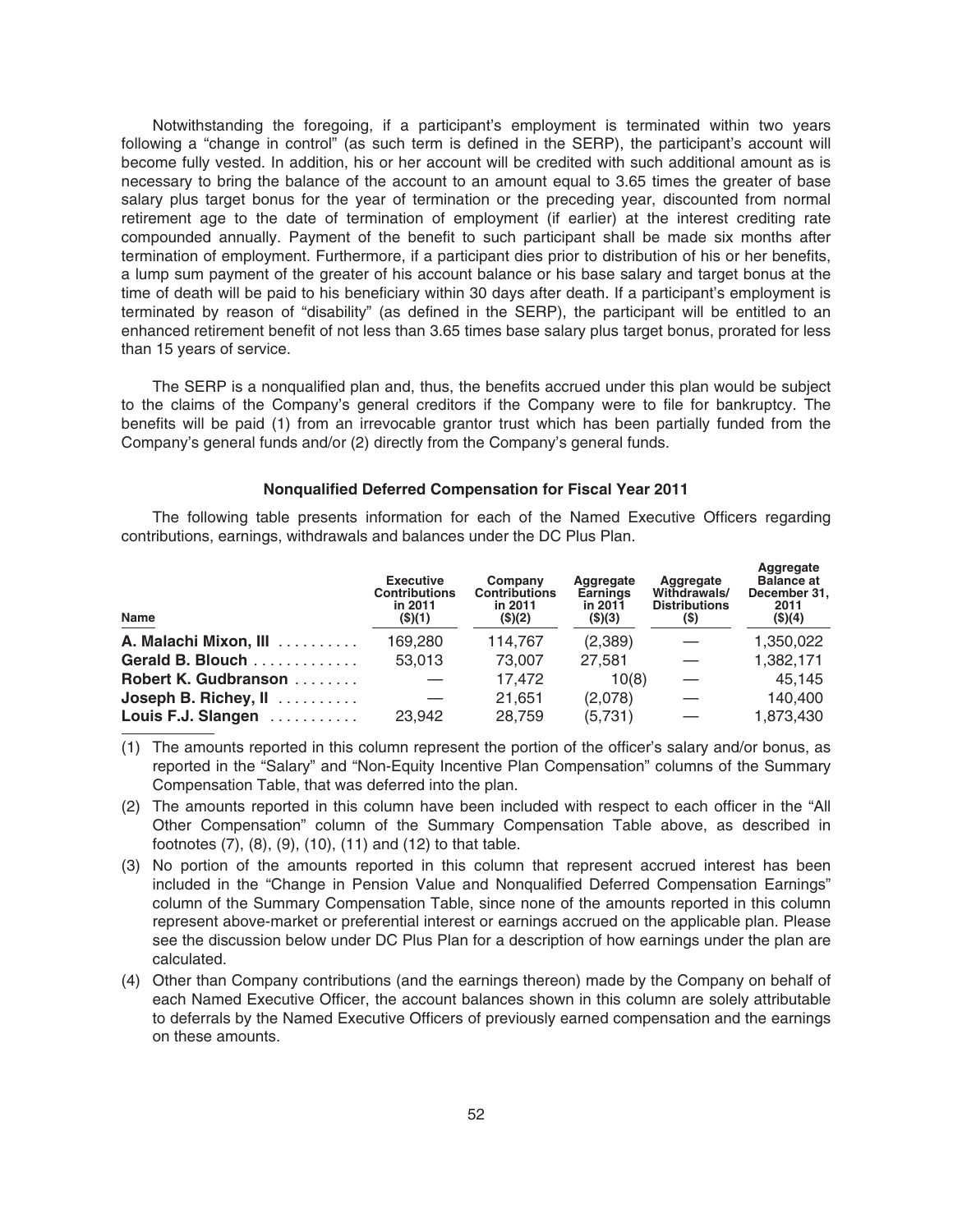Notwithstanding the foregoing, if a participant's employment is terminated within two years following a "change in control" (as such term is defined in the SERP), the participant's account will become fully vested. In addition, his or her account will be credited with such additional amount as is necessary to bring the balance of the account to an amount equal to 3.65 times the greater of base salary plus target bonus for the year of termination or the preceding year, discounted from normal retirement age to the date of termination of employment (if earlier) at the interest crediting rate compounded annually. Payment of the benefit to such participant shall be made six months after termination of employment. Furthermore, if a participant dies prior to distribution of his or her benefits, a lump sum payment of the greater of his account balance or his base salary and target bonus at the time of death will be paid to his beneficiary within 30 days after death. If a participant's employment is terminated by reason of "disability" (as defined in the SERP), the participant will be entitled to an enhanced retirement benefit of not less than 3.65 times base salary plus target bonus, prorated for less than 15 years of service.

The SERP is a nonqualified plan and, thus, the benefits accrued under this plan would be subject to the claims of the Company's general creditors if the Company were to file for bankruptcy. The benefits will be paid (1) from an irrevocable grantor trust which has been partially funded from the Company's general funds and/or (2) directly from the Company's general funds.

### Nonqualified Deferred Compensation for Fiscal Year 2011

The following table presents information for each of the Named Executive Officers regarding contributions, earnings, withdrawals and balances under the DC Plus Plan.

| Name | Executive Contributions in 2011 ($)(1) | Company Contributions in 2011 ($)(2) | Aggregate Earnings in 2011 ($)(3) | Aggregate Withdrawals/ Distributions ($) | Aggregate Balance at December 31, 2011 ($)(4) |
|---|---|---|---|---|---|
| **A. Malachi Mixon, III** | 169,280 | 114,767 | (2,389) | — | 1,350,022 |
| **Gerald B. Blouch** | 53,013 | 73,007 | 27,581 | — | 1,382,171 |
| **Robert K. Gudbranson** | — | 17,472 | 10(8) | — | 45,145 |
| **Joseph B. Richey, II** | — | 21,651 | (2,078) | — | 140,400 |
| **Louis F.J. Slangen** | 23,942 | 28,759 | (5,731) | — | 1,873,430 |

(1) The amounts reported in this column represent the portion of the officer's salary and/or bonus, as reported in the "Salary" and "Non-Equity Incentive Plan Compensation" columns of the Summary Compensation Table, that was deferred into the plan.

(2) The amounts reported in this column have been included with respect to each officer in the "All Other Compensation" column of the Summary Compensation Table above, as described in footnotes (7), (8), (9), (10), (11) and (12) to that table.

(3) No portion of the amounts reported in this column that represent accrued interest has been included in the "Change in Pension Value and Nonqualified Deferred Compensation Earnings" column of the Summary Compensation Table, since none of the amounts reported in this column represent above-market or preferential interest or earnings accrued on the applicable plan. Please see the discussion below under DC Plus Plan for a description of how earnings under the plan are calculated.

(4) Other than Company contributions (and the earnings thereon) made by the Company on behalf of each Named Executive Officer, the account balances shown in this column are solely attributable to deferrals by the Named Executive Officers of previously earned compensation and the earnings on these amounts.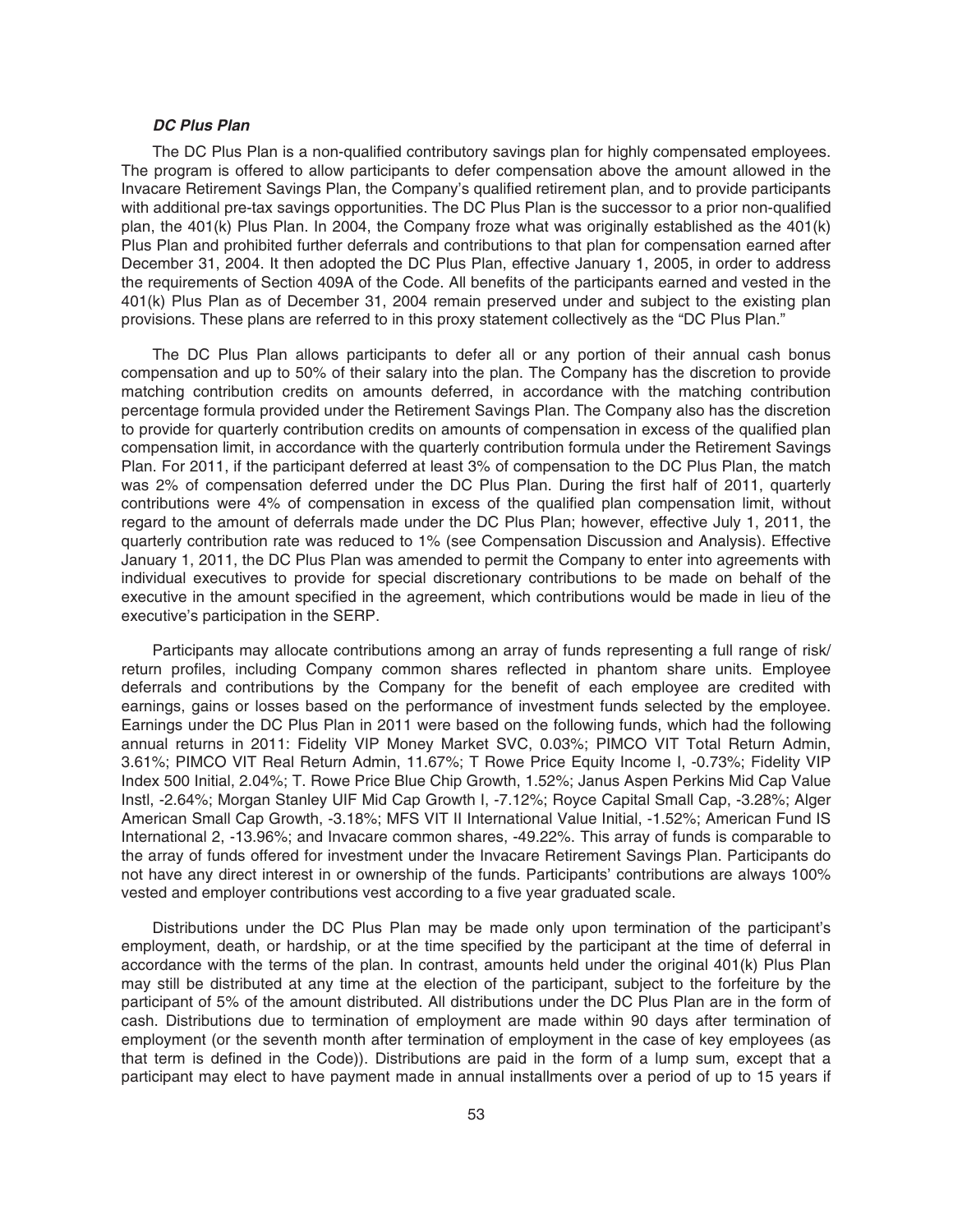### *DC Plus Plan*

The DC Plus Plan is a non-qualified contributory savings plan for highly compensated employees. The program is offered to allow participants to defer compensation above the amount allowed in the Invacare Retirement Savings Plan, the Company's qualified retirement plan, and to provide participants with additional pre-tax savings opportunities. The DC Plus Plan is the successor to a prior non-qualified plan, the 401(k) Plus Plan. In 2004, the Company froze what was originally established as the 401(k) Plus Plan and prohibited further deferrals and contributions to that plan for compensation earned after December 31, 2004. It then adopted the DC Plus Plan, effective January 1, 2005, in order to address the requirements of Section 409A of the Code. All benefits of the participants earned and vested in the 401(k) Plus Plan as of December 31, 2004 remain preserved under and subject to the existing plan provisions. These plans are referred to in this proxy statement collectively as the "DC Plus Plan."

The DC Plus Plan allows participants to defer all or any portion of their annual cash bonus compensation and up to 50% of their salary into the plan. The Company has the discretion to provide matching contribution credits on amounts deferred, in accordance with the matching contribution percentage formula provided under the Retirement Savings Plan. The Company also has the discretion to provide for quarterly contribution credits on amounts of compensation in excess of the qualified plan compensation limit, in accordance with the quarterly contribution formula under the Retirement Savings Plan. For 2011, if the participant deferred at least 3% of compensation to the DC Plus Plan, the match was 2% of compensation deferred under the DC Plus Plan. During the first half of 2011, quarterly contributions were 4% of compensation in excess of the qualified plan compensation limit, without regard to the amount of deferrals made under the DC Plus Plan; however, effective July 1, 2011, the quarterly contribution rate was reduced to 1% (see Compensation Discussion and Analysis). Effective January 1, 2011, the DC Plus Plan was amended to permit the Company to enter into agreements with individual executives to provide for special discretionary contributions to be made on behalf of the executive in the amount specified in the agreement, which contributions would be made in lieu of the executive's participation in the SERP.

Participants may allocate contributions among an array of funds representing a full range of risk/return profiles, including Company common shares reflected in phantom share units. Employee deferrals and contributions by the Company for the benefit of each employee are credited with earnings, gains or losses based on the performance of investment funds selected by the employee. Earnings under the DC Plus Plan in 2011 were based on the following funds, which had the following annual returns in 2011: Fidelity VIP Money Market SVC, 0.03%; PIMCO VIT Total Return Admin, 3.61%; PIMCO VIT Real Return Admin, 11.67%; T Rowe Price Equity Income I, -0.73%; Fidelity VIP Index 500 Initial, 2.04%; T. Rowe Price Blue Chip Growth, 1.52%; Janus Aspen Perkins Mid Cap Value Instl, -2.64%; Morgan Stanley UIF Mid Cap Growth I, -7.12%; Royce Capital Small Cap, -3.28%; Alger American Small Cap Growth, -3.18%; MFS VIT II International Value Initial, -1.52%; American Fund IS International 2, -13.96%; and Invacare common shares, -49.22%. This array of funds is comparable to the array of funds offered for investment under the Invacare Retirement Savings Plan. Participants do not have any direct interest in or ownership of the funds. Participants' contributions are always 100% vested and employer contributions vest according to a five year graduated scale.

Distributions under the DC Plus Plan may be made only upon termination of the participant's employment, death, or hardship, or at the time specified by the participant at the time of deferral in accordance with the terms of the plan. In contrast, amounts held under the original 401(k) Plus Plan may still be distributed at any time at the election of the participant, subject to the forfeiture by the participant of 5% of the amount distributed. All distributions under the DC Plus Plan are in the form of cash. Distributions due to termination of employment are made within 90 days after termination of employment (or the seventh month after termination of employment in the case of key employees (as that term is defined in the Code)). Distributions are paid in the form of a lump sum, except that a participant may elect to have payment made in annual installments over a period of up to 15 years if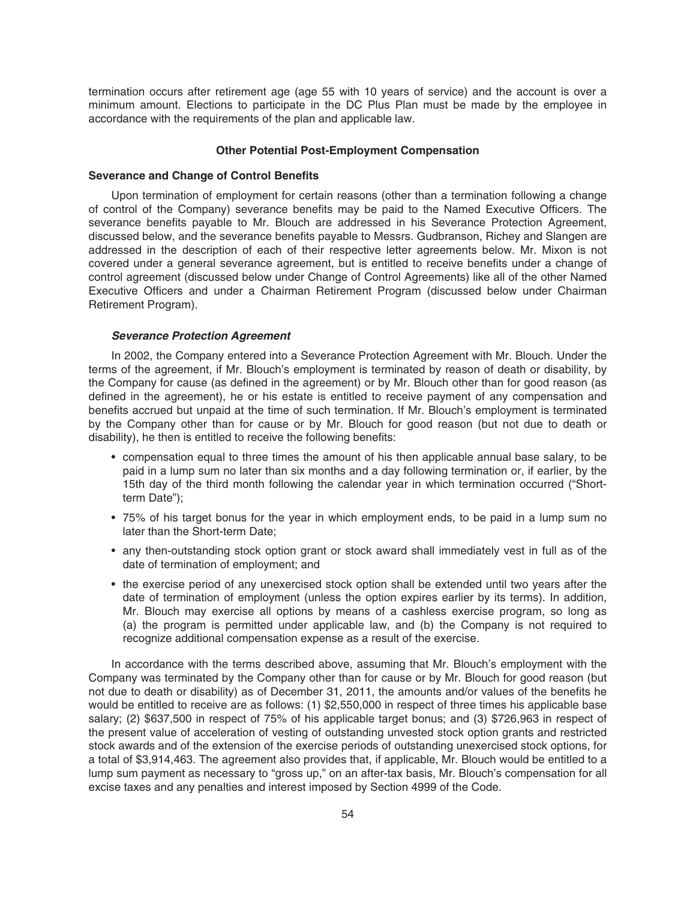termination occurs after retirement age (age 55 with 10 years of service) and the account is over a minimum amount. Elections to participate in the DC Plus Plan must be made by the employee in accordance with the requirements of the plan and applicable law.

## Other Potential Post-Employment Compensation

### Severance and Change of Control Benefits

Upon termination of employment for certain reasons (other than a termination following a change of control of the Company) severance benefits may be paid to the Named Executive Officers. The severance benefits payable to Mr. Blouch are addressed in his Severance Protection Agreement, discussed below, and the severance benefits payable to Messrs. Gudbranson, Richey and Slangen are addressed in the description of each of their respective letter agreements below. Mr. Mixon is not covered under a general severance agreement, but is entitled to receive benefits under a change of control agreement (discussed below under Change of Control Agreements) like all of the other Named Executive Officers and under a Chairman Retirement Program (discussed below under Chairman Retirement Program).

#### *Severance Protection Agreement*

In 2002, the Company entered into a Severance Protection Agreement with Mr. Blouch. Under the terms of the agreement, if Mr. Blouch's employment is terminated by reason of death or disability, by the Company for cause (as defined in the agreement) or by Mr. Blouch other than for good reason (as defined in the agreement), he or his estate is entitled to receive payment of any compensation and benefits accrued but unpaid at the time of such termination. If Mr. Blouch's employment is terminated by the Company other than for cause or by Mr. Blouch for good reason (but not due to death or disability), he then is entitled to receive the following benefits:

- compensation equal to three times the amount of his then applicable annual base salary, to be paid in a lump sum no later than six months and a day following termination or, if earlier, by the 15th day of the third month following the calendar year in which termination occurred ("Short-term Date");
- 75% of his target bonus for the year in which employment ends, to be paid in a lump sum no later than the Short-term Date;
- any then-outstanding stock option grant or stock award shall immediately vest in full as of the date of termination of employment; and
- the exercise period of any unexercised stock option shall be extended until two years after the date of termination of employment (unless the option expires earlier by its terms). In addition, Mr. Blouch may exercise all options by means of a cashless exercise program, so long as (a) the program is permitted under applicable law, and (b) the Company is not required to recognize additional compensation expense as a result of the exercise.

In accordance with the terms described above, assuming that Mr. Blouch's employment with the Company was terminated by the Company other than for cause or by Mr. Blouch for good reason (but not due to death or disability) as of December 31, 2011, the amounts and/or values of the benefits he would be entitled to receive are as follows: (1) $2,550,000 in respect of three times his applicable base salary; (2) $637,500 in respect of 75% of his applicable target bonus; and (3) $726,963 in respect of the present value of acceleration of vesting of outstanding unvested stock option grants and restricted stock awards and of the extension of the exercise periods of outstanding unexercised stock options, for a total of $3,914,463. The agreement also provides that, if applicable, Mr. Blouch would be entitled to a lump sum payment as necessary to "gross up," on an after-tax basis, Mr. Blouch's compensation for all excise taxes and any penalties and interest imposed by Section 4999 of the Code.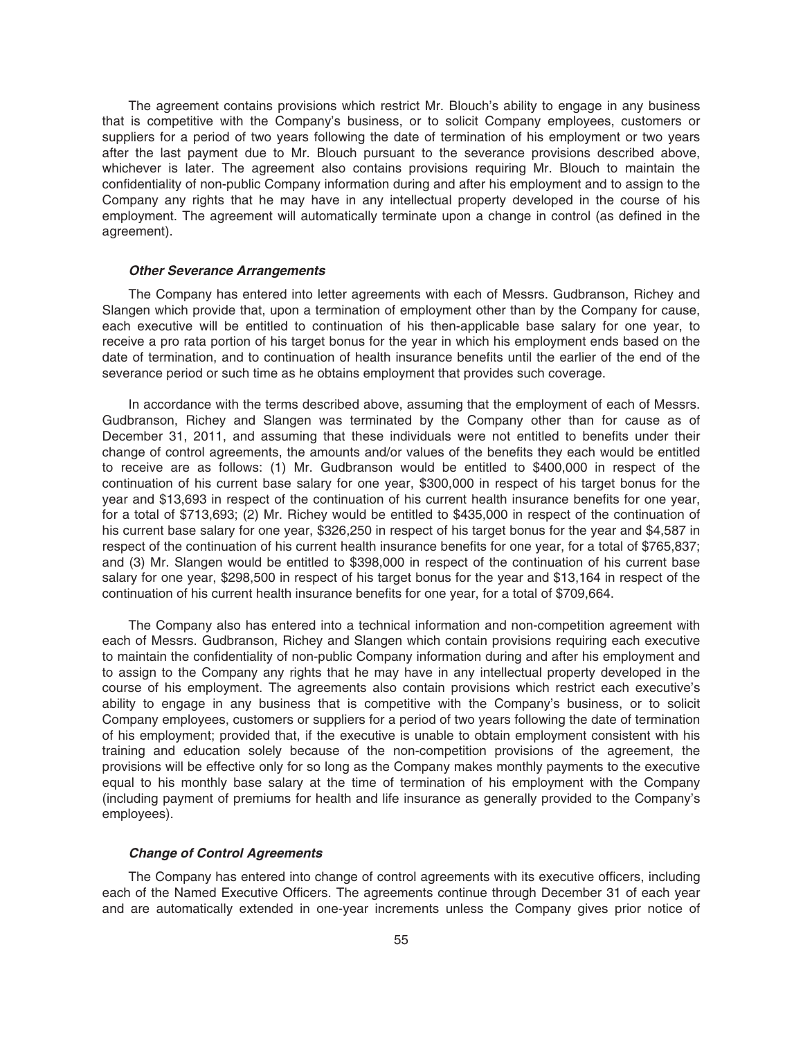The agreement contains provisions which restrict Mr. Blouch's ability to engage in any business that is competitive with the Company's business, or to solicit Company employees, customers or suppliers for a period of two years following the date of termination of his employment or two years after the last payment due to Mr. Blouch pursuant to the severance provisions described above, whichever is later. The agreement also contains provisions requiring Mr. Blouch to maintain the confidentiality of non-public Company information during and after his employment and to assign to the Company any rights that he may have in any intellectual property developed in the course of his employment. The agreement will automatically terminate upon a change in control (as defined in the agreement).

***Other Severance Arrangements***

The Company has entered into letter agreements with each of Messrs. Gudbranson, Richey and Slangen which provide that, upon a termination of employment other than by the Company for cause, each executive will be entitled to continuation of his then-applicable base salary for one year, to receive a pro rata portion of his target bonus for the year in which his employment ends based on the date of termination, and to continuation of health insurance benefits until the earlier of the end of the severance period or such time as he obtains employment that provides such coverage.

In accordance with the terms described above, assuming that the employment of each of Messrs. Gudbranson, Richey and Slangen was terminated by the Company other than for cause as of December 31, 2011, and assuming that these individuals were not entitled to benefits under their change of control agreements, the amounts and/or values of the benefits they each would be entitled to receive are as follows: (1) Mr. Gudbranson would be entitled to $400,000 in respect of the continuation of his current base salary for one year, $300,000 in respect of his target bonus for the year and $13,693 in respect of the continuation of his current health insurance benefits for one year, for a total of $713,693; (2) Mr. Richey would be entitled to $435,000 in respect of the continuation of his current base salary for one year, $326,250 in respect of his target bonus for the year and $4,587 in respect of the continuation of his current health insurance benefits for one year, for a total of $765,837; and (3) Mr. Slangen would be entitled to $398,000 in respect of the continuation of his current base salary for one year, $298,500 in respect of his target bonus for the year and $13,164 in respect of the continuation of his current health insurance benefits for one year, for a total of $709,664.

The Company also has entered into a technical information and non-competition agreement with each of Messrs. Gudbranson, Richey and Slangen which contain provisions requiring each executive to maintain the confidentiality of non-public Company information during and after his employment and to assign to the Company any rights that he may have in any intellectual property developed in the course of his employment. The agreements also contain provisions which restrict each executive's ability to engage in any business that is competitive with the Company's business, or to solicit Company employees, customers or suppliers for a period of two years following the date of termination of his employment; provided that, if the executive is unable to obtain employment consistent with his training and education solely because of the non-competition provisions of the agreement, the provisions will be effective only for so long as the Company makes monthly payments to the executive equal to his monthly base salary at the time of termination of his employment with the Company (including payment of premiums for health and life insurance as generally provided to the Company's employees).

***Change of Control Agreements***

The Company has entered into change of control agreements with its executive officers, including each of the Named Executive Officers. The agreements continue through December 31 of each year and are automatically extended in one-year increments unless the Company gives prior notice of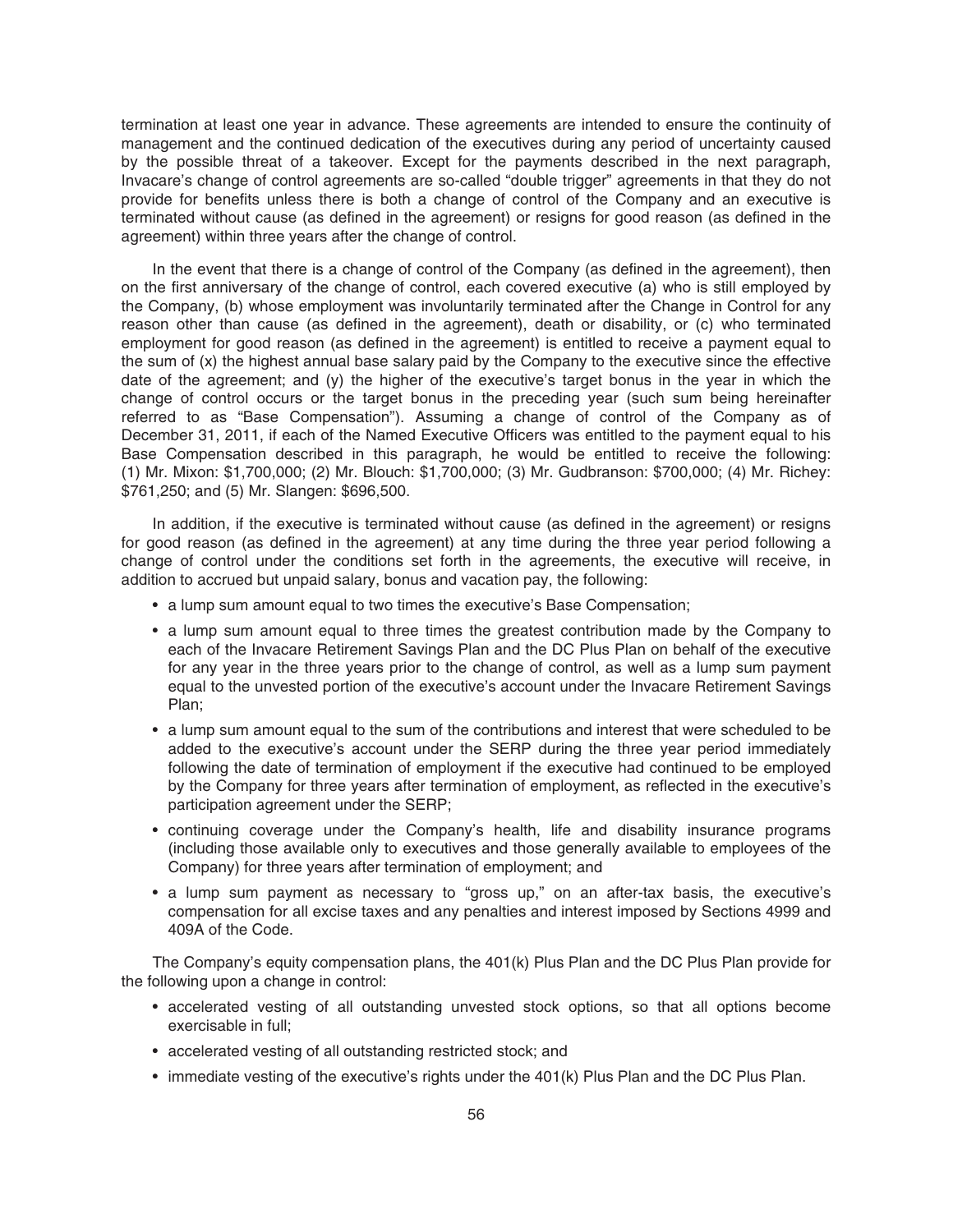termination at least one year in advance. These agreements are intended to ensure the continuity of management and the continued dedication of the executives during any period of uncertainty caused by the possible threat of a takeover. Except for the payments described in the next paragraph, Invacare's change of control agreements are so-called "double trigger" agreements in that they do not provide for benefits unless there is both a change of control of the Company and an executive is terminated without cause (as defined in the agreement) or resigns for good reason (as defined in the agreement) within three years after the change of control.

In the event that there is a change of control of the Company (as defined in the agreement), then on the first anniversary of the change of control, each covered executive (a) who is still employed by the Company, (b) whose employment was involuntarily terminated after the Change in Control for any reason other than cause (as defined in the agreement), death or disability, or (c) who terminated employment for good reason (as defined in the agreement) is entitled to receive a payment equal to the sum of (x) the highest annual base salary paid by the Company to the executive since the effective date of the agreement; and (y) the higher of the executive's target bonus in the year in which the change of control occurs or the target bonus in the preceding year (such sum being hereinafter referred to as "Base Compensation"). Assuming a change of control of the Company as of December 31, 2011, if each of the Named Executive Officers was entitled to the payment equal to his Base Compensation described in this paragraph, he would be entitled to receive the following: (1) Mr. Mixon: $1,700,000; (2) Mr. Blouch: $1,700,000; (3) Mr. Gudbranson: $700,000; (4) Mr. Richey: $761,250; and (5) Mr. Slangen: $696,500.

In addition, if the executive is terminated without cause (as defined in the agreement) or resigns for good reason (as defined in the agreement) at any time during the three year period following a change of control under the conditions set forth in the agreements, the executive will receive, in addition to accrued but unpaid salary, bonus and vacation pay, the following:

- a lump sum amount equal to two times the executive's Base Compensation;
- a lump sum amount equal to three times the greatest contribution made by the Company to each of the Invacare Retirement Savings Plan and the DC Plus Plan on behalf of the executive for any year in the three years prior to the change of control, as well as a lump sum payment equal to the unvested portion of the executive's account under the Invacare Retirement Savings Plan;
- a lump sum amount equal to the sum of the contributions and interest that were scheduled to be added to the executive's account under the SERP during the three year period immediately following the date of termination of employment if the executive had continued to be employed by the Company for three years after termination of employment, as reflected in the executive's participation agreement under the SERP;
- continuing coverage under the Company's health, life and disability insurance programs (including those available only to executives and those generally available to employees of the Company) for three years after termination of employment; and
- a lump sum payment as necessary to "gross up," on an after-tax basis, the executive's compensation for all excise taxes and any penalties and interest imposed by Sections 4999 and 409A of the Code.

The Company's equity compensation plans, the 401(k) Plus Plan and the DC Plus Plan provide for the following upon a change in control:

- accelerated vesting of all outstanding unvested stock options, so that all options become exercisable in full;
- accelerated vesting of all outstanding restricted stock; and
- immediate vesting of the executive's rights under the 401(k) Plus Plan and the DC Plus Plan.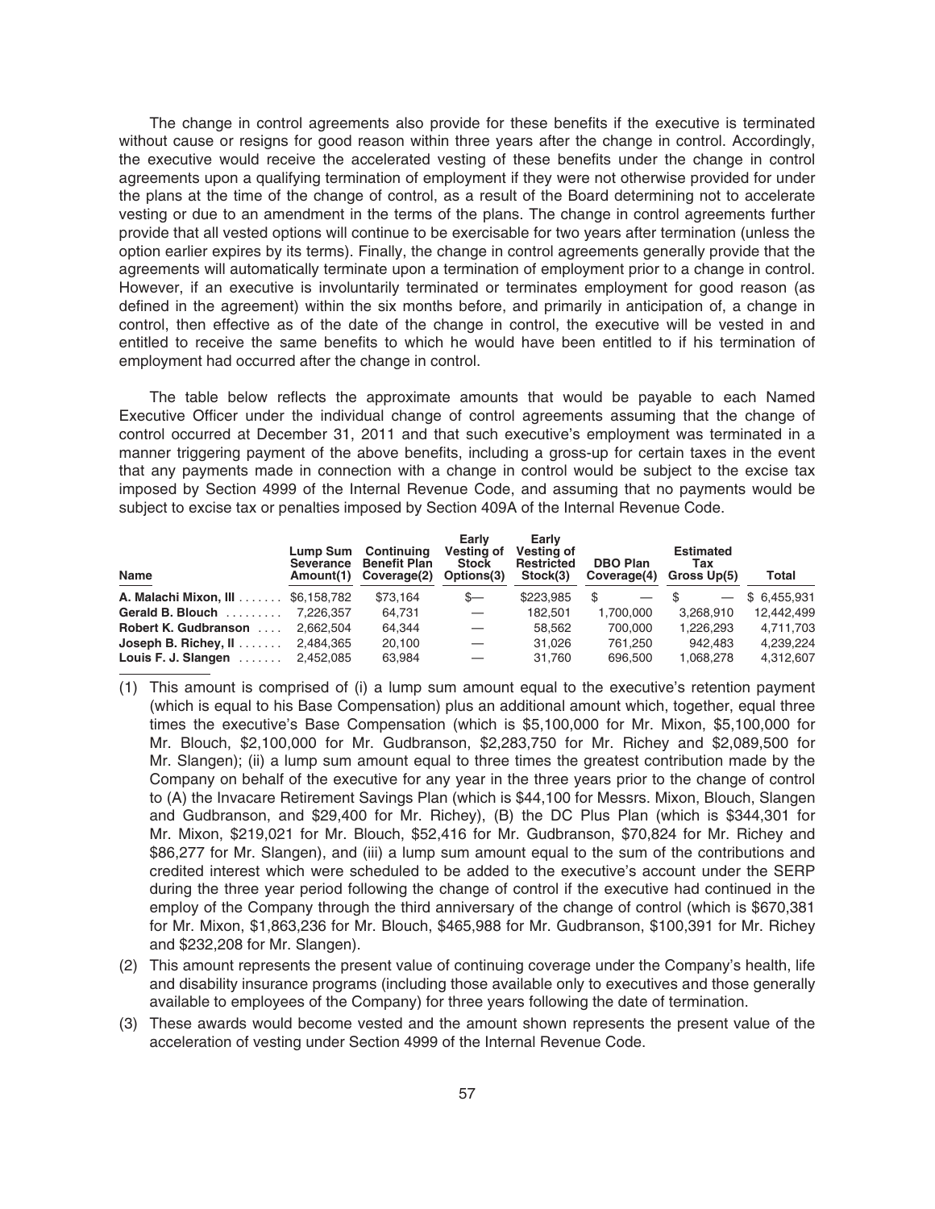The change in control agreements also provide for these benefits if the executive is terminated without cause or resigns for good reason within three years after the change in control. Accordingly, the executive would receive the accelerated vesting of these benefits under the change in control agreements upon a qualifying termination of employment if they were not otherwise provided for under the plans at the time of the change of control, as a result of the Board determining not to accelerate vesting or due to an amendment in the terms of the plans. The change in control agreements further provide that all vested options will continue to be exercisable for two years after termination (unless the option earlier expires by its terms). Finally, the change in control agreements generally provide that the agreements will automatically terminate upon a termination of employment prior to a change in control. However, if an executive is involuntarily terminated or terminates employment for good reason (as defined in the agreement) within the six months before, and primarily in anticipation of, a change in control, then effective as of the date of the change in control, the executive will be vested in and entitled to receive the same benefits to which he would have been entitled to if his termination of employment had occurred after the change in control.

The table below reflects the approximate amounts that would be payable to each Named Executive Officer under the individual change of control agreements assuming that the change of control occurred at December 31, 2011 and that such executive's employment was terminated in a manner triggering payment of the above benefits, including a gross-up for certain taxes in the event that any payments made in connection with a change in control would be subject to the excise tax imposed by Section 4999 of the Internal Revenue Code, and assuming that no payments would be subject to excise tax or penalties imposed by Section 409A of the Internal Revenue Code.

| Name | Lump Sum Severance Amount(1) | Continuing Benefit Plan Coverage(2) | Early Vesting of Stock Options(3) | Early Vesting of Restricted Stock(3) | DBO Plan Coverage(4) | Estimated Tax Gross Up(5) | Total |
|---|---|---|---|---|---|---|---|
| **A. Malachi Mixon, III** | $6,158,782 | $73,164 | $— | $223,985 | $ — | $ — | $ 6,455,931 |
| **Gerald B. Blouch** | 7,226,357 | 64,731 | — | 182,501 | 1,700,000 | 3,268,910 | 12,442,499 |
| **Robert K. Gudbranson** | 2,662,504 | 64,344 | — | 58,562 | 700,000 | 1,226,293 | 4,711,703 |
| **Joseph B. Richey, II** | 2,484,365 | 20,100 | — | 31,026 | 761,250 | 942,483 | 4,239,224 |
| **Louis F. J. Slangen** | 2,452,085 | 63,984 | — | 31,760 | 696,500 | 1,068,278 | 4,312,607 |

(1) This amount is comprised of (i) a lump sum amount equal to the executive's retention payment (which is equal to his Base Compensation) plus an additional amount which, together, equal three times the executive's Base Compensation (which is $5,100,000 for Mr. Mixon, $5,100,000 for Mr. Blouch, $2,100,000 for Mr. Gudbranson, $2,283,750 for Mr. Richey and $2,089,500 for Mr. Slangen); (ii) a lump sum amount equal to three times the greatest contribution made by the Company on behalf of the executive for any year in the three years prior to the change of control to (A) the Invacare Retirement Savings Plan (which is $44,100 for Messrs. Mixon, Blouch, Slangen and Gudbranson, and $29,400 for Mr. Richey), (B) the DC Plus Plan (which is $344,301 for Mr. Mixon, $219,021 for Mr. Blouch, $52,416 for Mr. Gudbranson, $70,824 for Mr. Richey and $86,277 for Mr. Slangen), and (iii) a lump sum amount equal to the sum of the contributions and credited interest which were scheduled to be added to the executive's account under the SERP during the three year period following the change of control if the executive had continued in the employ of the Company through the third anniversary of the change of control (which is $670,381 for Mr. Mixon, $1,863,236 for Mr. Blouch, $465,988 for Mr. Gudbranson, $100,391 for Mr. Richey and $232,208 for Mr. Slangen).

(2) This amount represents the present value of continuing coverage under the Company's health, life and disability insurance programs (including those available only to executives and those generally available to employees of the Company) for three years following the date of termination.

(3) These awards would become vested and the amount shown represents the present value of the acceleration of vesting under Section 4999 of the Internal Revenue Code.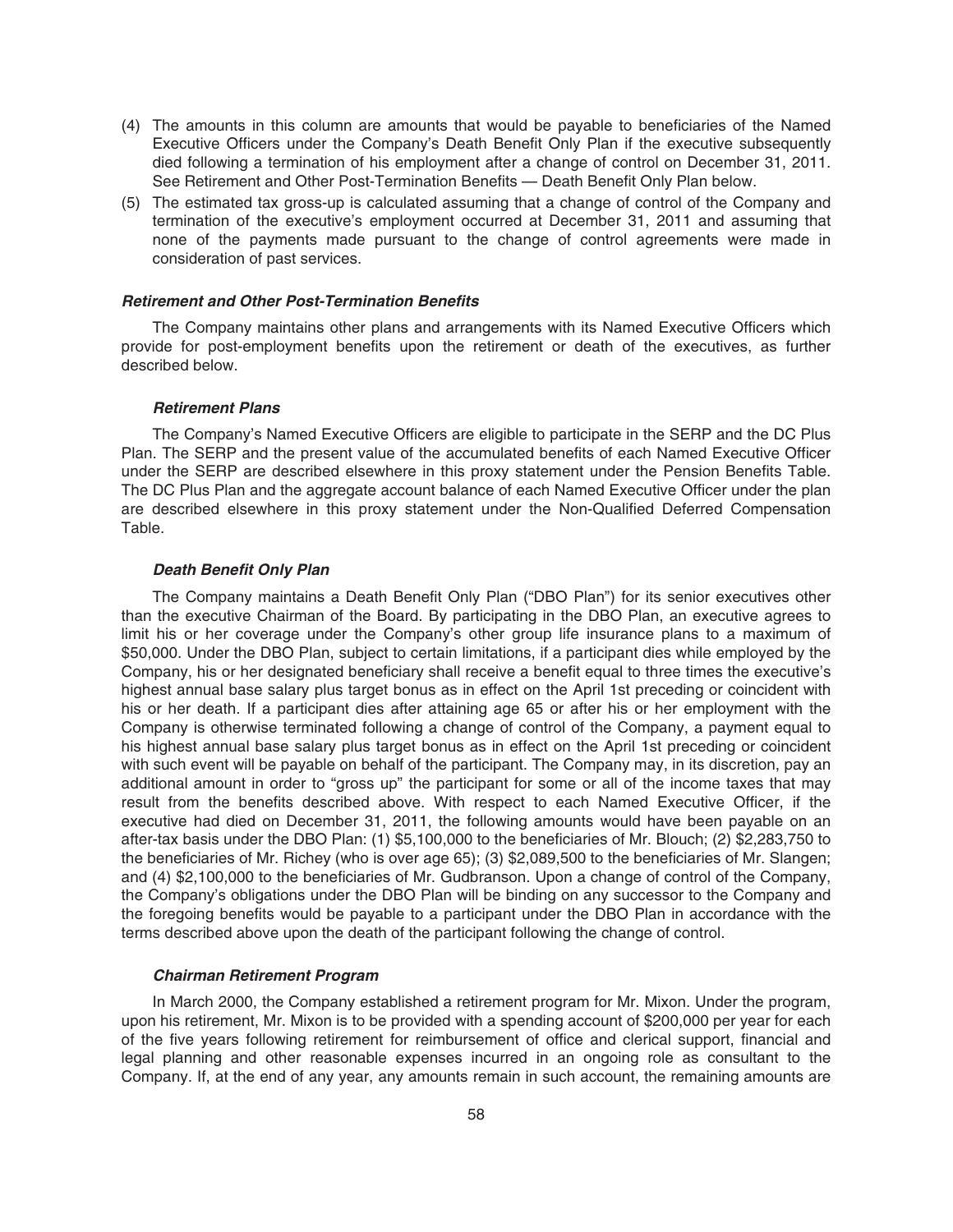(4) The amounts in this column are amounts that would be payable to beneficiaries of the Named Executive Officers under the Company's Death Benefit Only Plan if the executive subsequently died following a termination of his employment after a change of control on December 31, 2011. See Retirement and Other Post-Termination Benefits — Death Benefit Only Plan below.

(5) The estimated tax gross-up is calculated assuming that a change of control of the Company and termination of the executive's employment occurred at December 31, 2011 and assuming that none of the payments made pursuant to the change of control agreements were made in consideration of past services.

### *Retirement and Other Post-Termination Benefits*

The Company maintains other plans and arrangements with its Named Executive Officers which provide for post-employment benefits upon the retirement or death of the executives, as further described below.

#### *Retirement Plans*

The Company's Named Executive Officers are eligible to participate in the SERP and the DC Plus Plan. The SERP and the present value of the accumulated benefits of each Named Executive Officer under the SERP are described elsewhere in this proxy statement under the Pension Benefits Table. The DC Plus Plan and the aggregate account balance of each Named Executive Officer under the plan are described elsewhere in this proxy statement under the Non-Qualified Deferred Compensation Table.

#### *Death Benefit Only Plan*

The Company maintains a Death Benefit Only Plan ("DBO Plan") for its senior executives other than the executive Chairman of the Board. By participating in the DBO Plan, an executive agrees to limit his or her coverage under the Company's other group life insurance plans to a maximum of $50,000. Under the DBO Plan, subject to certain limitations, if a participant dies while employed by the Company, his or her designated beneficiary shall receive a benefit equal to three times the executive's highest annual base salary plus target bonus as in effect on the April 1st preceding or coincident with his or her death. If a participant dies after attaining age 65 or after his or her employment with the Company is otherwise terminated following a change of control of the Company, a payment equal to his highest annual base salary plus target bonus as in effect on the April 1st preceding or coincident with such event will be payable on behalf of the participant. The Company may, in its discretion, pay an additional amount in order to "gross up" the participant for some or all of the income taxes that may result from the benefits described above. With respect to each Named Executive Officer, if the executive had died on December 31, 2011, the following amounts would have been payable on an after-tax basis under the DBO Plan: (1) $5,100,000 to the beneficiaries of Mr. Blouch; (2) $2,283,750 to the beneficiaries of Mr. Richey (who is over age 65); (3) $2,089,500 to the beneficiaries of Mr. Slangen; and (4) $2,100,000 to the beneficiaries of Mr. Gudbranson. Upon a change of control of the Company, the Company's obligations under the DBO Plan will be binding on any successor to the Company and the foregoing benefits would be payable to a participant under the DBO Plan in accordance with the terms described above upon the death of the participant following the change of control.

#### *Chairman Retirement Program*

In March 2000, the Company established a retirement program for Mr. Mixon. Under the program, upon his retirement, Mr. Mixon is to be provided with a spending account of $200,000 per year for each of the five years following retirement for reimbursement of office and clerical support, financial and legal planning and other reasonable expenses incurred in an ongoing role as consultant to the Company. If, at the end of any year, any amounts remain in such account, the remaining amounts are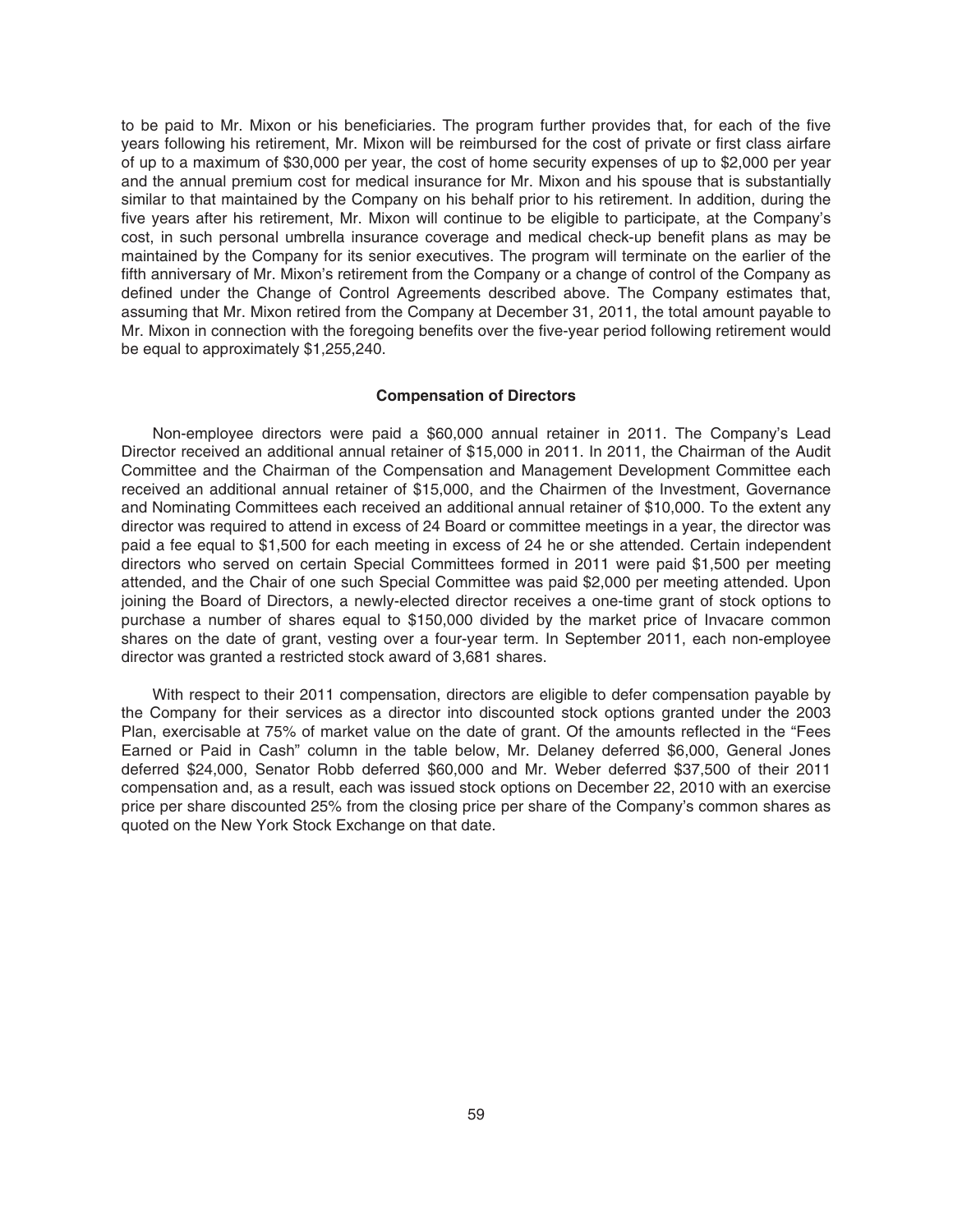to be paid to Mr. Mixon or his beneficiaries. The program further provides that, for each of the five years following his retirement, Mr. Mixon will be reimbursed for the cost of private or first class airfare of up to a maximum of $30,000 per year, the cost of home security expenses of up to $2,000 per year and the annual premium cost for medical insurance for Mr. Mixon and his spouse that is substantially similar to that maintained by the Company on his behalf prior to his retirement. In addition, during the five years after his retirement, Mr. Mixon will continue to be eligible to participate, at the Company's cost, in such personal umbrella insurance coverage and medical check-up benefit plans as may be maintained by the Company for its senior executives. The program will terminate on the earlier of the fifth anniversary of Mr. Mixon's retirement from the Company or a change of control of the Company as defined under the Change of Control Agreements described above. The Company estimates that, assuming that Mr. Mixon retired from the Company at December 31, 2011, the total amount payable to Mr. Mixon in connection with the foregoing benefits over the five-year period following retirement would be equal to approximately $1,255,240.

## Compensation of Directors

Non-employee directors were paid a $60,000 annual retainer in 2011. The Company's Lead Director received an additional annual retainer of $15,000 in 2011. In 2011, the Chairman of the Audit Committee and the Chairman of the Compensation and Management Development Committee each received an additional annual retainer of $15,000, and the Chairmen of the Investment, Governance and Nominating Committees each received an additional annual retainer of $10,000. To the extent any director was required to attend in excess of 24 Board or committee meetings in a year, the director was paid a fee equal to $1,500 for each meeting in excess of 24 he or she attended. Certain independent directors who served on certain Special Committees formed in 2011 were paid $1,500 per meeting attended, and the Chair of one such Special Committee was paid $2,000 per meeting attended. Upon joining the Board of Directors, a newly-elected director receives a one-time grant of stock options to purchase a number of shares equal to $150,000 divided by the market price of Invacare common shares on the date of grant, vesting over a four-year term. In September 2011, each non-employee director was granted a restricted stock award of 3,681 shares.

With respect to their 2011 compensation, directors are eligible to defer compensation payable by the Company for their services as a director into discounted stock options granted under the 2003 Plan, exercisable at 75% of market value on the date of grant. Of the amounts reflected in the "Fees Earned or Paid in Cash" column in the table below, Mr. Delaney deferred $6,000, General Jones deferred $24,000, Senator Robb deferred $60,000 and Mr. Weber deferred $37,500 of their 2011 compensation and, as a result, each was issued stock options on December 22, 2010 with an exercise price per share discounted 25% from the closing price per share of the Company's common shares as quoted on the New York Stock Exchange on that date.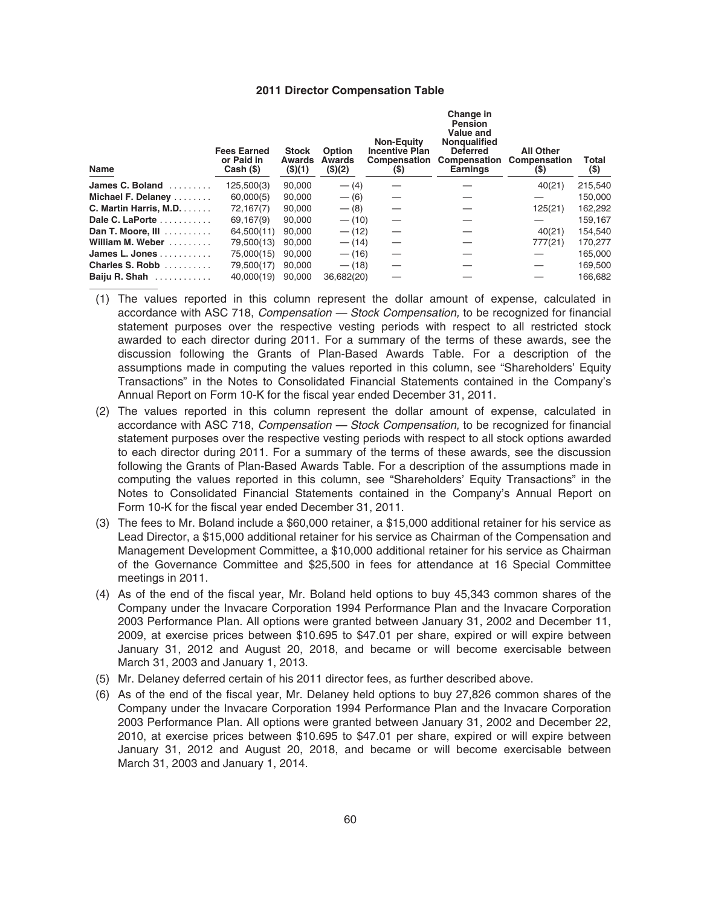### 2011 Director Compensation Table

| Name | Fees Earned or Paid in Cash ($) | Stock Awards ($)(1) | Option Awards ($)(2) | Non-Equity Incentive Plan Compensation ($) | Change in Pension Value and Nonqualified Deferred Compensation Earnings | All Other Compensation ($) | Total ($) |
|---|---|---|---|---|---|---|---|
| **James C. Boland** | 125,500(3) | 90,000 | — (4) | — | — | 40(21) | 215,540 |
| **Michael F. Delaney** | 60,000(5) | 90,000 | — (6) | — | — | — | 150,000 |
| **C. Martin Harris, M.D.** | 72,167(7) | 90,000 | — (8) | — | — | 125(21) | 162,292 |
| **Dale C. LaPorte** | 69,167(9) | 90,000 | — (10) | — | — | — | 159,167 |
| **Dan T. Moore, III** | 64,500(11) | 90,000 | — (12) | — | — | 40(21) | 154,540 |
| **William M. Weber** | 79,500(13) | 90,000 | — (14) | — | — | 777(21) | 170,277 |
| **James L. Jones** | 75,000(15) | 90,000 | — (16) | — | — | — | 165,000 |
| **Charles S. Robb** | 79,500(17) | 90,000 | — (18) | — | — | — | 169,500 |
| **Baiju R. Shah** | 40,000(19) | 90,000 | 36,682(20) | — | — | — | 166,682 |

(1) The values reported in this column represent the dollar amount of expense, calculated in accordance with ASC 718, *Compensation — Stock Compensation,* to be recognized for financial statement purposes over the respective vesting periods with respect to all restricted stock awarded to each director during 2011. For a summary of the terms of these awards, see the discussion following the Grants of Plan-Based Awards Table. For a description of the assumptions made in computing the values reported in this column, see "Shareholders' Equity Transactions" in the Notes to Consolidated Financial Statements contained in the Company's Annual Report on Form 10-K for the fiscal year ended December 31, 2011.

(2) The values reported in this column represent the dollar amount of expense, calculated in accordance with ASC 718, *Compensation — Stock Compensation,* to be recognized for financial statement purposes over the respective vesting periods with respect to all stock options awarded to each director during 2011. For a summary of the terms of these awards, see the discussion following the Grants of Plan-Based Awards Table. For a description of the assumptions made in computing the values reported in this column, see "Shareholders' Equity Transactions" in the Notes to Consolidated Financial Statements contained in the Company's Annual Report on Form 10-K for the fiscal year ended December 31, 2011.

(3) The fees to Mr. Boland include a $60,000 retainer, a $15,000 additional retainer for his service as Lead Director, a $15,000 additional retainer for his service as Chairman of the Compensation and Management Development Committee, a $10,000 additional retainer for his service as Chairman of the Governance Committee and $25,500 in fees for attendance at 16 Special Committee meetings in 2011.

(4) As of the end of the fiscal year, Mr. Boland held options to buy 45,343 common shares of the Company under the Invacare Corporation 1994 Performance Plan and the Invacare Corporation 2003 Performance Plan. All options were granted between January 31, 2002 and December 11, 2009, at exercise prices between $10.695 to $47.01 per share, expired or will expire between January 31, 2012 and August 20, 2018, and became or will become exercisable between March 31, 2003 and January 1, 2013.

(5) Mr. Delaney deferred certain of his 2011 director fees, as further described above.

(6) As of the end of the fiscal year, Mr. Delaney held options to buy 27,826 common shares of the Company under the Invacare Corporation 1994 Performance Plan and the Invacare Corporation 2003 Performance Plan. All options were granted between January 31, 2002 and December 22, 2010, at exercise prices between $10.695 to $47.01 per share, expired or will expire between January 31, 2012 and August 20, 2018, and became or will become exercisable between March 31, 2003 and January 1, 2014.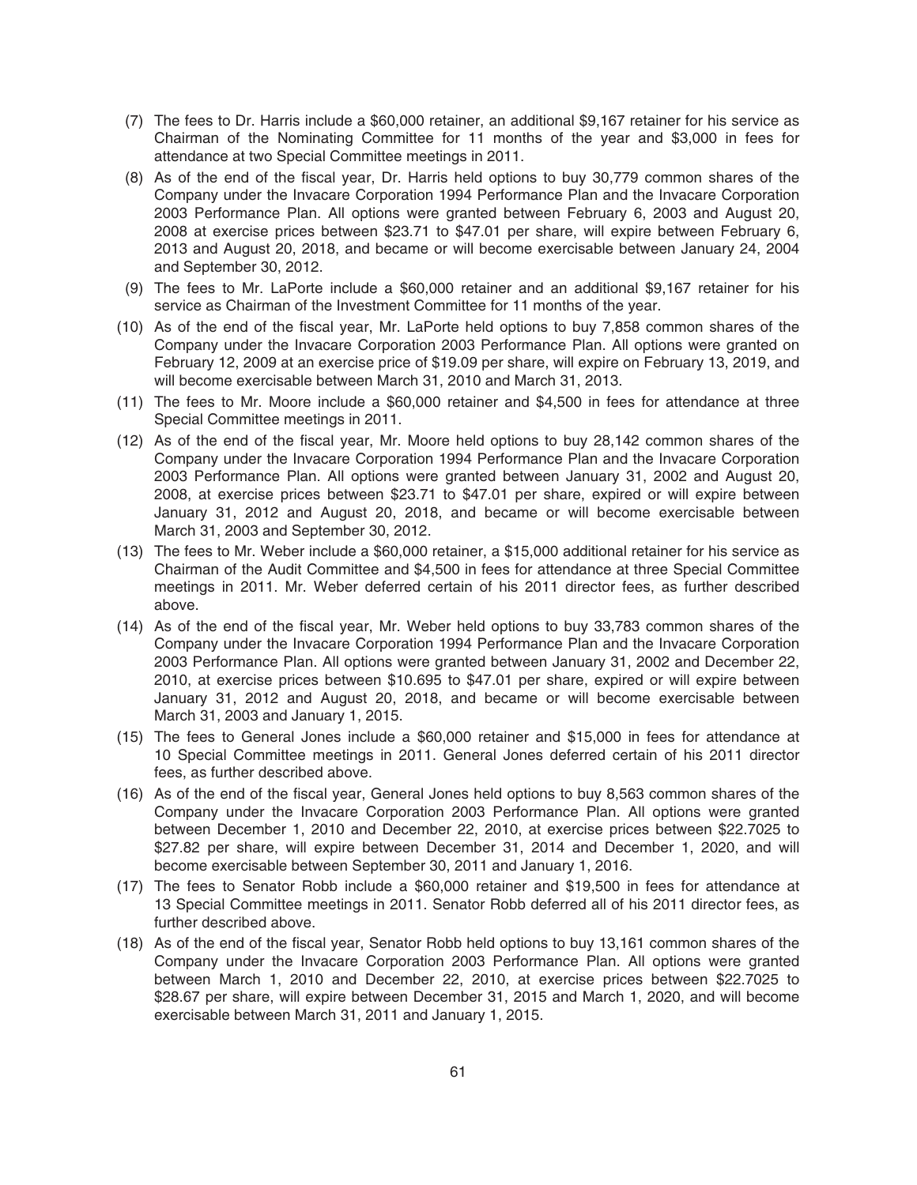(7) The fees to Dr. Harris include a $60,000 retainer, an additional $9,167 retainer for his service as Chairman of the Nominating Committee for 11 months of the year and $3,000 in fees for attendance at two Special Committee meetings in 2011.

(8) As of the end of the fiscal year, Dr. Harris held options to buy 30,779 common shares of the Company under the Invacare Corporation 1994 Performance Plan and the Invacare Corporation 2003 Performance Plan. All options were granted between February 6, 2003 and August 20, 2008 at exercise prices between $23.71 to $47.01 per share, will expire between February 6, 2013 and August 20, 2018, and became or will become exercisable between January 24, 2004 and September 30, 2012.

(9) The fees to Mr. LaPorte include a $60,000 retainer and an additional $9,167 retainer for his service as Chairman of the Investment Committee for 11 months of the year.

(10) As of the end of the fiscal year, Mr. LaPorte held options to buy 7,858 common shares of the Company under the Invacare Corporation 2003 Performance Plan. All options were granted on February 12, 2009 at an exercise price of $19.09 per share, will expire on February 13, 2019, and will become exercisable between March 31, 2010 and March 31, 2013.

(11) The fees to Mr. Moore include a $60,000 retainer and $4,500 in fees for attendance at three Special Committee meetings in 2011.

(12) As of the end of the fiscal year, Mr. Moore held options to buy 28,142 common shares of the Company under the Invacare Corporation 1994 Performance Plan and the Invacare Corporation 2003 Performance Plan. All options were granted between January 31, 2002 and August 20, 2008, at exercise prices between $23.71 to $47.01 per share, expired or will expire between January 31, 2012 and August 20, 2018, and became or will become exercisable between March 31, 2003 and September 30, 2012.

(13) The fees to Mr. Weber include a $60,000 retainer, a $15,000 additional retainer for his service as Chairman of the Audit Committee and $4,500 in fees for attendance at three Special Committee meetings in 2011. Mr. Weber deferred certain of his 2011 director fees, as further described above.

(14) As of the end of the fiscal year, Mr. Weber held options to buy 33,783 common shares of the Company under the Invacare Corporation 1994 Performance Plan and the Invacare Corporation 2003 Performance Plan. All options were granted between January 31, 2002 and December 22, 2010, at exercise prices between $10.695 to $47.01 per share, expired or will expire between January 31, 2012 and August 20, 2018, and became or will become exercisable between March 31, 2003 and January 1, 2015.

(15) The fees to General Jones include a $60,000 retainer and $15,000 in fees for attendance at 10 Special Committee meetings in 2011. General Jones deferred certain of his 2011 director fees, as further described above.

(16) As of the end of the fiscal year, General Jones held options to buy 8,563 common shares of the Company under the Invacare Corporation 2003 Performance Plan. All options were granted between December 1, 2010 and December 22, 2010, at exercise prices between $22.7025 to $27.82 per share, will expire between December 31, 2014 and December 1, 2020, and will become exercisable between September 30, 2011 and January 1, 2016.

(17) The fees to Senator Robb include a $60,000 retainer and $19,500 in fees for attendance at 13 Special Committee meetings in 2011. Senator Robb deferred all of his 2011 director fees, as further described above.

(18) As of the end of the fiscal year, Senator Robb held options to buy 13,161 common shares of the Company under the Invacare Corporation 2003 Performance Plan. All options were granted between March 1, 2010 and December 22, 2010, at exercise prices between $22.7025 to $28.67 per share, will expire between December 31, 2015 and March 1, 2020, and will become exercisable between March 31, 2011 and January 1, 2015.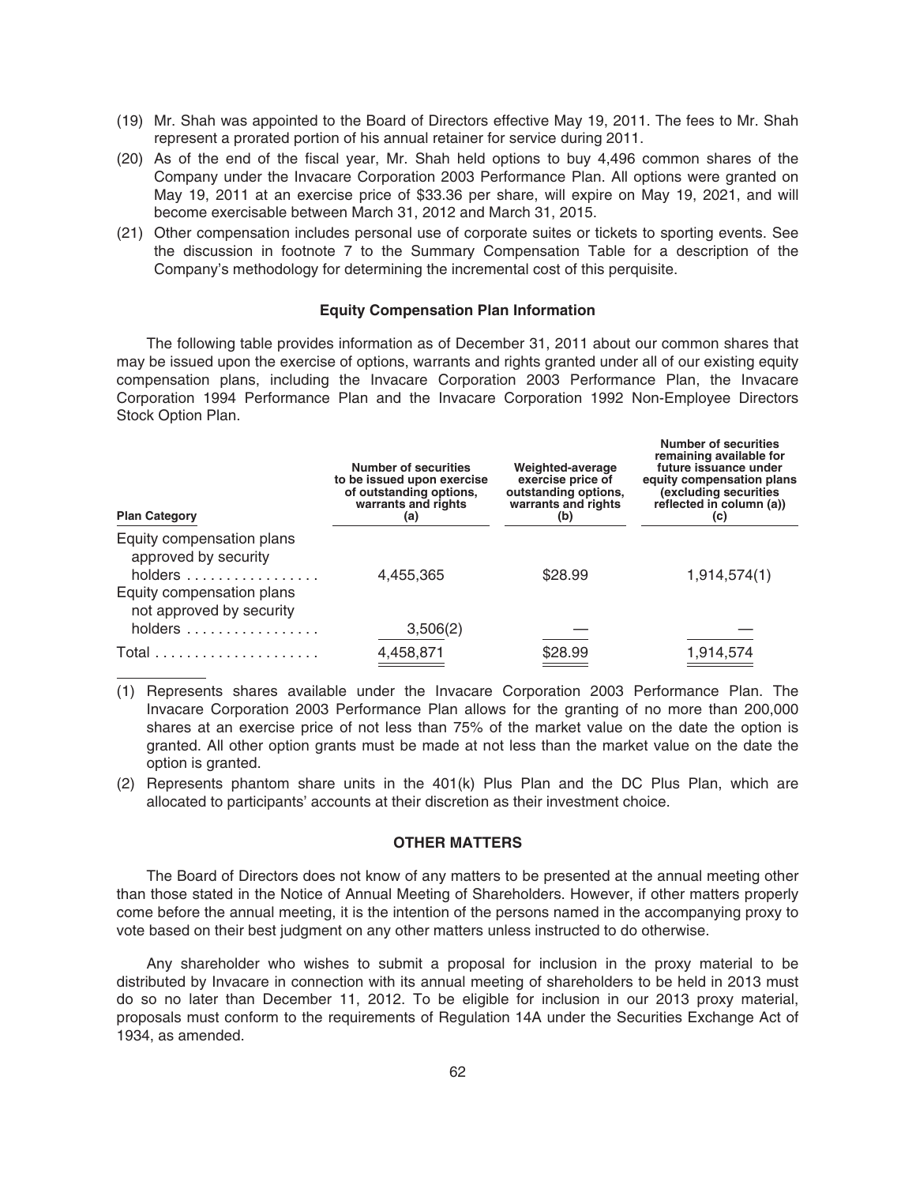(19) Mr. Shah was appointed to the Board of Directors effective May 19, 2011. The fees to Mr. Shah represent a prorated portion of his annual retainer for service during 2011.

(20) As of the end of the fiscal year, Mr. Shah held options to buy 4,496 common shares of the Company under the Invacare Corporation 2003 Performance Plan. All options were granted on May 19, 2011 at an exercise price of $33.36 per share, will expire on May 19, 2021, and will become exercisable between March 31, 2012 and March 31, 2015.

(21) Other compensation includes personal use of corporate suites or tickets to sporting events. See the discussion in footnote 7 to the Summary Compensation Table for a description of the Company's methodology for determining the incremental cost of this perquisite.

## Equity Compensation Plan Information

The following table provides information as of December 31, 2011 about our common shares that may be issued upon the exercise of options, warrants and rights granted under all of our existing equity compensation plans, including the Invacare Corporation 2003 Performance Plan, the Invacare Corporation 1994 Performance Plan and the Invacare Corporation 1992 Non-Employee Directors Stock Option Plan.

| Plan Category | Number of securities to be issued upon exercise of outstanding options, warrants and rights (a) | Weighted-average exercise price of outstanding options, warrants and rights (b) | Number of securities remaining available for future issuance under equity compensation plans (excluding securities reflected in column (a)) (c) |
|---|---|---|---|
| Equity compensation plans approved by security holders | 4,455,365 | $28.99 | 1,914,574(1) |
| Equity compensation plans not approved by security holders | 3,506(2) | — | — |
| Total | 4,458,871 | $28.99 | 1,914,574 |

(1) Represents shares available under the Invacare Corporation 2003 Performance Plan. The Invacare Corporation 2003 Performance Plan allows for the granting of no more than 200,000 shares at an exercise price of not less than 75% of the market value on the date the option is granted. All other option grants must be made at not less than the market value on the date the option is granted.

(2) Represents phantom share units in the 401(k) Plus Plan and the DC Plus Plan, which are allocated to participants' accounts at their discretion as their investment choice.

## OTHER MATTERS

The Board of Directors does not know of any matters to be presented at the annual meeting other than those stated in the Notice of Annual Meeting of Shareholders. However, if other matters properly come before the annual meeting, it is the intention of the persons named in the accompanying proxy to vote based on their best judgment on any other matters unless instructed to do otherwise.

Any shareholder who wishes to submit a proposal for inclusion in the proxy material to be distributed by Invacare in connection with its annual meeting of shareholders to be held in 2013 must do so no later than December 11, 2012. To be eligible for inclusion in our 2013 proxy material, proposals must conform to the requirements of Regulation 14A under the Securities Exchange Act of 1934, as amended.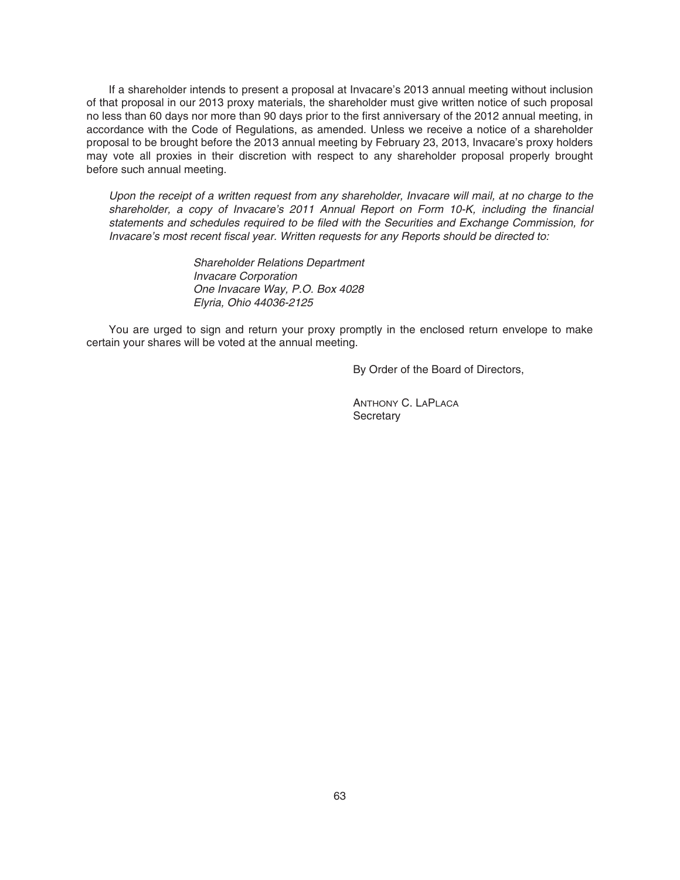If a shareholder intends to present a proposal at Invacare's 2013 annual meeting without inclusion of that proposal in our 2013 proxy materials, the shareholder must give written notice of such proposal no less than 60 days nor more than 90 days prior to the first anniversary of the 2012 annual meeting, in accordance with the Code of Regulations, as amended. Unless we receive a notice of a shareholder proposal to be brought before the 2013 annual meeting by February 23, 2013, Invacare's proxy holders may vote all proxies in their discretion with respect to any shareholder proposal properly brought before such annual meeting.

*Upon the receipt of a written request from any shareholder, Invacare will mail, at no charge to the shareholder, a copy of Invacare's 2011 Annual Report on Form 10-K, including the financial statements and schedules required to be filed with the Securities and Exchange Commission, for Invacare's most recent fiscal year. Written requests for any Reports should be directed to:*

*Shareholder Relations Department*
*Invacare Corporation*
*One Invacare Way, P.O. Box 4028*
*Elyria, Ohio 44036-2125*

You are urged to sign and return your proxy promptly in the enclosed return envelope to make certain your shares will be voted at the annual meeting.

By Order of the Board of Directors,

ANTHONY C. LAPLACA
Secretary